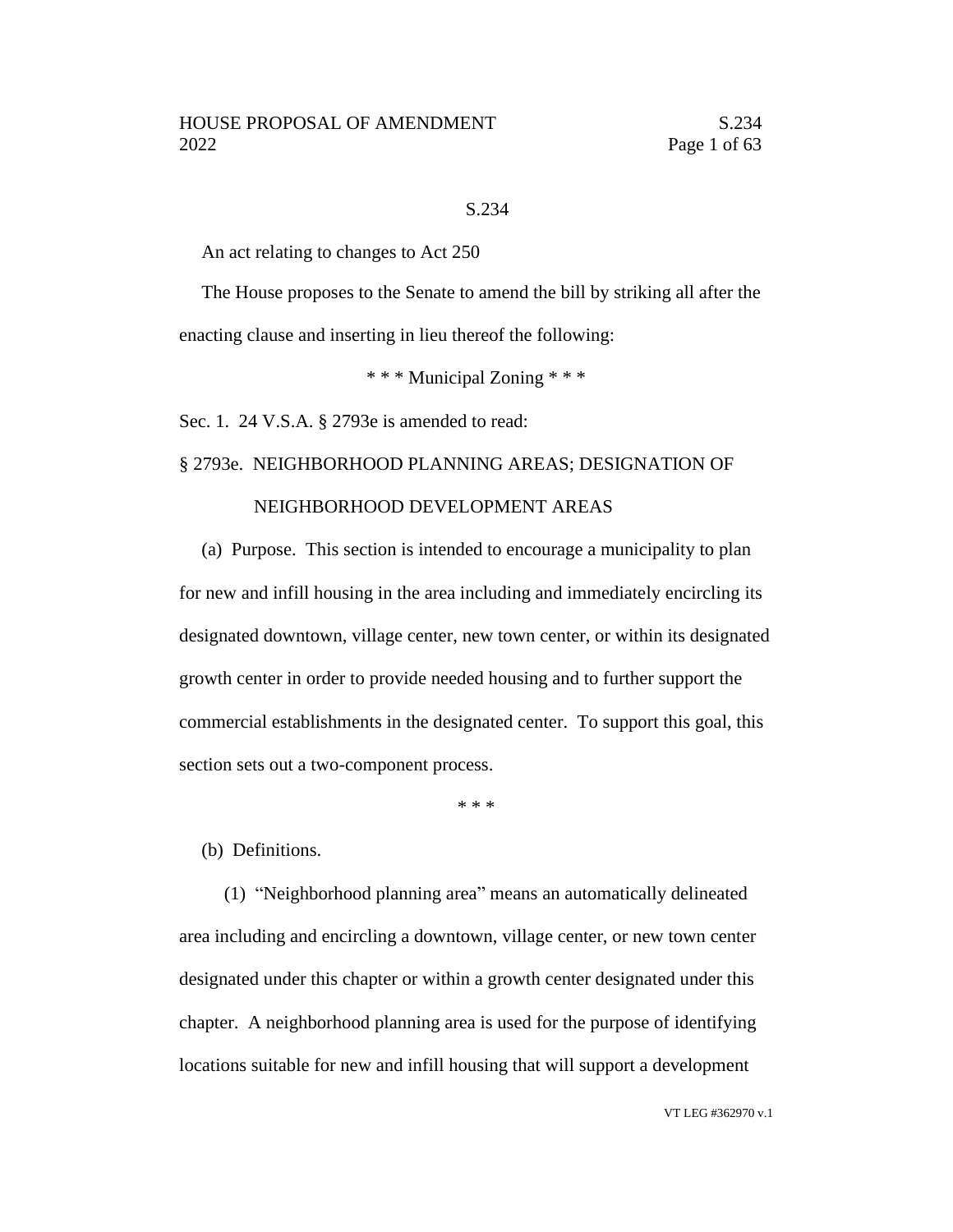S.234

An act relating to changes to Act 250

The House proposes to the Senate to amend the bill by striking all after the enacting clause and inserting in lieu thereof the following:

\* \* \* Municipal Zoning \* \* \*

Sec. 1. 24 V.S.A. § 2793e is amended to read:

§ 2793e. NEIGHBORHOOD PLANNING AREAS; DESIGNATION OF NEIGHBORHOOD DEVELOPMENT AREAS

(a) Purpose. This section is intended to encourage a municipality to plan for new and infill housing in the area including and immediately encircling its designated downtown, village center, new town center, or within its designated growth center in order to provide needed housing and to further support the commercial establishments in the designated center. To support this goal, this section sets out a two-component process.

\* \* \*

(b) Definitions.

(1) "Neighborhood planning area" means an automatically delineated area including and encircling a downtown, village center, or new town center designated under this chapter or within a growth center designated under this chapter. A neighborhood planning area is used for the purpose of identifying locations suitable for new and infill housing that will support a development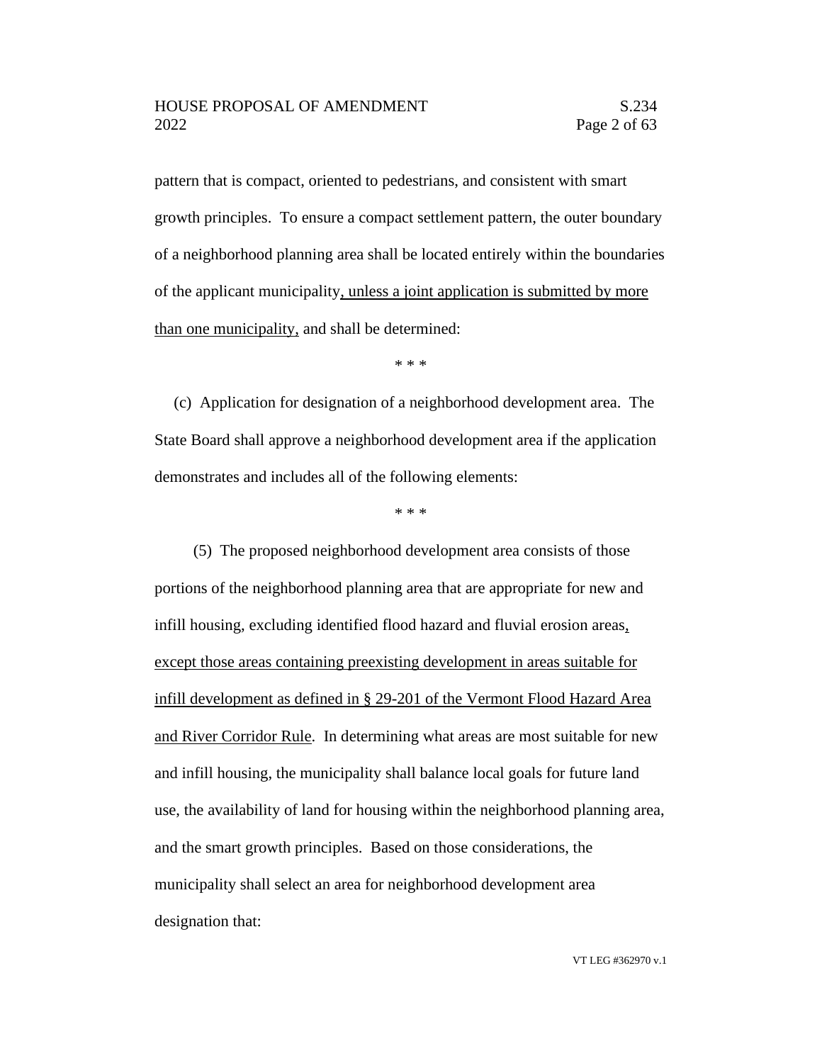pattern that is compact, oriented to pedestrians, and consistent with smart growth principles. To ensure a compact settlement pattern, the outer boundary of a neighborhood planning area shall be located entirely within the boundaries of the applicant municipality, unless a joint application is submitted by more than one municipality, and shall be determined:

\* \* \*

(c) Application for designation of a neighborhood development area. The State Board shall approve a neighborhood development area if the application demonstrates and includes all of the following elements:

\* \* \*

(5) The proposed neighborhood development area consists of those portions of the neighborhood planning area that are appropriate for new and infill housing, excluding identified flood hazard and fluvial erosion areas, except those areas containing preexisting development in areas suitable for infill development as defined in § 29-201 of the Vermont Flood Hazard Area and River Corridor Rule. In determining what areas are most suitable for new and infill housing, the municipality shall balance local goals for future land use, the availability of land for housing within the neighborhood planning area, and the smart growth principles. Based on those considerations, the municipality shall select an area for neighborhood development area designation that: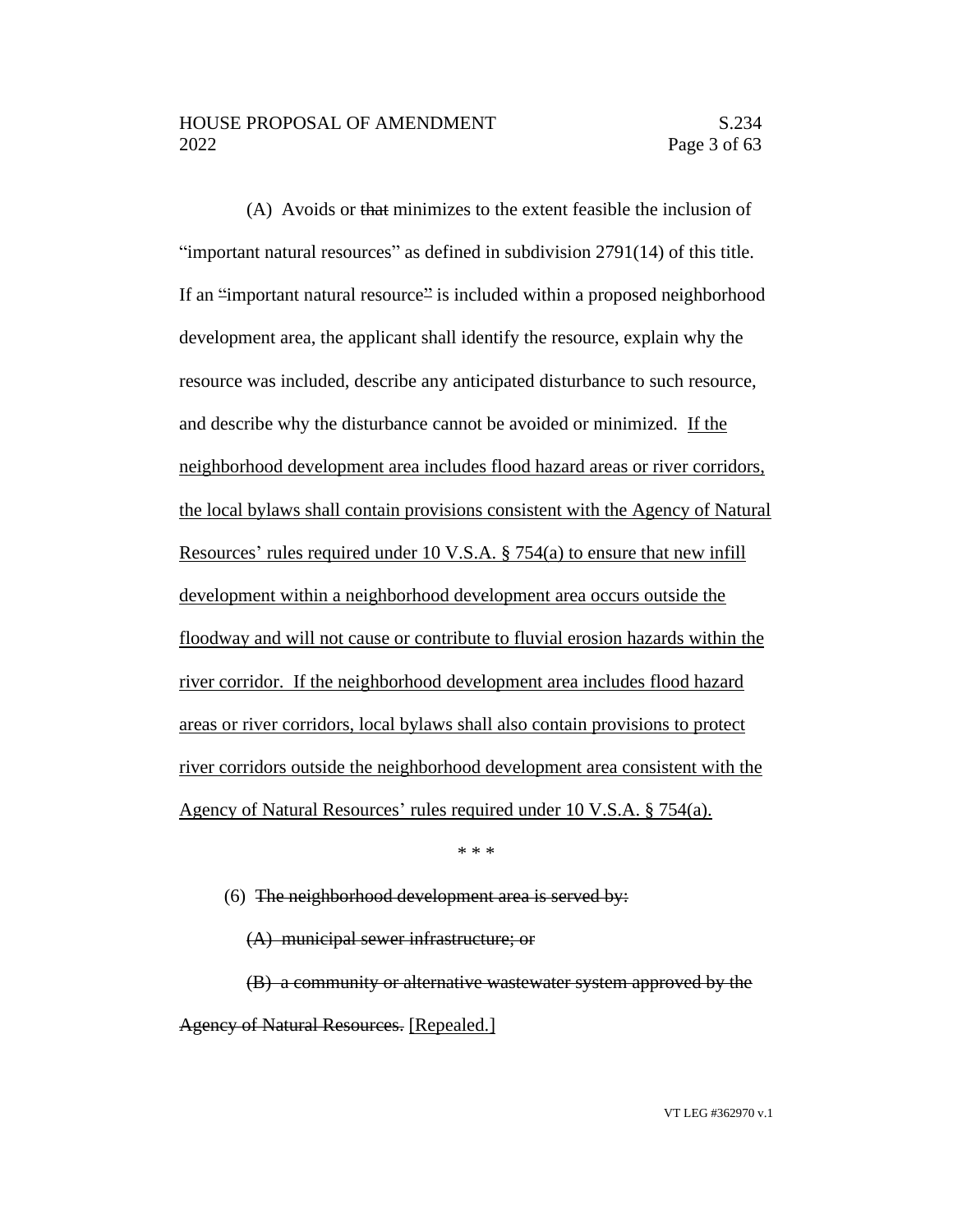(A) Avoids or ~~that~~ minimizes to the extent feasible the inclusion of "important natural resources" as defined in subdivision 2791(14) of this title. If an ~~"~~important natural resource~~"~~ is included within a proposed neighborhood development area, the applicant shall identify the resource, explain why the resource was included, describe any anticipated disturbance to such resource, and describe why the disturbance cannot be avoided or minimized. <u>If the neighborhood development area includes flood hazard areas or river corridors, the local bylaws shall contain provisions consistent with the Agency of Natural Resources' rules required under 10 V.S.A. § 754(a) to ensure that new infill development within a neighborhood development area occurs outside the floodway and will not cause or contribute to fluvial erosion hazards within the river corridor. If the neighborhood development area includes flood hazard areas or river corridors, local bylaws shall also contain provisions to protect river corridors outside the neighborhood development area consistent with the Agency of Natural Resources' rules required under 10 V.S.A. § 754(a).</u>

\* \* \*

(6) ~~The neighborhood development area is served by:~~

~~(A) municipal sewer infrastructure; or~~

~~(B) a community or alternative wastewater system approved by the Agency of Natural Resources.~~ <u>[Repealed.]</u>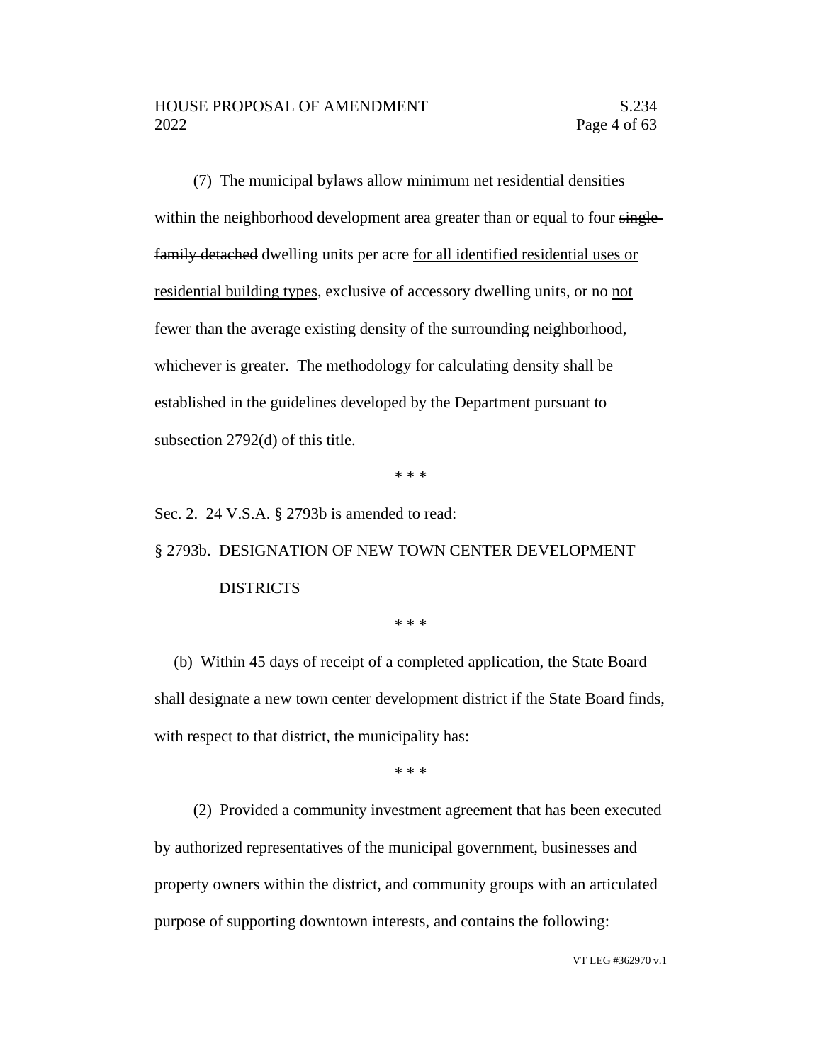(7) The municipal bylaws allow minimum net residential densities within the neighborhood development area greater than or equal to four ~~single-family detached~~ dwelling units per acre <u>for all identified residential uses or residential building types</u>, exclusive of accessory dwelling units, or ~~no~~ <u>not</u> fewer than the average existing density of the surrounding neighborhood, whichever is greater. The methodology for calculating density shall be established in the guidelines developed by the Department pursuant to subsection 2792(d) of this title.

\* \* \*

Sec. 2. 24 V.S.A. § 2793b is amended to read:

§ 2793b. DESIGNATION OF NEW TOWN CENTER DEVELOPMENT DISTRICTS

\* \* \*

(b) Within 45 days of receipt of a completed application, the State Board shall designate a new town center development district if the State Board finds, with respect to that district, the municipality has:

\* \* \*

(2) Provided a community investment agreement that has been executed by authorized representatives of the municipal government, businesses and property owners within the district, and community groups with an articulated purpose of supporting downtown interests, and contains the following: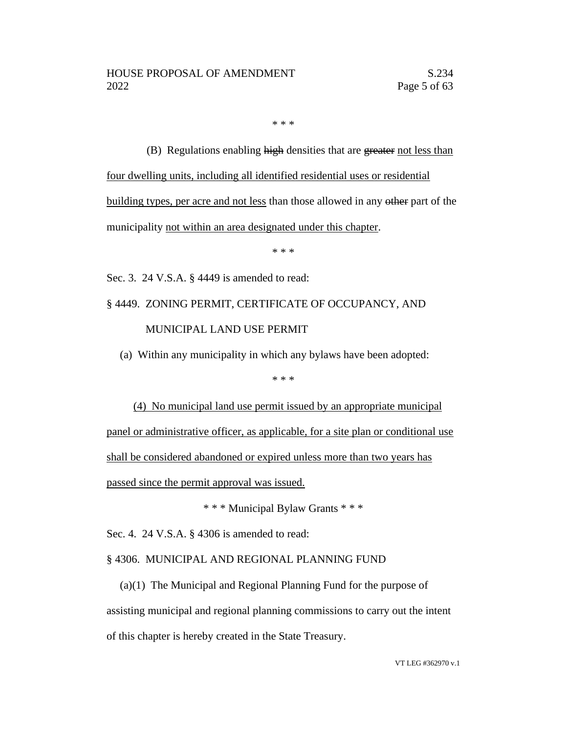\* \* \*

(B) Regulations enabling ~~high~~ densities that are ~~greater~~ <u>not less than four dwelling units, including all identified residential uses or residential building types, per acre and not less</u> than those allowed in any ~~other~~ part of the municipality <u>not within an area designated under this chapter</u>.

\* \* \*

Sec. 3. 24 V.S.A. § 4449 is amended to read:

§ 4449. ZONING PERMIT, CERTIFICATE OF OCCUPANCY, AND MUNICIPAL LAND USE PERMIT

(a) Within any municipality in which any bylaws have been adopted:

\* \* \*

<u>(4) No municipal land use permit issued by an appropriate municipal panel or administrative officer, as applicable, for a site plan or conditional use shall be considered abandoned or expired unless more than two years has passed since the permit approval was issued.</u>

\* \* \* Municipal Bylaw Grants \* \* \*

Sec. 4. 24 V.S.A. § 4306 is amended to read:

§ 4306. MUNICIPAL AND REGIONAL PLANNING FUND

(a)(1) The Municipal and Regional Planning Fund for the purpose of assisting municipal and regional planning commissions to carry out the intent of this chapter is hereby created in the State Treasury.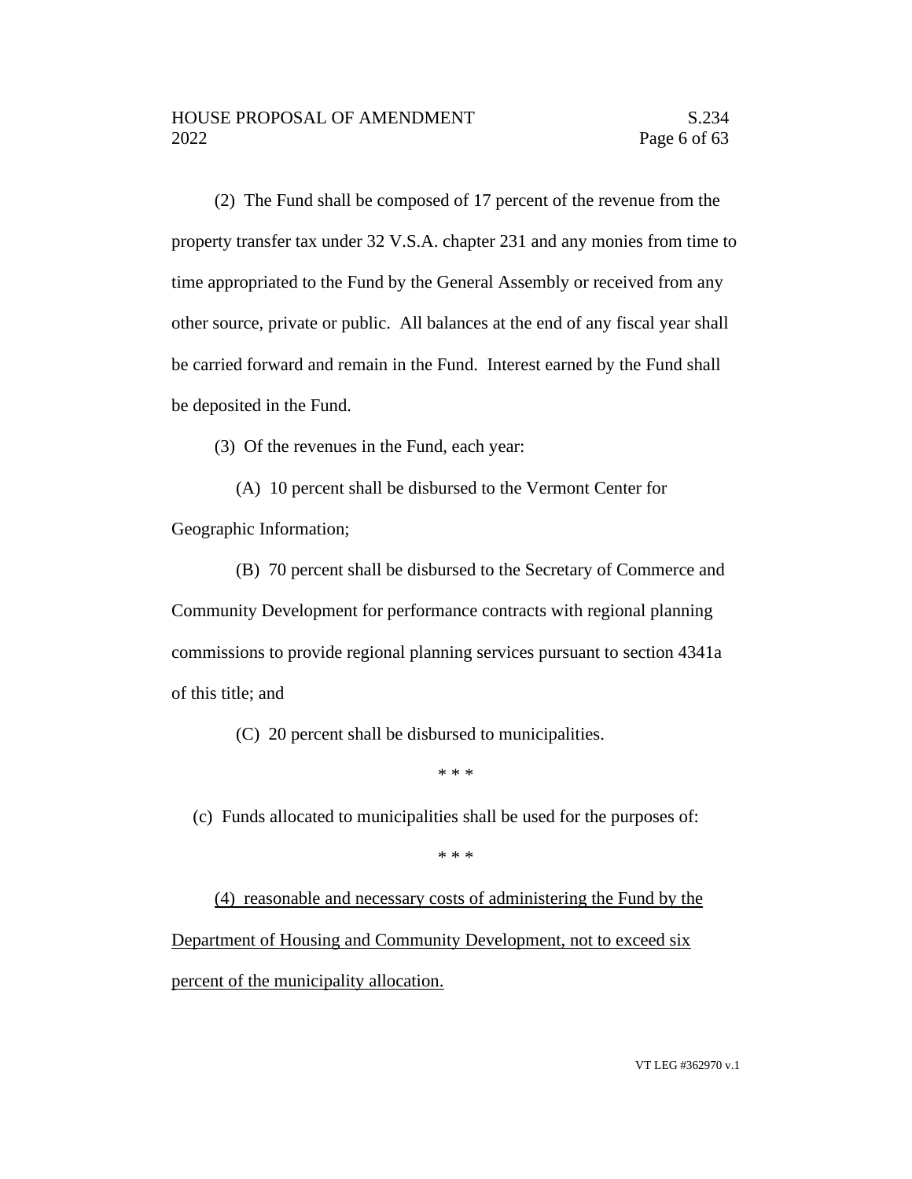(2) The Fund shall be composed of 17 percent of the revenue from the property transfer tax under 32 V.S.A. chapter 231 and any monies from time to time appropriated to the Fund by the General Assembly or received from any other source, private or public. All balances at the end of any fiscal year shall be carried forward and remain in the Fund. Interest earned by the Fund shall be deposited in the Fund.

(3) Of the revenues in the Fund, each year:

(A) 10 percent shall be disbursed to the Vermont Center for Geographic Information;

(B) 70 percent shall be disbursed to the Secretary of Commerce and Community Development for performance contracts with regional planning commissions to provide regional planning services pursuant to section 4341a of this title; and

(C) 20 percent shall be disbursed to municipalities.

\* \* \*

(c) Funds allocated to municipalities shall be used for the purposes of:

\* \* \*

<u>(4) reasonable and necessary costs of administering the Fund by the Department of Housing and Community Development, not to exceed six percent of the municipality allocation.</u>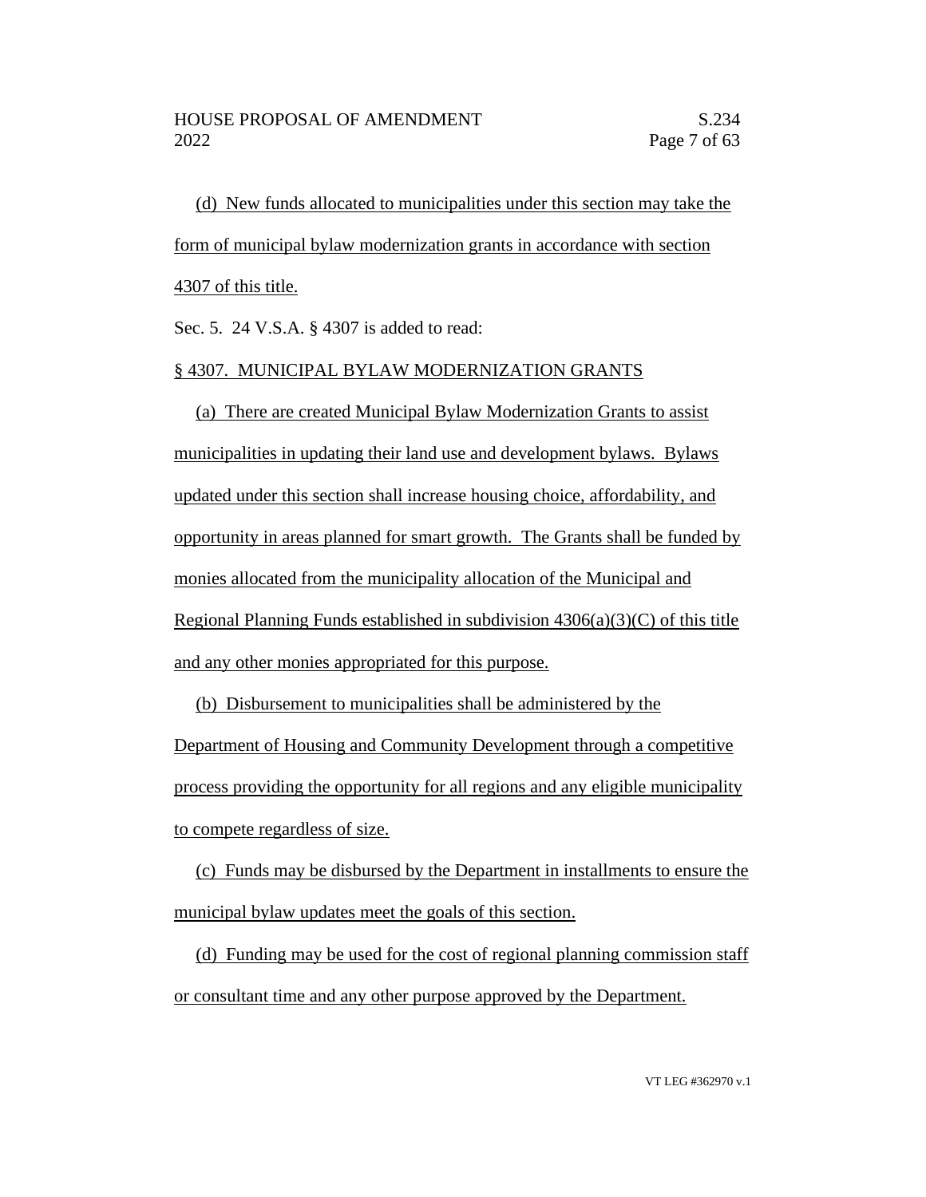(d) New funds allocated to municipalities under this section may take the form of municipal bylaw modernization grants in accordance with section 4307 of this title.

Sec. 5. 24 V.S.A. § 4307 is added to read:

§ 4307. MUNICIPAL BYLAW MODERNIZATION GRANTS

(a) There are created Municipal Bylaw Modernization Grants to assist municipalities in updating their land use and development bylaws. Bylaws updated under this section shall increase housing choice, affordability, and opportunity in areas planned for smart growth. The Grants shall be funded by monies allocated from the municipality allocation of the Municipal and Regional Planning Funds established in subdivision 4306(a)(3)(C) of this title and any other monies appropriated for this purpose.

(b) Disbursement to municipalities shall be administered by the Department of Housing and Community Development through a competitive process providing the opportunity for all regions and any eligible municipality to compete regardless of size.

(c) Funds may be disbursed by the Department in installments to ensure the municipal bylaw updates meet the goals of this section.

(d) Funding may be used for the cost of regional planning commission staff or consultant time and any other purpose approved by the Department.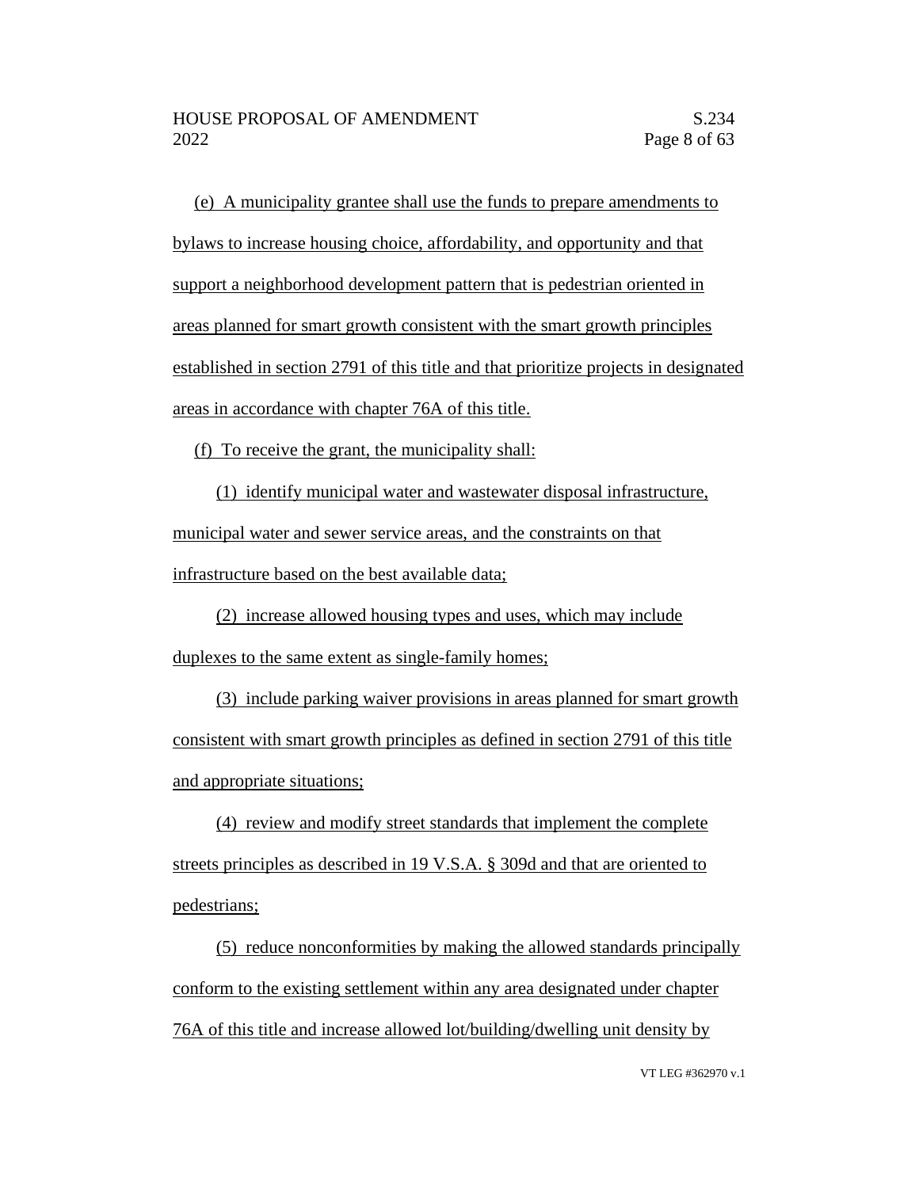(e) A municipality grantee shall use the funds to prepare amendments to bylaws to increase housing choice, affordability, and opportunity and that support a neighborhood development pattern that is pedestrian oriented in areas planned for smart growth consistent with the smart growth principles established in section 2791 of this title and that prioritize projects in designated areas in accordance with chapter 76A of this title.

(f) To receive the grant, the municipality shall:

(1) identify municipal water and wastewater disposal infrastructure, municipal water and sewer service areas, and the constraints on that infrastructure based on the best available data;

(2) increase allowed housing types and uses, which may include duplexes to the same extent as single-family homes;

(3) include parking waiver provisions in areas planned for smart growth consistent with smart growth principles as defined in section 2791 of this title and appropriate situations;

(4) review and modify street standards that implement the complete streets principles as described in 19 V.S.A. § 309d and that are oriented to pedestrians;

(5) reduce nonconformities by making the allowed standards principally conform to the existing settlement within any area designated under chapter 76A of this title and increase allowed lot/building/dwelling unit density by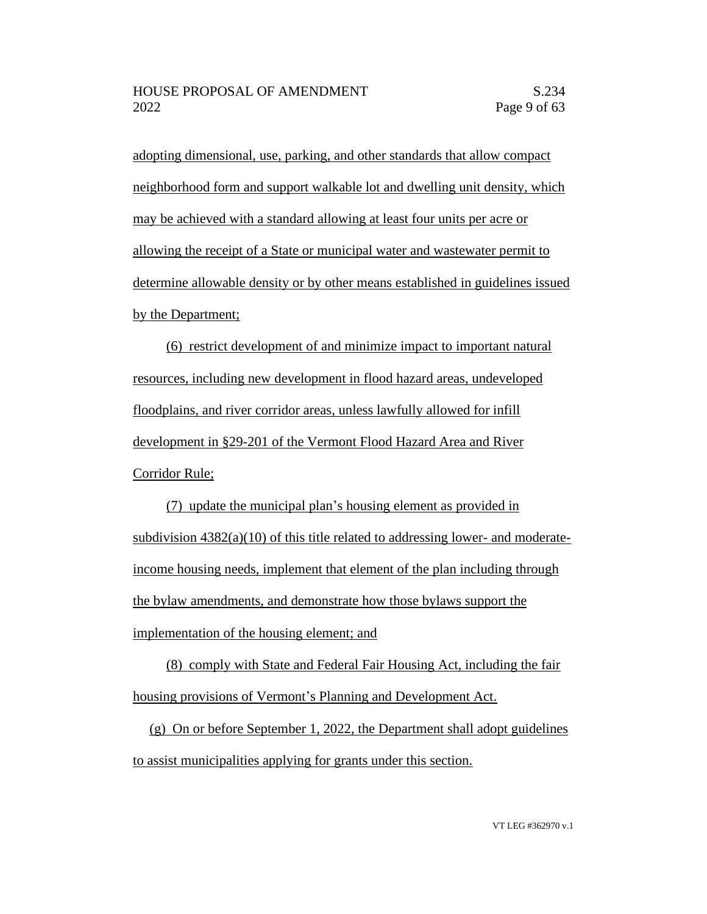adopting dimensional, use, parking, and other standards that allow compact neighborhood form and support walkable lot and dwelling unit density, which may be achieved with a standard allowing at least four units per acre or allowing the receipt of a State or municipal water and wastewater permit to determine allowable density or by other means established in guidelines issued by the Department;

(6) restrict development of and minimize impact to important natural resources, including new development in flood hazard areas, undeveloped floodplains, and river corridor areas, unless lawfully allowed for infill development in §29-201 of the Vermont Flood Hazard Area and River Corridor Rule;

(7) update the municipal plan's housing element as provided in subdivision 4382(a)(10) of this title related to addressing lower- and moderate-income housing needs, implement that element of the plan including through the bylaw amendments, and demonstrate how those bylaws support the implementation of the housing element; and

(8) comply with State and Federal Fair Housing Act, including the fair housing provisions of Vermont's Planning and Development Act.

(g) On or before September 1, 2022, the Department shall adopt guidelines to assist municipalities applying for grants under this section.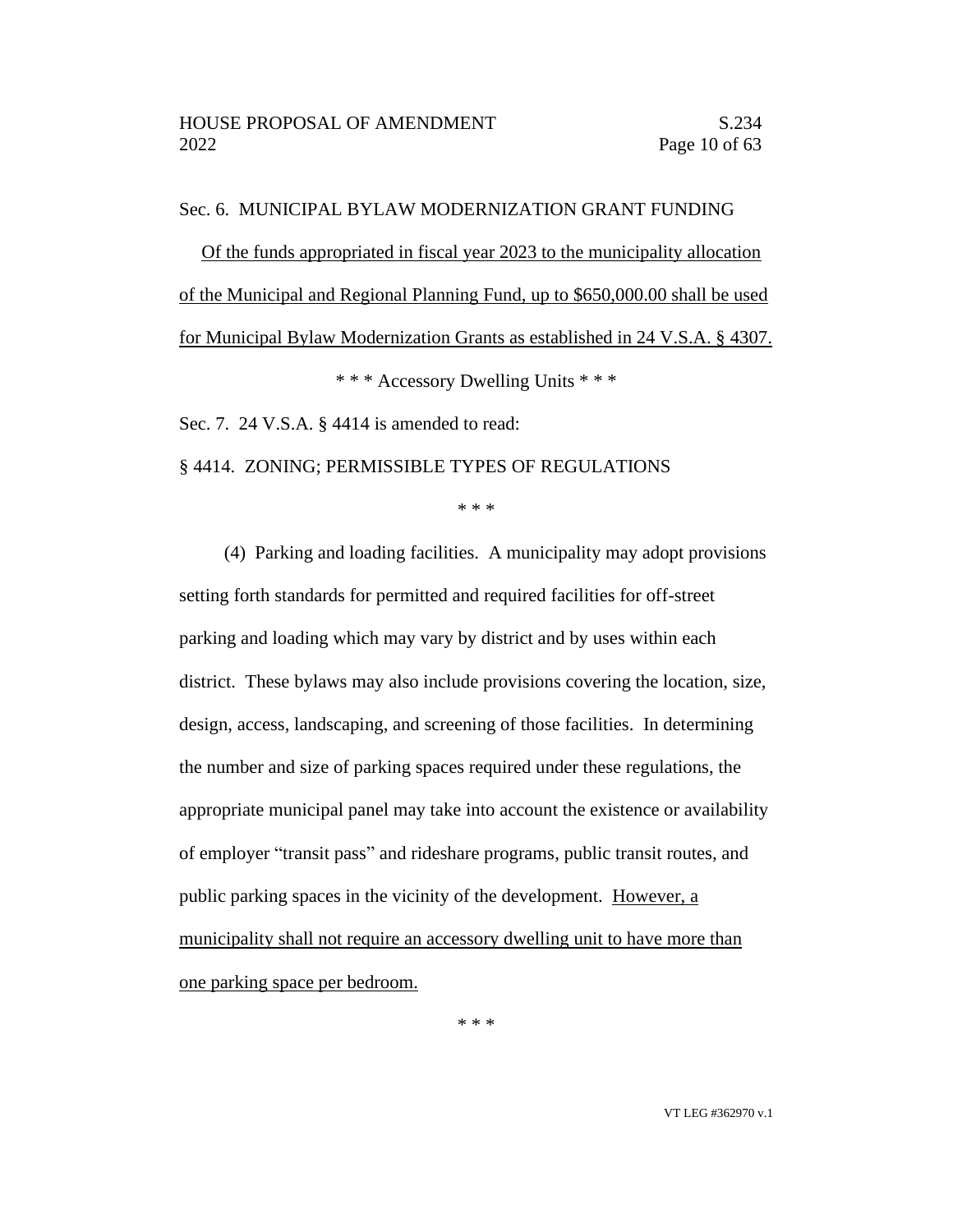Sec. 6. MUNICIPAL BYLAW MODERNIZATION GRANT FUNDING

Of the funds appropriated in fiscal year 2023 to the municipality allocation of the Municipal and Regional Planning Fund, up to $650,000.00 shall be used for Municipal Bylaw Modernization Grants as established in 24 V.S.A. § 4307.

\* \* \* Accessory Dwelling Units \* \* \*

Sec. 7. 24 V.S.A. § 4414 is amended to read:

§ 4414. ZONING; PERMISSIBLE TYPES OF REGULATIONS

\* \* \*

(4) Parking and loading facilities. A municipality may adopt provisions setting forth standards for permitted and required facilities for off-street parking and loading which may vary by district and by uses within each district. These bylaws may also include provisions covering the location, size, design, access, landscaping, and screening of those facilities. In determining the number and size of parking spaces required under these regulations, the appropriate municipal panel may take into account the existence or availability of employer "transit pass" and rideshare programs, public transit routes, and public parking spaces in the vicinity of the development. <u>However, a municipality shall not require an accessory dwelling unit to have more than one parking space per bedroom.</u>

\* \* \*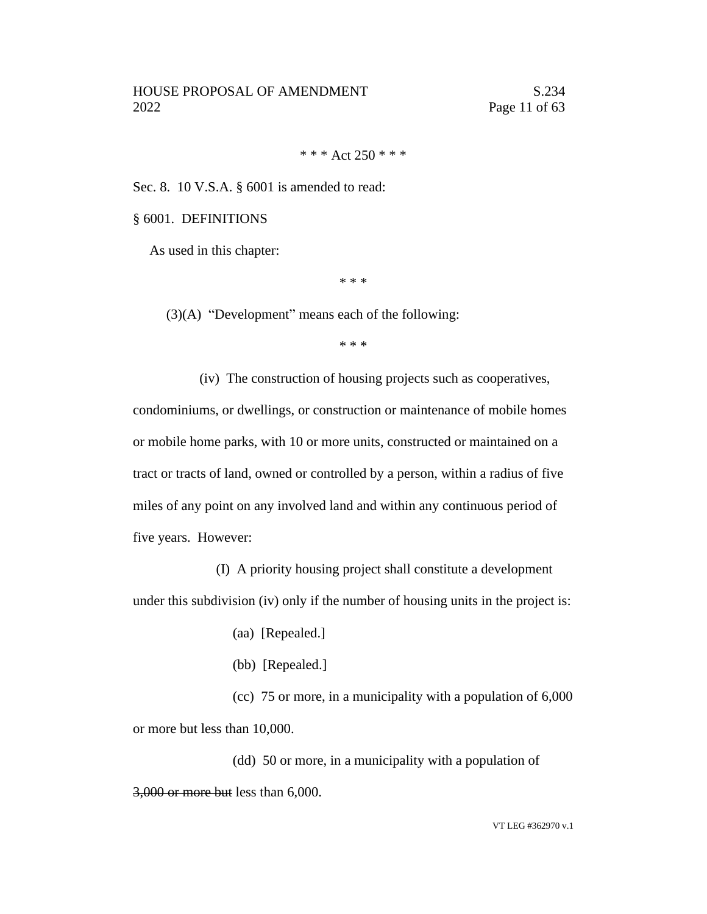\* \* \* Act 250 \* \* \*

Sec. 8. 10 V.S.A. § 6001 is amended to read:

§ 6001. DEFINITIONS

As used in this chapter:

\* \* \*

(3)(A) "Development" means each of the following:

\* \* \*

(iv) The construction of housing projects such as cooperatives, condominiums, or dwellings, or construction or maintenance of mobile homes or mobile home parks, with 10 or more units, constructed or maintained on a tract or tracts of land, owned or controlled by a person, within a radius of five miles of any point on any involved land and within any continuous period of five years. However:

(I) A priority housing project shall constitute a development under this subdivision (iv) only if the number of housing units in the project is:

(aa) [Repealed.]

(bb) [Repealed.]

(cc) 75 or more, in a municipality with a population of 6,000 or more but less than 10,000.

(dd) 50 or more, in a municipality with a population of ~~3,000 or more but~~ less than 6,000.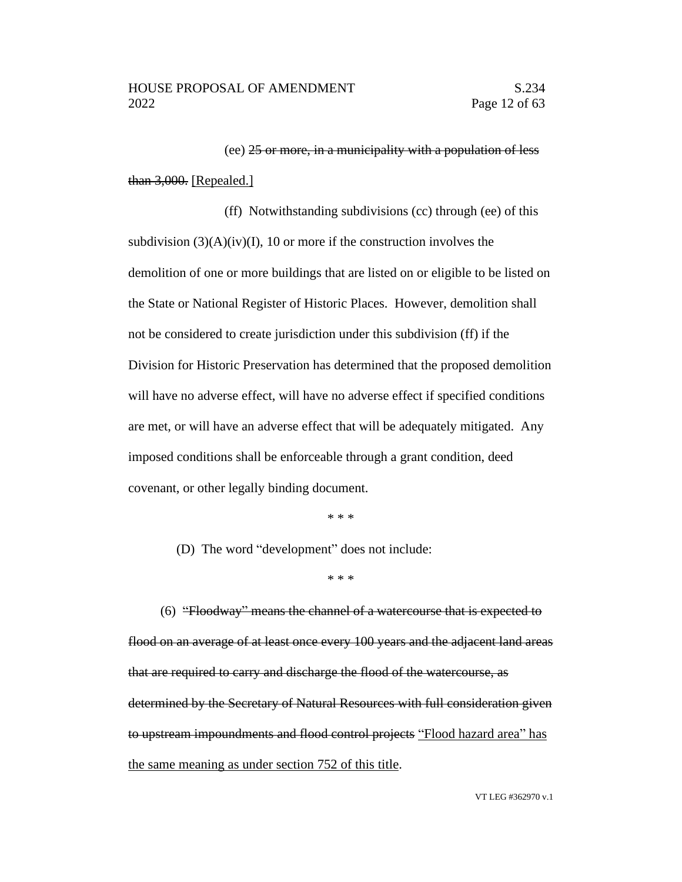(ee) ~~25 or more, in a municipality with a population of less than 3,000.~~ <u>[Repealed.]</u>

(ff) Notwithstanding subdivisions (cc) through (ee) of this subdivision (3)(A)(iv)(I), 10 or more if the construction involves the demolition of one or more buildings that are listed on or eligible to be listed on the State or National Register of Historic Places. However, demolition shall not be considered to create jurisdiction under this subdivision (ff) if the Division for Historic Preservation has determined that the proposed demolition will have no adverse effect, will have no adverse effect if specified conditions are met, or will have an adverse effect that will be adequately mitigated. Any imposed conditions shall be enforceable through a grant condition, deed covenant, or other legally binding document.

* * *

(D) The word "development" does not include:

* * *

(6) ~~"Floodway" means the channel of a watercourse that is expected to flood on an average of at least once every 100 years and the adjacent land areas that are required to carry and discharge the flood of the watercourse, as determined by the Secretary of Natural Resources with full consideration given to upstream impoundments and flood control projects~~ <u>"Flood hazard area" has the same meaning as under section 752 of this title</u>.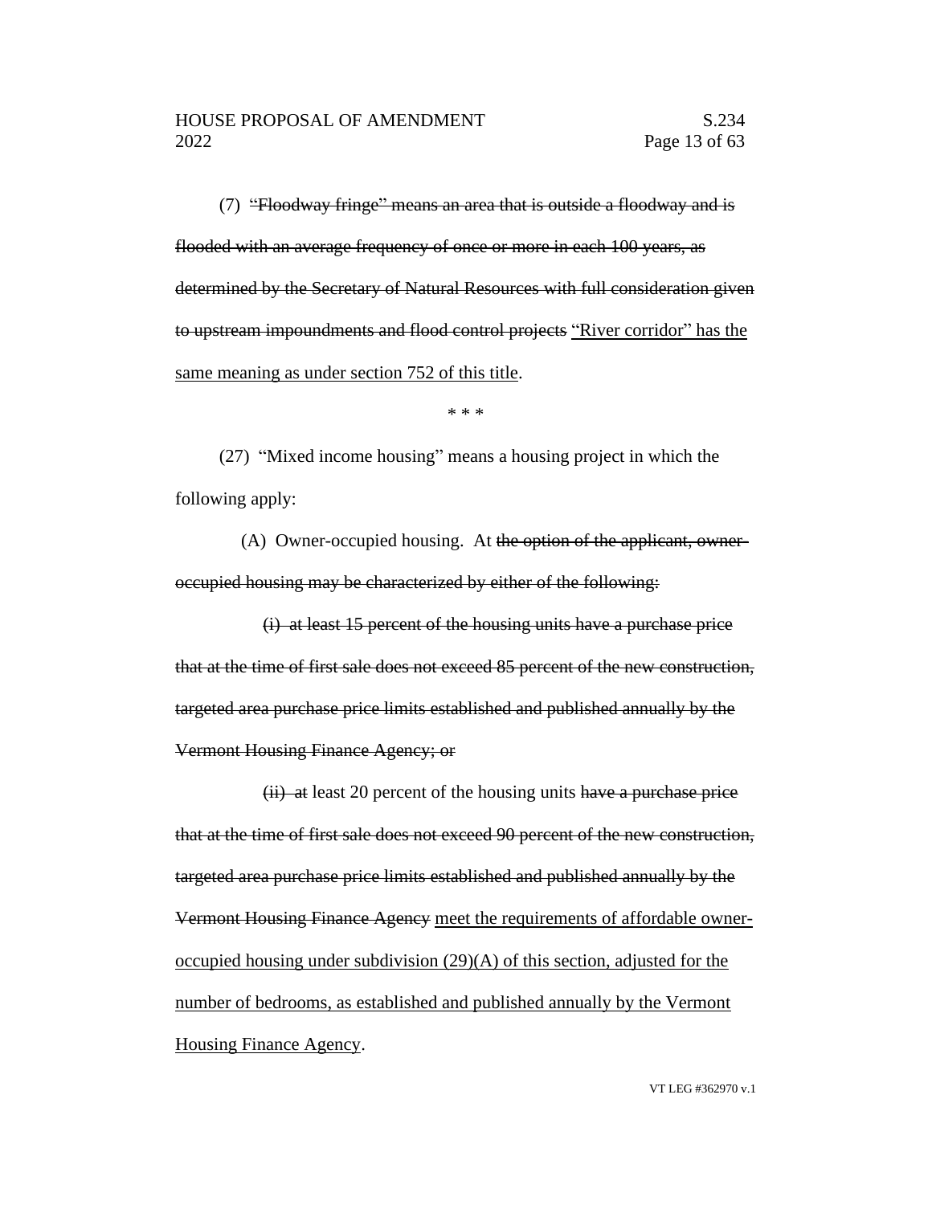(7) ~~"Floodway fringe" means an area that is outside a floodway and is flooded with an average frequency of once or more in each 100 years, as determined by the Secretary of Natural Resources with full consideration given to upstream impoundments and flood control projects~~ <u>"River corridor" has the same meaning as under section 752 of this title</u>.

\* \* \*

(27) "Mixed income housing" means a housing project in which the following apply:

(A) Owner-occupied housing. At ~~the option of the applicant, owner-occupied housing may be characterized by either of the following:~~

~~(i) at least 15 percent of the housing units have a purchase price that at the time of first sale does not exceed 85 percent of the new construction, targeted area purchase price limits established and published annually by the Vermont Housing Finance Agency; or~~

~~(ii) at~~ least 20 percent of the housing units ~~have a purchase price that at the time of first sale does not exceed 90 percent of the new construction, targeted area purchase price limits established and published annually by the Vermont Housing Finance Agency~~ <u>meet the requirements of affordable owner-occupied housing under subdivision (29)(A) of this section, adjusted for the number of bedrooms, as established and published annually by the Vermont Housing Finance Agency</u>.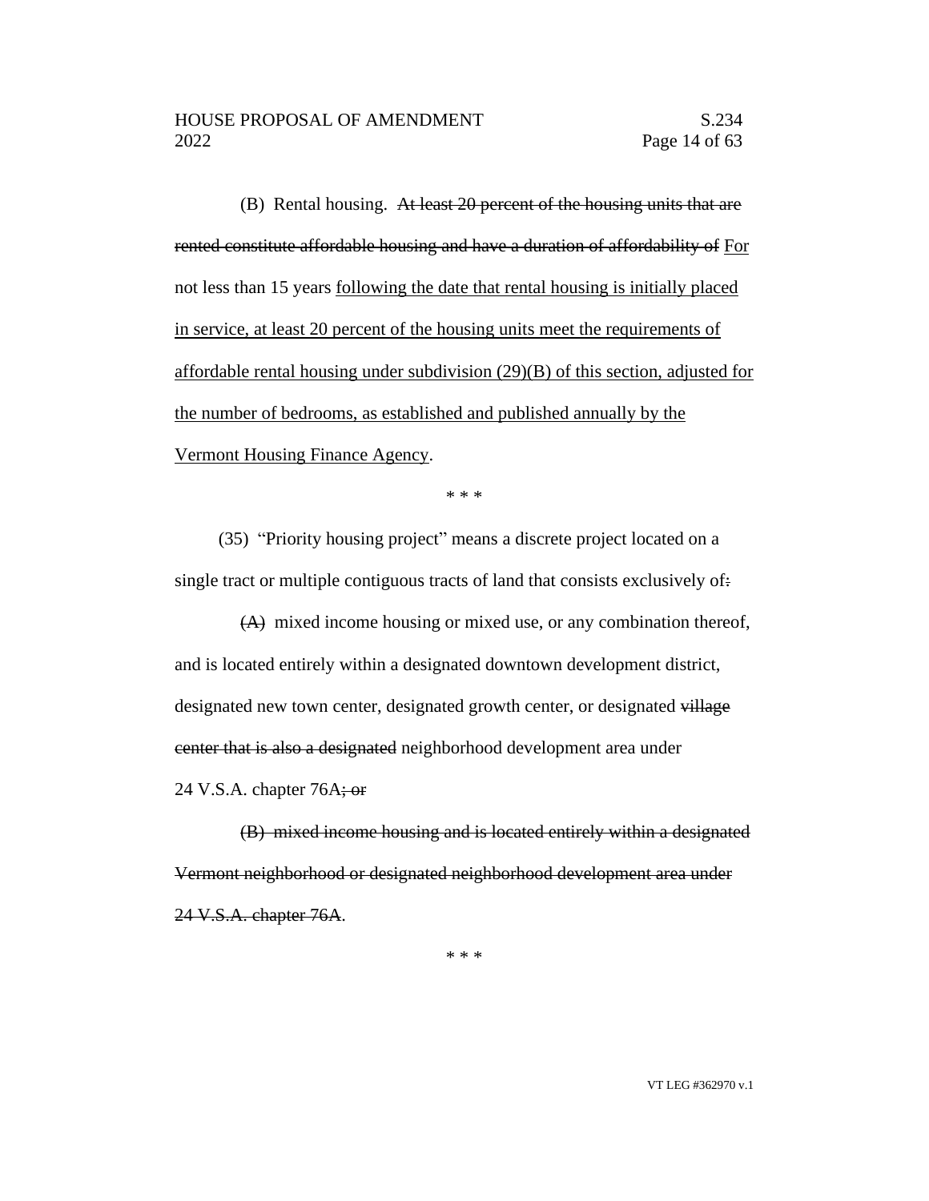(B) Rental housing. ~~At least 20 percent of the housing units that are rented constitute affordable housing and have a duration of affordability of~~ <u>For</u> not less than 15 years <u>following the date that rental housing is initially placed in service, at least 20 percent of the housing units meet the requirements of affordable rental housing under subdivision (29)(B) of this section, adjusted for the number of bedrooms, as established and published annually by the Vermont Housing Finance Agency</u>.

\* \* \*

(35) "Priority housing project" means a discrete project located on a single tract or multiple contiguous tracts of land that consists exclusively of~~:~~

~~(A)~~ mixed income housing or mixed use, or any combination thereof, and is located entirely within a designated downtown development district, designated new town center, designated growth center, or designated ~~village center that is also a designated~~ neighborhood development area under 24 V.S.A. chapter 76A~~; or~~

~~(B) mixed income housing and is located entirely within a designated Vermont neighborhood or designated neighborhood development area under 24 V.S.A. chapter 76A~~.

\* \* \*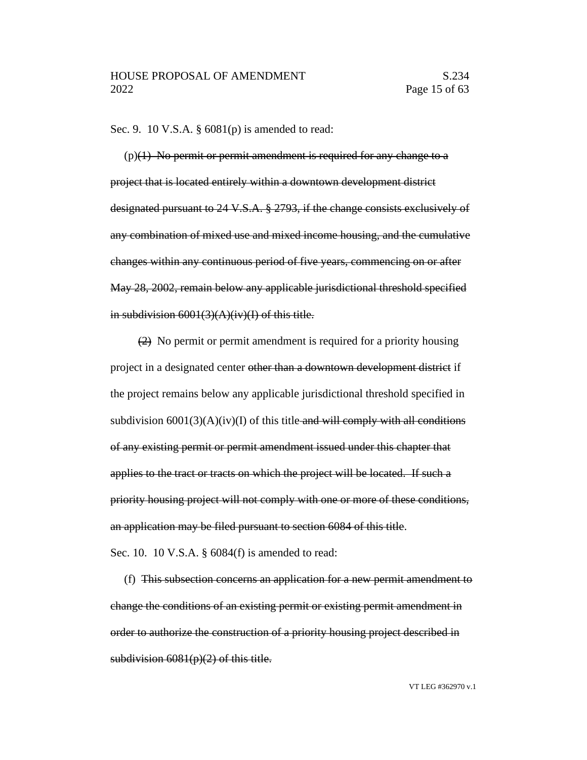Sec. 9. 10 V.S.A. § 6081(p) is amended to read:

(p)~~(1) No permit or permit amendment is required for any change to a project that is located entirely within a downtown development district designated pursuant to 24 V.S.A. § 2793, if the change consists exclusively of any combination of mixed use and mixed income housing, and the cumulative changes within any continuous period of five years, commencing on or after May 28, 2002, remain below any applicable jurisdictional threshold specified in subdivision 6001(3)(A)(iv)(I) of this title.~~

~~(2)~~ No permit or permit amendment is required for a priority housing project in a designated center ~~other than a downtown development district~~ if the project remains below any applicable jurisdictional threshold specified in subdivision 6001(3)(A)(iv)(I) of this title ~~and will comply with all conditions of any existing permit or permit amendment issued under this chapter that applies to the tract or tracts on which the project will be located. If such a priority housing project will not comply with one or more of these conditions, an application may be filed pursuant to section 6084 of this title~~.

Sec. 10. 10 V.S.A. § 6084(f) is amended to read:

(f) ~~This subsection concerns an application for a new permit amendment to change the conditions of an existing permit or existing permit amendment in order to authorize the construction of a priority housing project described in subdivision 6081(p)(2) of this title.~~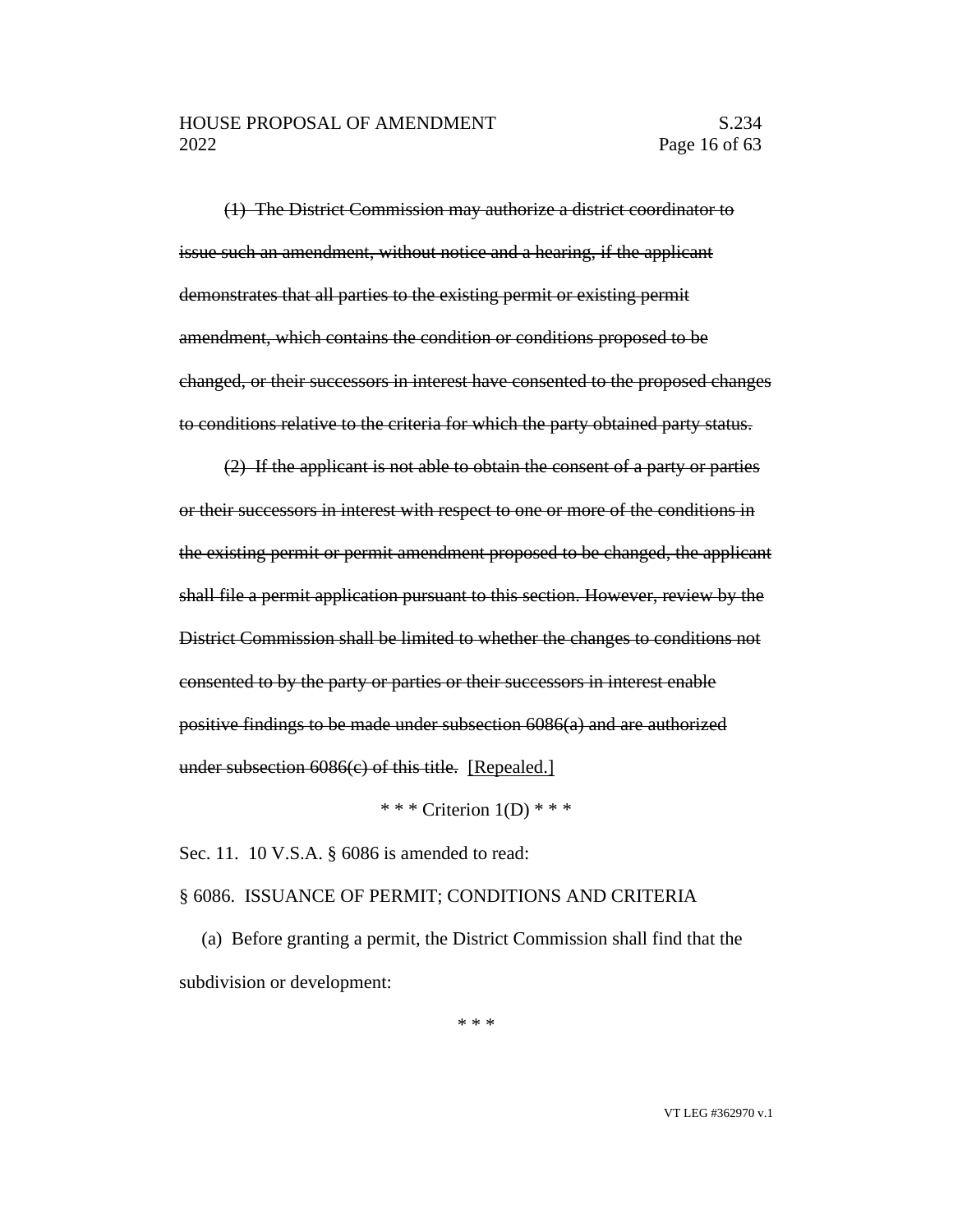~~(1) The District Commission may authorize a district coordinator to issue such an amendment, without notice and a hearing, if the applicant demonstrates that all parties to the existing permit or existing permit amendment, which contains the condition or conditions proposed to be changed, or their successors in interest have consented to the proposed changes to conditions relative to the criteria for which the party obtained party status.~~

~~(2) If the applicant is not able to obtain the consent of a party or parties or their successors in interest with respect to one or more of the conditions in the existing permit or permit amendment proposed to be changed, the applicant shall file a permit application pursuant to this section. However, review by the District Commission shall be limited to whether the changes to conditions not consented to by the party or parties or their successors in interest enable positive findings to be made under subsection 6086(a) and are authorized under subsection 6086(c) of this title.~~ <u>[Repealed.]</u>

\* \* \* Criterion 1(D) \* \* \*

Sec. 11. 10 V.S.A. § 6086 is amended to read:

§ 6086. ISSUANCE OF PERMIT; CONDITIONS AND CRITERIA

(a) Before granting a permit, the District Commission shall find that the subdivision or development:

\* \* \*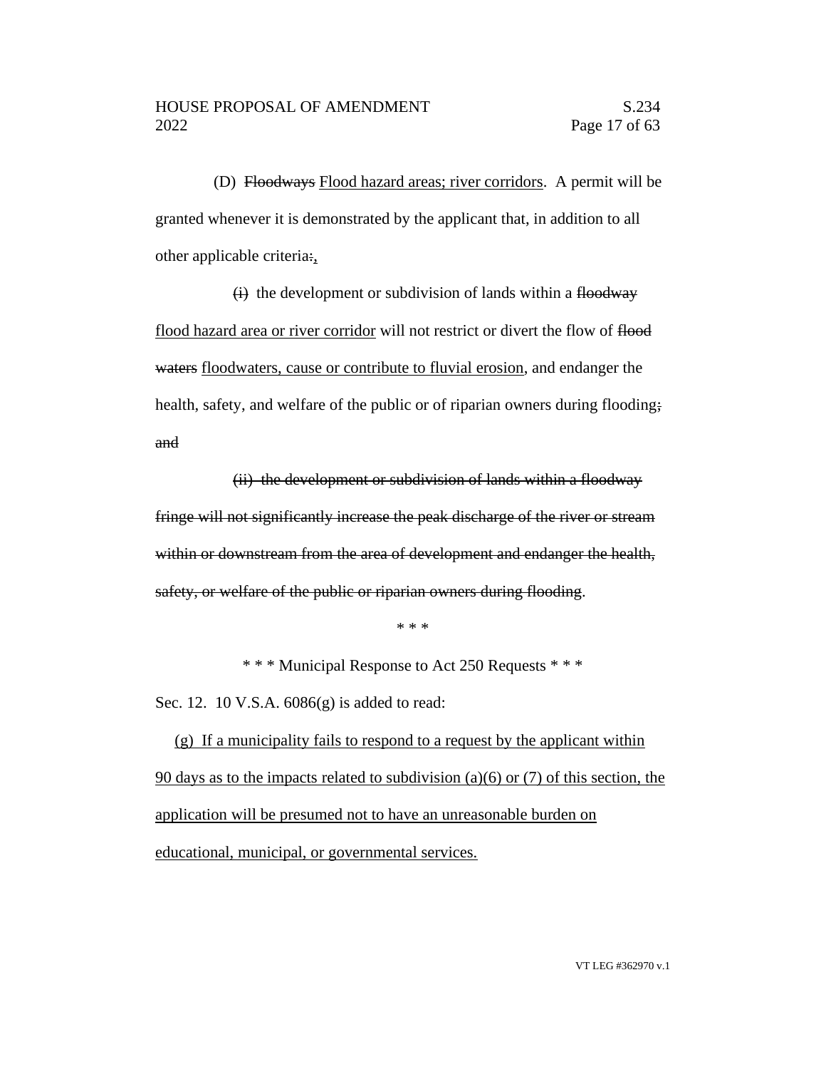(D) ~~Floodways~~ Flood hazard areas; river corridors. A permit will be granted whenever it is demonstrated by the applicant that, in addition to all other applicable criteria~~:~~,

~~(i)~~ the development or subdivision of lands within a ~~floodway~~ flood hazard area or river corridor will not restrict or divert the flow of ~~flood waters~~ floodwaters, cause or contribute to fluvial erosion, and endanger the health, safety, and welfare of the public or of riparian owners during flooding~~; and~~

~~(ii) the development or subdivision of lands within a floodway fringe will not significantly increase the peak discharge of the river or stream within or downstream from the area of development and endanger the health, safety, or welfare of the public or riparian owners during flooding~~.

\* \* \*

\* \* \* Municipal Response to Act 250 Requests \* \* \*

Sec. 12. 10 V.S.A. 6086(g) is added to read:

(g) If a municipality fails to respond to a request by the applicant within 90 days as to the impacts related to subdivision (a)(6) or (7) of this section, the application will be presumed not to have an unreasonable burden on educational, municipal, or governmental services.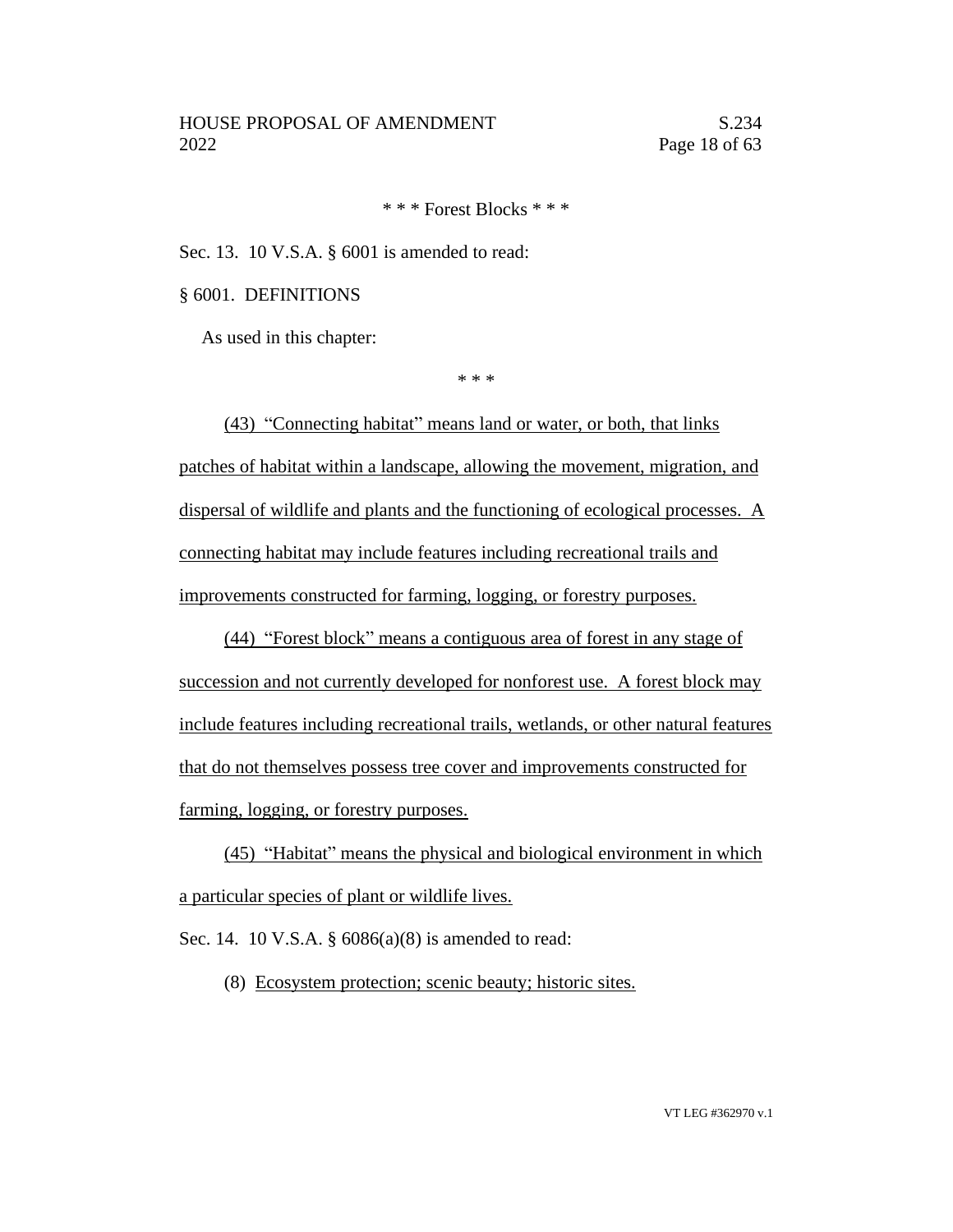\* \* \* Forest Blocks \* \* \*

Sec. 13. 10 V.S.A. § 6001 is amended to read:

§ 6001. DEFINITIONS

As used in this chapter:

\* \* \*

<u>(43) "Connecting habitat" means land or water, or both, that links patches of habitat within a landscape, allowing the movement, migration, and dispersal of wildlife and plants and the functioning of ecological processes. A connecting habitat may include features including recreational trails and improvements constructed for farming, logging, or forestry purposes.</u>

<u>(44) "Forest block" means a contiguous area of forest in any stage of succession and not currently developed for nonforest use. A forest block may include features including recreational trails, wetlands, or other natural features that do not themselves possess tree cover and improvements constructed for farming, logging, or forestry purposes.</u>

<u>(45) "Habitat" means the physical and biological environment in which a particular species of plant or wildlife lives.</u>

Sec. 14. 10 V.S.A. § 6086(a)(8) is amended to read:

(8) <u>Ecosystem protection; scenic beauty; historic sites.</u>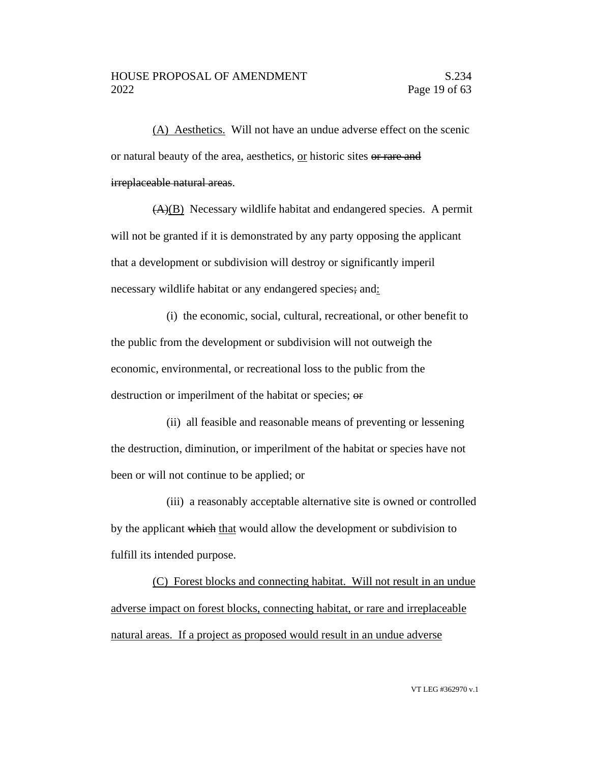(A) Aesthetics. Will not have an undue adverse effect on the scenic or natural beauty of the area, aesthetics, or historic sites ~~or rare and irreplaceable natural areas~~.

~~(A)~~(B) Necessary wildlife habitat and endangered species. A permit will not be granted if it is demonstrated by any party opposing the applicant that a development or subdivision will destroy or significantly imperil necessary wildlife habitat or any endangered species~~;~~ and:

(i) the economic, social, cultural, recreational, or other benefit to the public from the development or subdivision will not outweigh the economic, environmental, or recreational loss to the public from the destruction or imperilment of the habitat or species; ~~or~~

(ii) all feasible and reasonable means of preventing or lessening the destruction, diminution, or imperilment of the habitat or species have not been or will not continue to be applied; or

(iii) a reasonably acceptable alternative site is owned or controlled by the applicant ~~which~~ that would allow the development or subdivision to fulfill its intended purpose.

(C) Forest blocks and connecting habitat. Will not result in an undue adverse impact on forest blocks, connecting habitat, or rare and irreplaceable natural areas. If a project as proposed would result in an undue adverse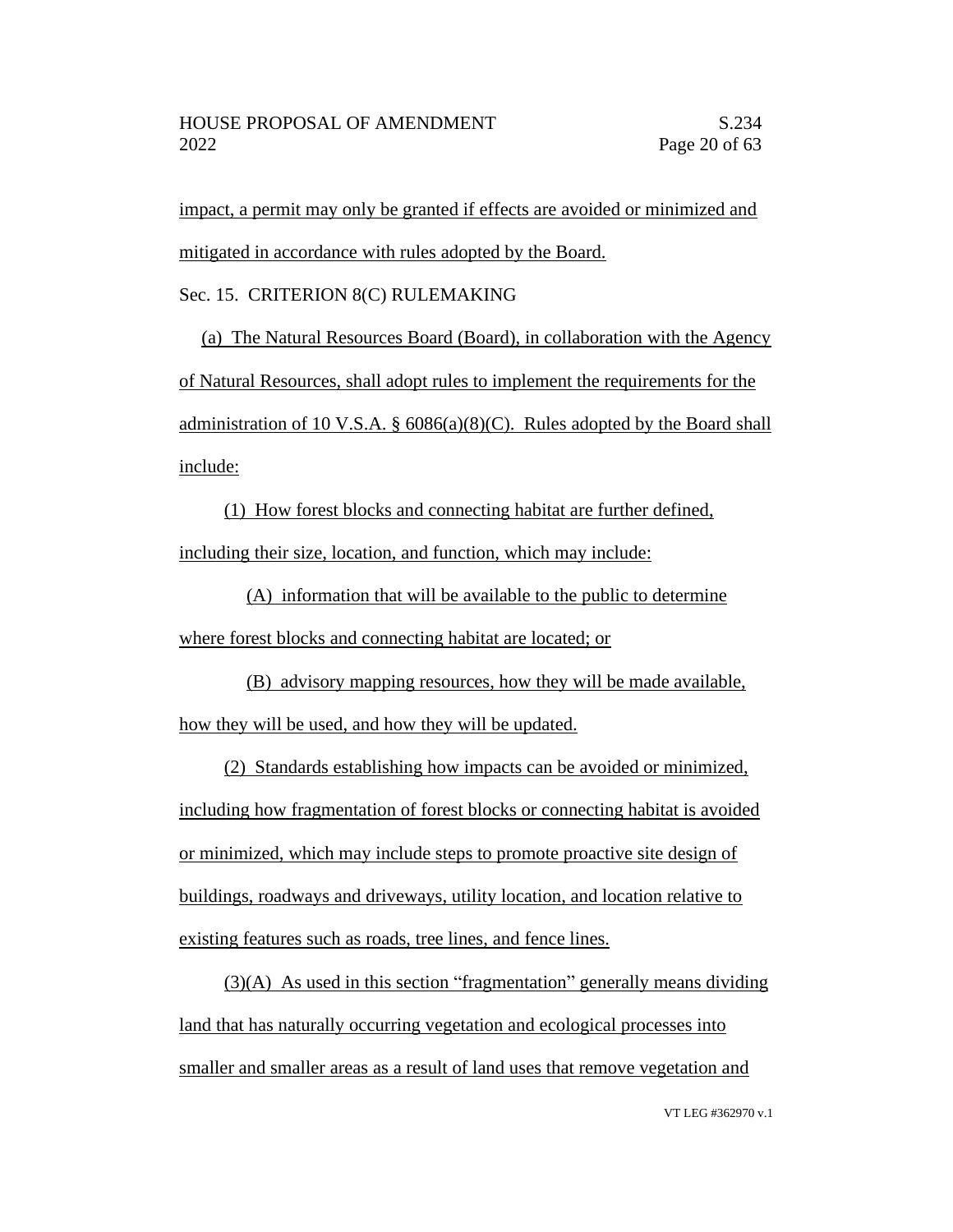impact, a permit may only be granted if effects are avoided or minimized and mitigated in accordance with rules adopted by the Board.

Sec. 15. CRITERION 8(C) RULEMAKING

(a) The Natural Resources Board (Board), in collaboration with the Agency of Natural Resources, shall adopt rules to implement the requirements for the administration of 10 V.S.A. § 6086(a)(8)(C). Rules adopted by the Board shall include:

(1) How forest blocks and connecting habitat are further defined, including their size, location, and function, which may include:

(A) information that will be available to the public to determine where forest blocks and connecting habitat are located; or

(B) advisory mapping resources, how they will be made available, how they will be used, and how they will be updated.

(2) Standards establishing how impacts can be avoided or minimized, including how fragmentation of forest blocks or connecting habitat is avoided or minimized, which may include steps to promote proactive site design of buildings, roadways and driveways, utility location, and location relative to existing features such as roads, tree lines, and fence lines.

(3)(A) As used in this section "fragmentation" generally means dividing land that has naturally occurring vegetation and ecological processes into smaller and smaller areas as a result of land uses that remove vegetation and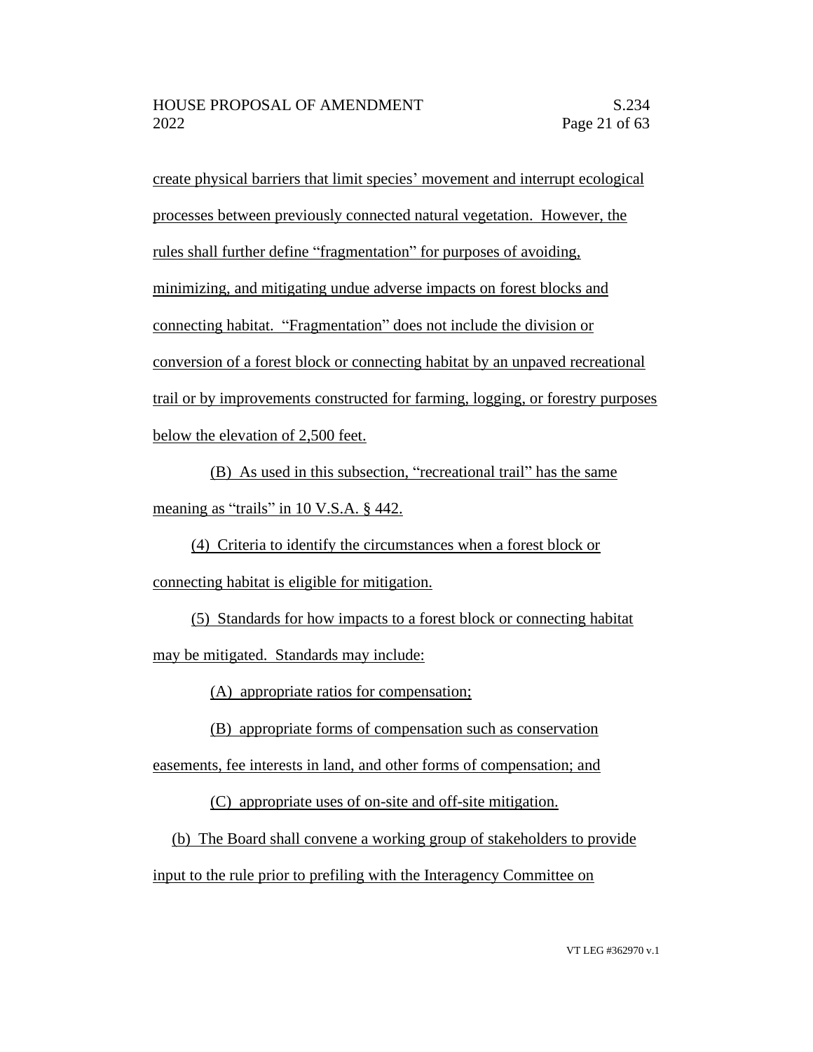create physical barriers that limit species' movement and interrupt ecological processes between previously connected natural vegetation. However, the rules shall further define "fragmentation" for purposes of avoiding, minimizing, and mitigating undue adverse impacts on forest blocks and connecting habitat. "Fragmentation" does not include the division or conversion of a forest block or connecting habitat by an unpaved recreational trail or by improvements constructed for farming, logging, or forestry purposes below the elevation of 2,500 feet.

(B) As used in this subsection, "recreational trail" has the same meaning as "trails" in 10 V.S.A. § 442.

(4) Criteria to identify the circumstances when a forest block or connecting habitat is eligible for mitigation.

(5) Standards for how impacts to a forest block or connecting habitat may be mitigated. Standards may include:

(A) appropriate ratios for compensation;

(B) appropriate forms of compensation such as conservation easements, fee interests in land, and other forms of compensation; and

(C) appropriate uses of on-site and off-site mitigation.

(b) The Board shall convene a working group of stakeholders to provide input to the rule prior to prefiling with the Interagency Committee on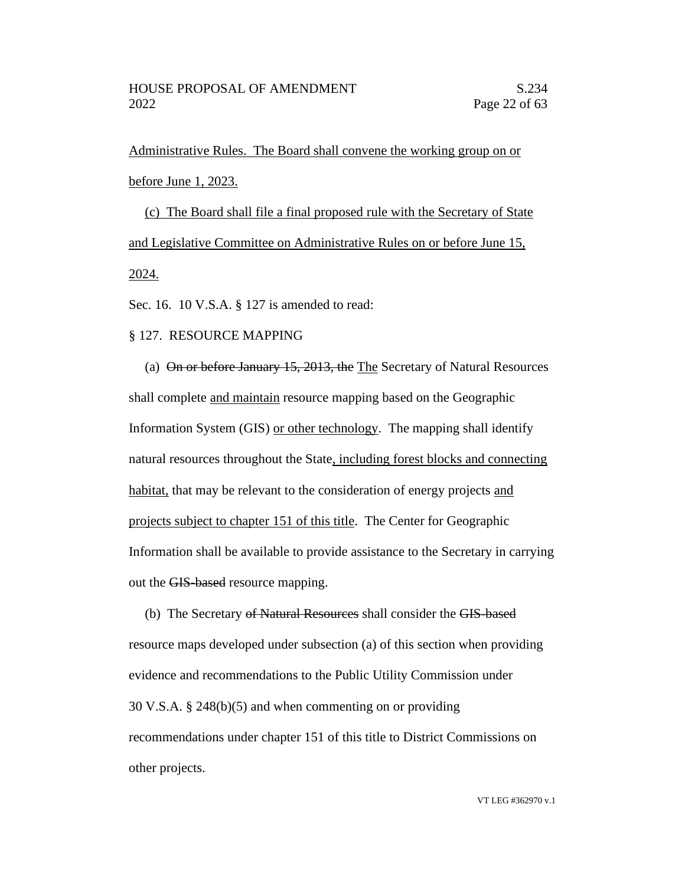Administrative Rules. The Board shall convene the working group on or before June 1, 2023.

(c) The Board shall file a final proposed rule with the Secretary of State and Legislative Committee on Administrative Rules on or before June 15, 2024.

Sec. 16. 10 V.S.A. § 127 is amended to read:

§ 127. RESOURCE MAPPING

(a) ~~On or before January 15, 2013, the~~ The Secretary of Natural Resources shall complete and maintain resource mapping based on the Geographic Information System (GIS) or other technology. The mapping shall identify natural resources throughout the State, including forest blocks and connecting habitat, that may be relevant to the consideration of energy projects and projects subject to chapter 151 of this title. The Center for Geographic Information shall be available to provide assistance to the Secretary in carrying out the ~~GIS-based~~ resource mapping.

(b) The Secretary ~~of Natural Resources~~ shall consider the ~~GIS-based~~ resource maps developed under subsection (a) of this section when providing evidence and recommendations to the Public Utility Commission under 30 V.S.A. § 248(b)(5) and when commenting on or providing recommendations under chapter 151 of this title to District Commissions on other projects.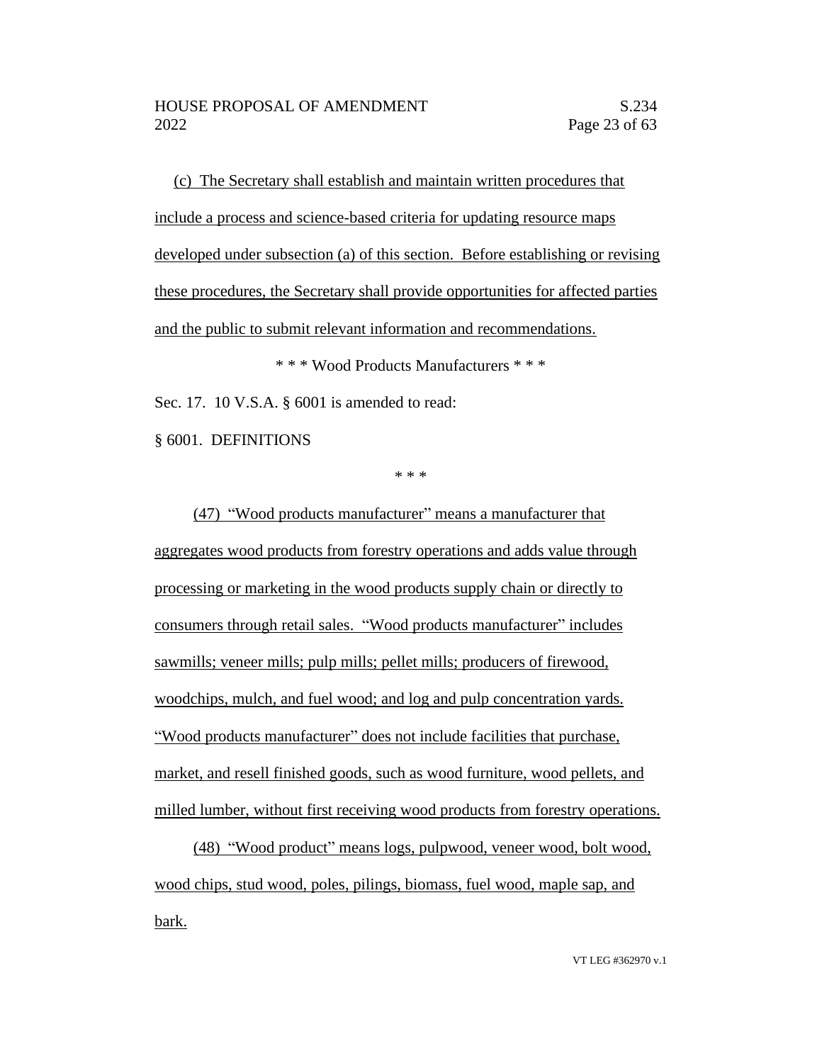(c) The Secretary shall establish and maintain written procedures that include a process and science-based criteria for updating resource maps developed under subsection (a) of this section. Before establishing or revising these procedures, the Secretary shall provide opportunities for affected parties and the public to submit relevant information and recommendations.

\* \* \* Wood Products Manufacturers \* \* \*

Sec. 17. 10 V.S.A. § 6001 is amended to read:

§ 6001. DEFINITIONS

\* \* \*

(47) "Wood products manufacturer" means a manufacturer that aggregates wood products from forestry operations and adds value through processing or marketing in the wood products supply chain or directly to consumers through retail sales. "Wood products manufacturer" includes sawmills; veneer mills; pulp mills; pellet mills; producers of firewood, woodchips, mulch, and fuel wood; and log and pulp concentration yards. "Wood products manufacturer" does not include facilities that purchase, market, and resell finished goods, such as wood furniture, wood pellets, and milled lumber, without first receiving wood products from forestry operations.

(48) "Wood product" means logs, pulpwood, veneer wood, bolt wood, wood chips, stud wood, poles, pilings, biomass, fuel wood, maple sap, and bark.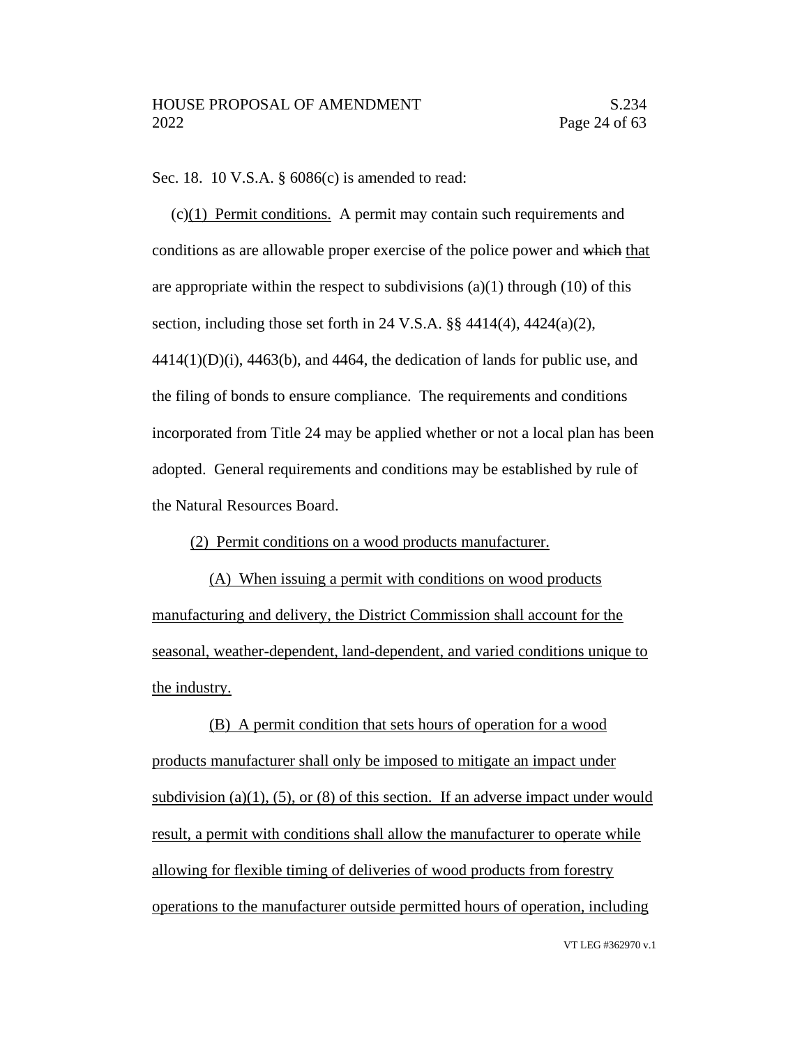Sec. 18. 10 V.S.A. § 6086(c) is amended to read:

(c)(1) Permit conditions. A permit may contain such requirements and conditions as are allowable proper exercise of the police power and ~~which~~ that are appropriate within the respect to subdivisions (a)(1) through (10) of this section, including those set forth in 24 V.S.A. §§ 4414(4), 4424(a)(2), 4414(1)(D)(i), 4463(b), and 4464, the dedication of lands for public use, and the filing of bonds to ensure compliance. The requirements and conditions incorporated from Title 24 may be applied whether or not a local plan has been adopted. General requirements and conditions may be established by rule of the Natural Resources Board.

(2) Permit conditions on a wood products manufacturer.

(A) When issuing a permit with conditions on wood products manufacturing and delivery, the District Commission shall account for the seasonal, weather-dependent, land-dependent, and varied conditions unique to the industry.

(B) A permit condition that sets hours of operation for a wood products manufacturer shall only be imposed to mitigate an impact under subdivision (a)(1), (5), or (8) of this section. If an adverse impact under would result, a permit with conditions shall allow the manufacturer to operate while allowing for flexible timing of deliveries of wood products from forestry operations to the manufacturer outside permitted hours of operation, including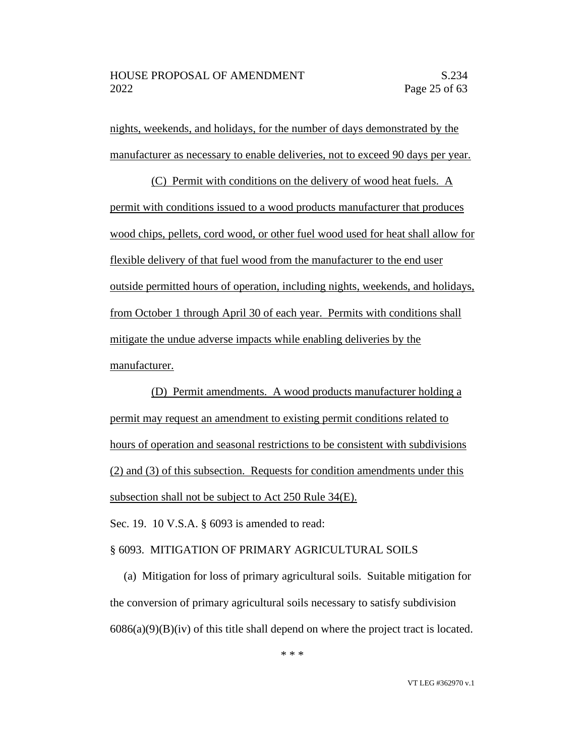nights, weekends, and holidays, for the number of days demonstrated by the manufacturer as necessary to enable deliveries, not to exceed 90 days per year.

(C) Permit with conditions on the delivery of wood heat fuels. A permit with conditions issued to a wood products manufacturer that produces wood chips, pellets, cord wood, or other fuel wood used for heat shall allow for flexible delivery of that fuel wood from the manufacturer to the end user outside permitted hours of operation, including nights, weekends, and holidays, from October 1 through April 30 of each year. Permits with conditions shall mitigate the undue adverse impacts while enabling deliveries by the manufacturer.

(D) Permit amendments. A wood products manufacturer holding a permit may request an amendment to existing permit conditions related to hours of operation and seasonal restrictions to be consistent with subdivisions (2) and (3) of this subsection. Requests for condition amendments under this subsection shall not be subject to Act 250 Rule 34(E).

Sec. 19. 10 V.S.A. § 6093 is amended to read:

§ 6093. MITIGATION OF PRIMARY AGRICULTURAL SOILS

(a) Mitigation for loss of primary agricultural soils. Suitable mitigation for the conversion of primary agricultural soils necessary to satisfy subdivision 6086(a)(9)(B)(iv) of this title shall depend on where the project tract is located.

* * *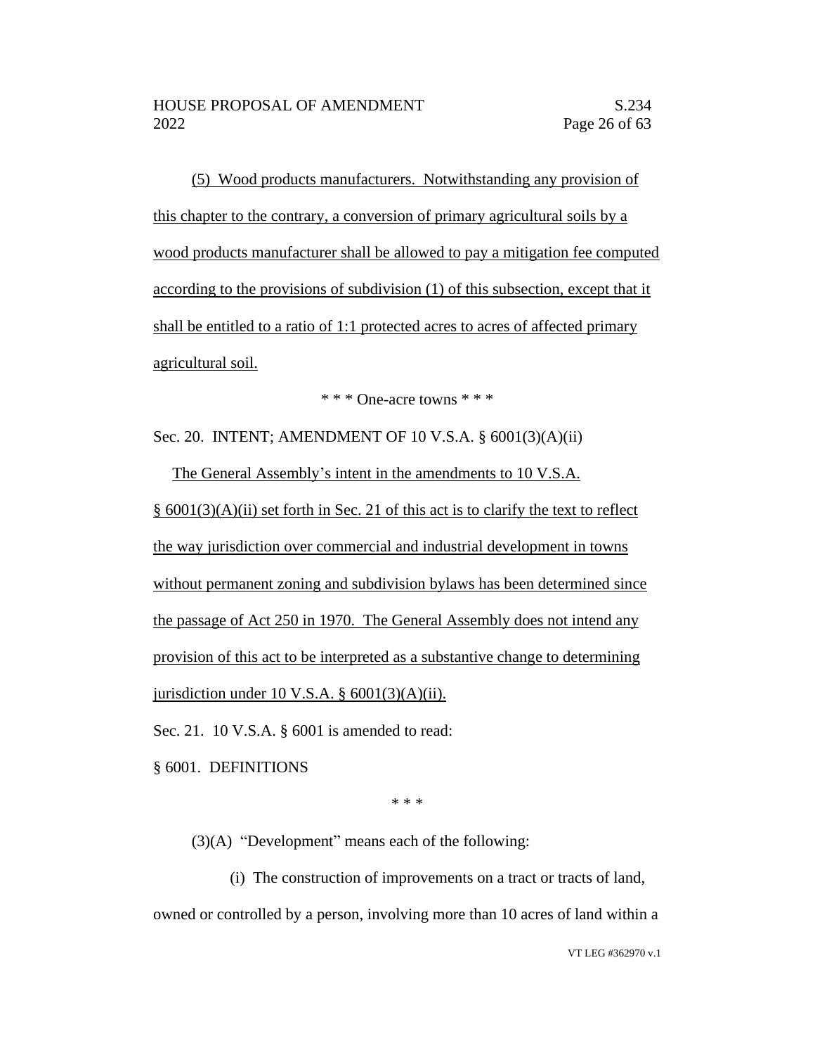(5) Wood products manufacturers. Notwithstanding any provision of this chapter to the contrary, a conversion of primary agricultural soils by a wood products manufacturer shall be allowed to pay a mitigation fee computed according to the provisions of subdivision (1) of this subsection, except that it shall be entitled to a ratio of 1:1 protected acres to acres of affected primary agricultural soil.

\* \* \* One-acre towns \* \* \*

Sec. 20. INTENT; AMENDMENT OF 10 V.S.A. § 6001(3)(A)(ii)

The General Assembly's intent in the amendments to 10 V.S.A. § 6001(3)(A)(ii) set forth in Sec. 21 of this act is to clarify the text to reflect the way jurisdiction over commercial and industrial development in towns without permanent zoning and subdivision bylaws has been determined since the passage of Act 250 in 1970. The General Assembly does not intend any provision of this act to be interpreted as a substantive change to determining jurisdiction under 10 V.S.A. § 6001(3)(A)(ii).

Sec. 21. 10 V.S.A. § 6001 is amended to read:

§ 6001. DEFINITIONS

\* \* \*

(3)(A) "Development" means each of the following:

(i) The construction of improvements on a tract or tracts of land, owned or controlled by a person, involving more than 10 acres of land within a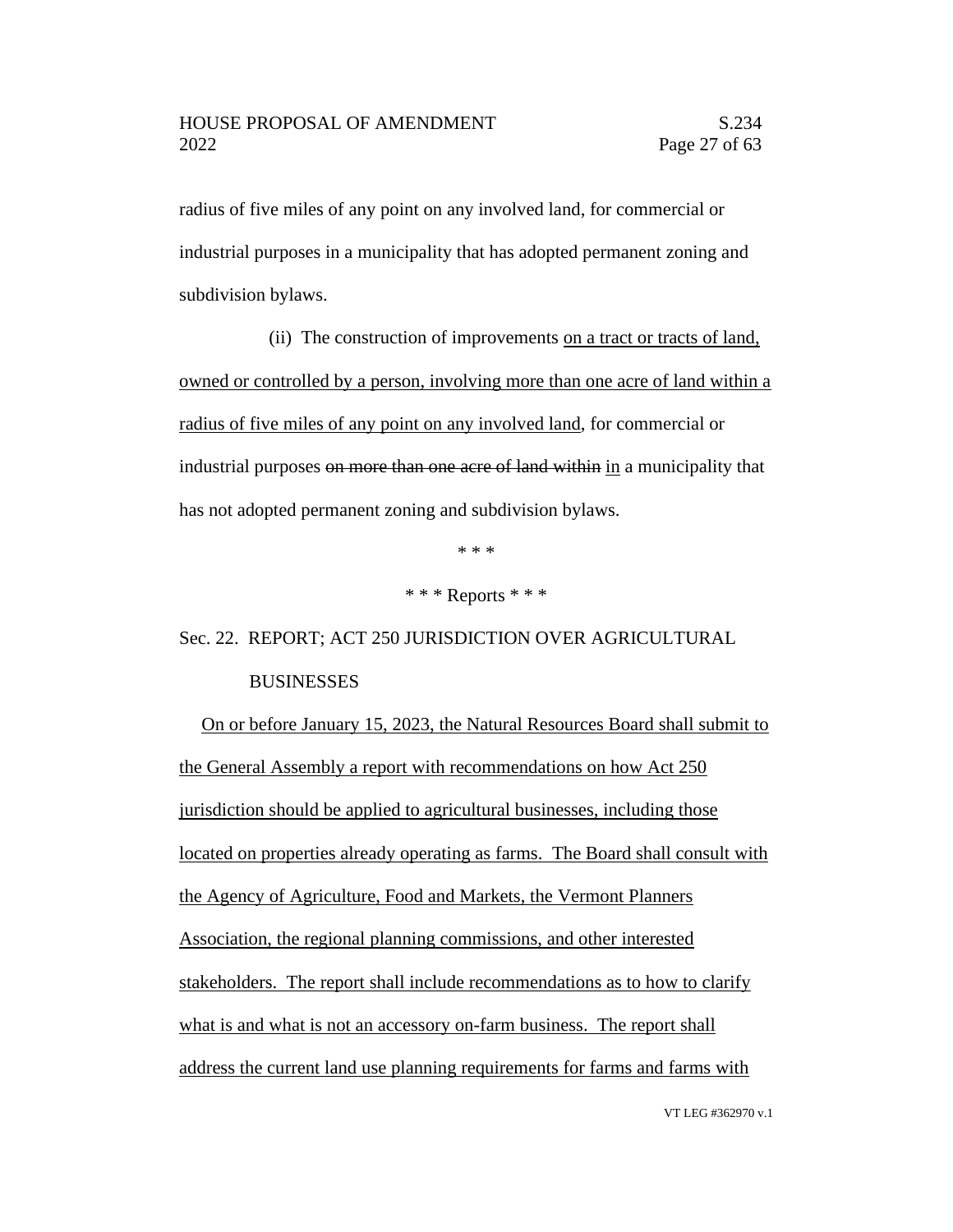radius of five miles of any point on any involved land, for commercial or industrial purposes in a municipality that has adopted permanent zoning and subdivision bylaws.

(ii) The construction of improvements <u>on a tract or tracts of land, owned or controlled by a person, involving more than one acre of land within a radius of five miles of any point on any involved land</u>, for commercial or industrial purposes ~~on more than one acre of land within~~ <u>in</u> a municipality that has not adopted permanent zoning and subdivision bylaws.

\* \* \*

\* \* \* Reports \* \* \*

Sec. 22. REPORT; ACT 250 JURISDICTION OVER AGRICULTURAL BUSINESSES

<u>On or before January 15, 2023, the Natural Resources Board shall submit to the General Assembly a report with recommendations on how Act 250 jurisdiction should be applied to agricultural businesses, including those located on properties already operating as farms. The Board shall consult with the Agency of Agriculture, Food and Markets, the Vermont Planners Association, the regional planning commissions, and other interested stakeholders. The report shall include recommendations as to how to clarify what is and what is not an accessory on-farm business. The report shall address the current land use planning requirements for farms and farms with</u>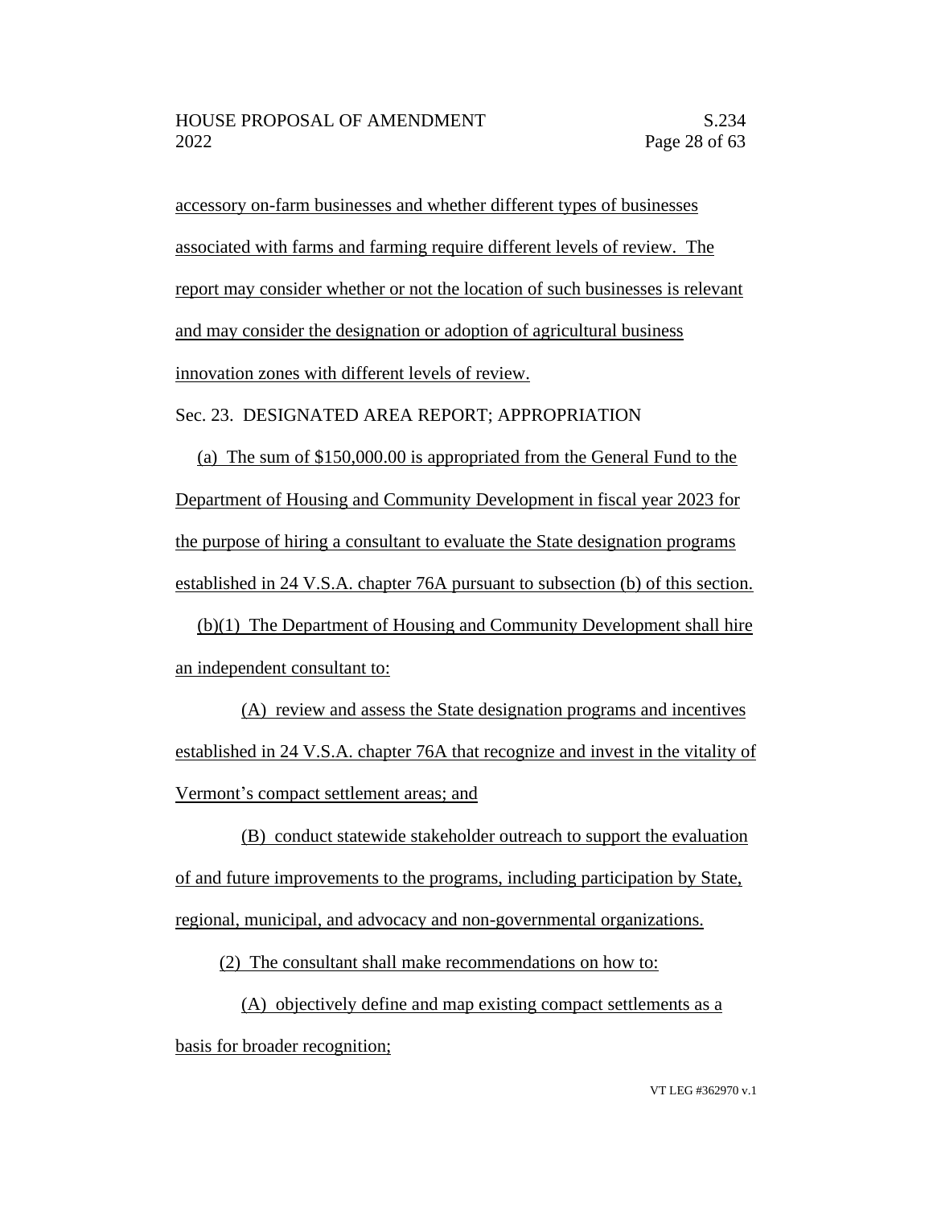accessory on-farm businesses and whether different types of businesses associated with farms and farming require different levels of review. The report may consider whether or not the location of such businesses is relevant and may consider the designation or adoption of agricultural business innovation zones with different levels of review.

Sec. 23. DESIGNATED AREA REPORT; APPROPRIATION

(a) The sum of $150,000.00 is appropriated from the General Fund to the Department of Housing and Community Development in fiscal year 2023 for the purpose of hiring a consultant to evaluate the State designation programs established in 24 V.S.A. chapter 76A pursuant to subsection (b) of this section.

(b)(1) The Department of Housing and Community Development shall hire an independent consultant to:

(A) review and assess the State designation programs and incentives established in 24 V.S.A. chapter 76A that recognize and invest in the vitality of Vermont's compact settlement areas; and

(B) conduct statewide stakeholder outreach to support the evaluation of and future improvements to the programs, including participation by State, regional, municipal, and advocacy and non-governmental organizations.

(2) The consultant shall make recommendations on how to:

(A) objectively define and map existing compact settlements as a basis for broader recognition;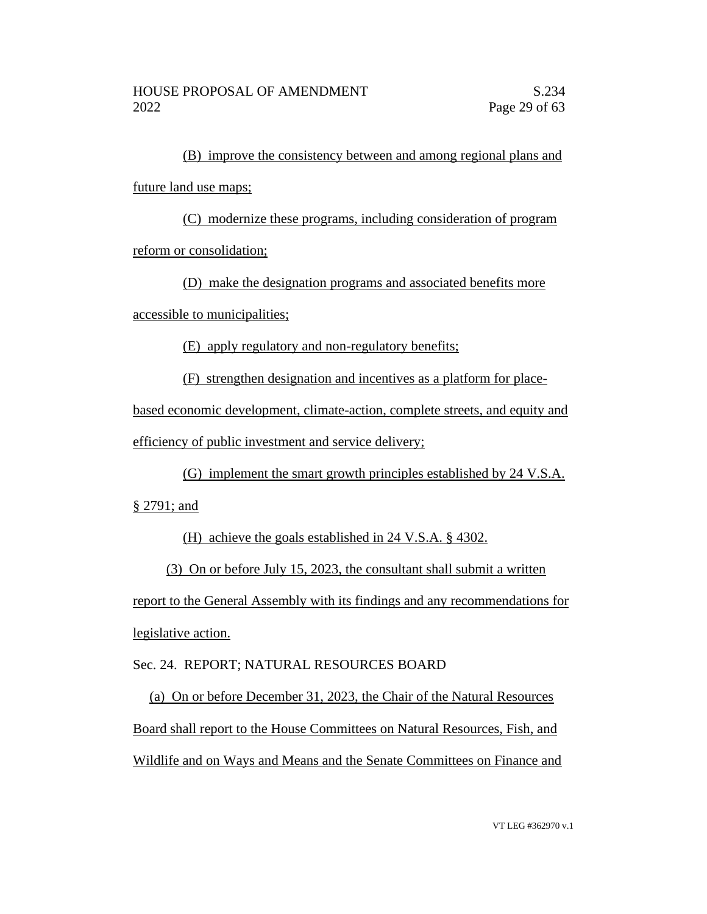(B) improve the consistency between and among regional plans and future land use maps;

(C) modernize these programs, including consideration of program reform or consolidation;

(D) make the designation programs and associated benefits more accessible to municipalities;

(E) apply regulatory and non-regulatory benefits;

(F) strengthen designation and incentives as a platform for place-based economic development, climate-action, complete streets, and equity and efficiency of public investment and service delivery;

(G) implement the smart growth principles established by 24 V.S.A. § 2791; and

(H) achieve the goals established in 24 V.S.A. § 4302.

(3) On or before July 15, 2023, the consultant shall submit a written report to the General Assembly with its findings and any recommendations for legislative action.

Sec. 24. REPORT; NATURAL RESOURCES BOARD

(a) On or before December 31, 2023, the Chair of the Natural Resources Board shall report to the House Committees on Natural Resources, Fish, and Wildlife and on Ways and Means and the Senate Committees on Finance and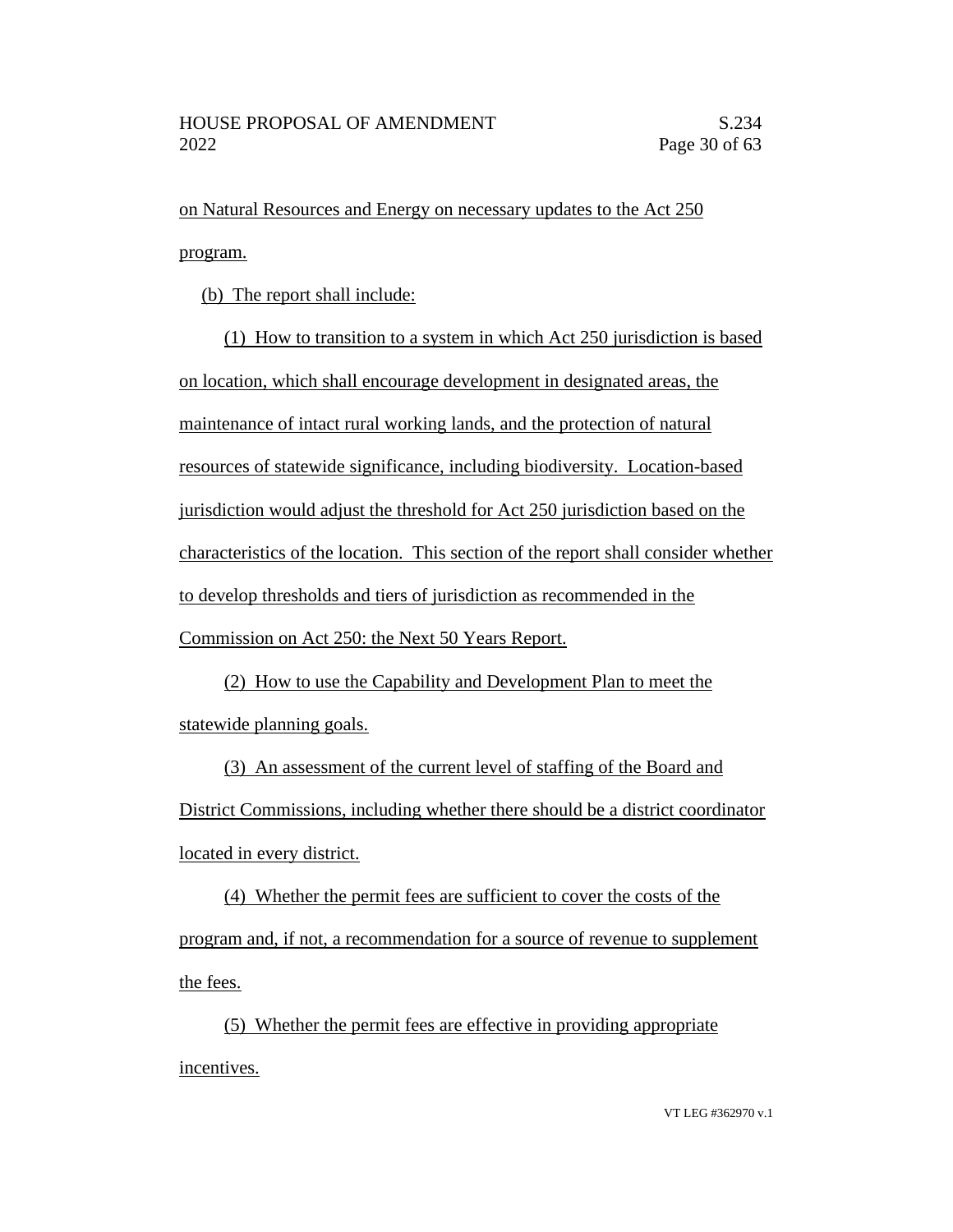on Natural Resources and Energy on necessary updates to the Act 250 program.

(b) The report shall include:

(1) How to transition to a system in which Act 250 jurisdiction is based on location, which shall encourage development in designated areas, the maintenance of intact rural working lands, and the protection of natural resources of statewide significance, including biodiversity. Location-based jurisdiction would adjust the threshold for Act 250 jurisdiction based on the characteristics of the location. This section of the report shall consider whether to develop thresholds and tiers of jurisdiction as recommended in the Commission on Act 250: the Next 50 Years Report.

(2) How to use the Capability and Development Plan to meet the statewide planning goals.

(3) An assessment of the current level of staffing of the Board and District Commissions, including whether there should be a district coordinator located in every district.

(4) Whether the permit fees are sufficient to cover the costs of the program and, if not, a recommendation for a source of revenue to supplement the fees.

(5) Whether the permit fees are effective in providing appropriate incentives.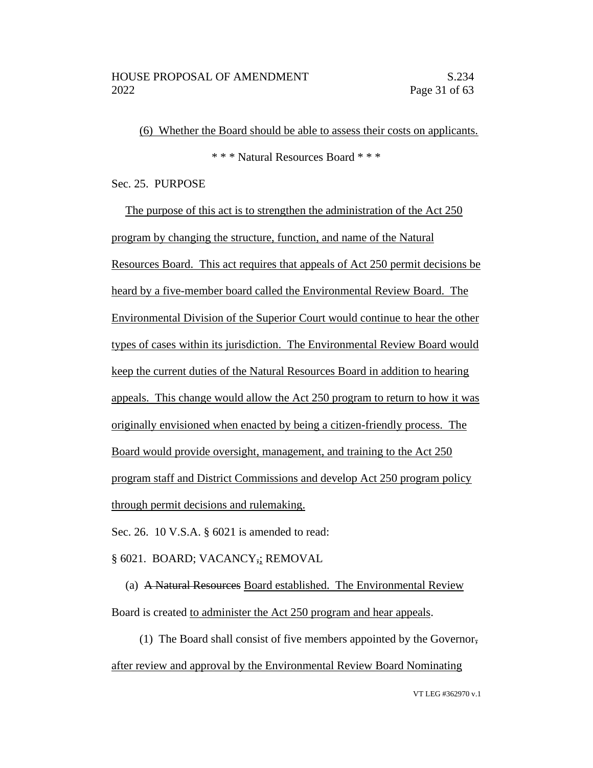(6) Whether the Board should be able to assess their costs on applicants.

\* \* \* Natural Resources Board \* \* \*

Sec. 25. PURPOSE

The purpose of this act is to strengthen the administration of the Act 250 program by changing the structure, function, and name of the Natural Resources Board. This act requires that appeals of Act 250 permit decisions be heard by a five-member board called the Environmental Review Board. The Environmental Division of the Superior Court would continue to hear the other types of cases within its jurisdiction. The Environmental Review Board would keep the current duties of the Natural Resources Board in addition to hearing appeals. This change would allow the Act 250 program to return to how it was originally envisioned when enacted by being a citizen-friendly process. The Board would provide oversight, management, and training to the Act 250 program staff and District Commissions and develop Act 250 program policy through permit decisions and rulemaking.

Sec. 26. 10 V.S.A. § 6021 is amended to read:

§ 6021. BOARD; VACANCY,; REMOVAL

(a) ~~A Natural Resources~~ Board established. The Environmental Review Board is created to administer the Act 250 program and hear appeals.

(1) The Board shall consist of five members appointed by the Governor~~,~~ after review and approval by the Environmental Review Board Nominating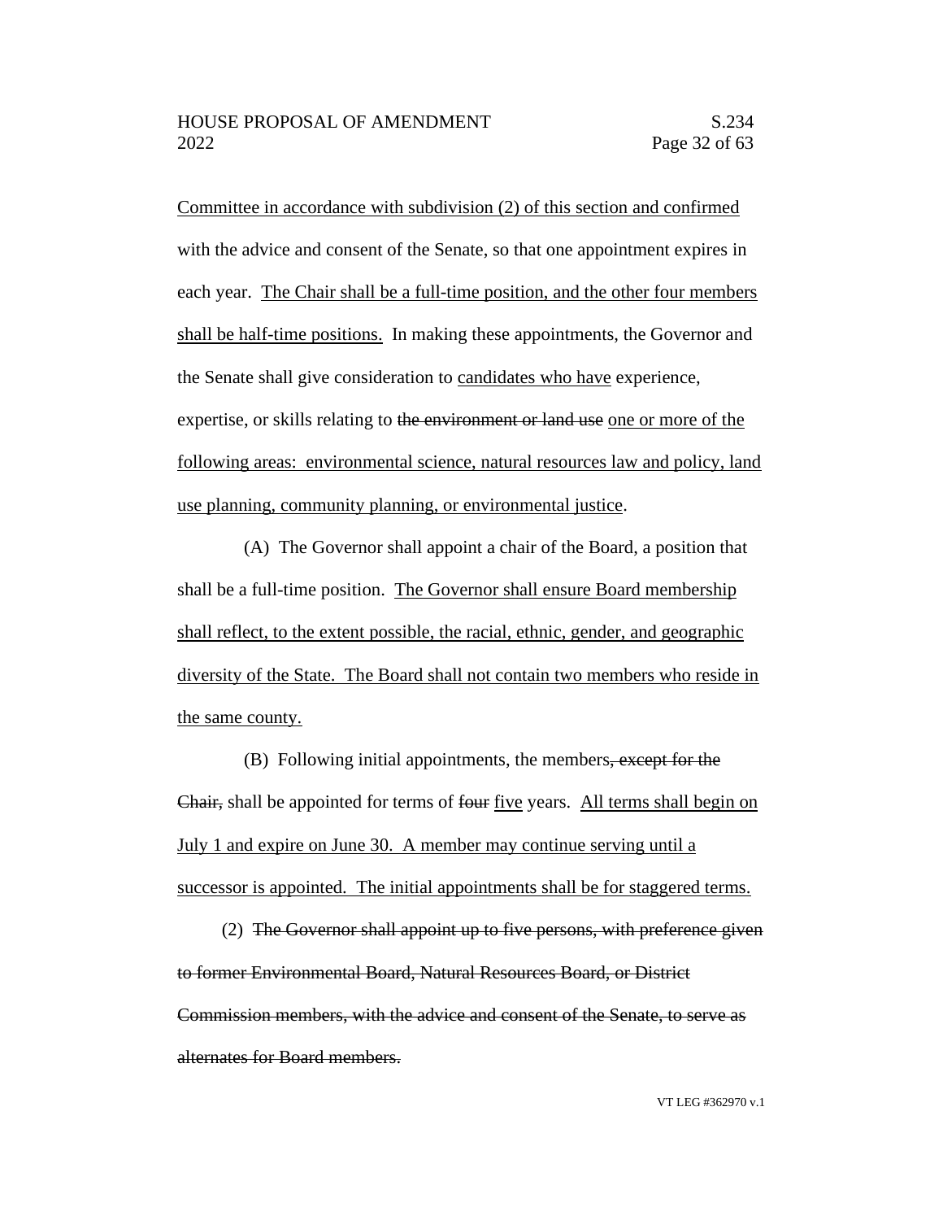<u>Committee in accordance with subdivision (2) of this section and confirmed</u> with the advice and consent of the Senate, so that one appointment expires in each year. <u>The Chair shall be a full-time position, and the other four members shall be half-time positions.</u> In making these appointments, the Governor and the Senate shall give consideration to <u>candidates who have</u> experience, expertise, or skills relating to ~~the environment or land use~~ <u>one or more of the following areas: environmental science, natural resources law and policy, land use planning, community planning, or environmental justice</u>.

(A) The Governor shall appoint a chair of the Board, a position that shall be a full-time position. <u>The Governor shall ensure Board membership shall reflect, to the extent possible, the racial, ethnic, gender, and geographic diversity of the State. The Board shall not contain two members who reside in the same county.</u>

(B) Following initial appointments, the members~~, except for the Chair,~~ shall be appointed for terms of ~~four~~ <u>five</u> years. <u>All terms shall begin on July 1 and expire on June 30. A member may continue serving until a successor is appointed. The initial appointments shall be for staggered terms.</u>

(2) ~~The Governor shall appoint up to five persons, with preference given to former Environmental Board, Natural Resources Board, or District Commission members, with the advice and consent of the Senate, to serve as alternates for Board members.~~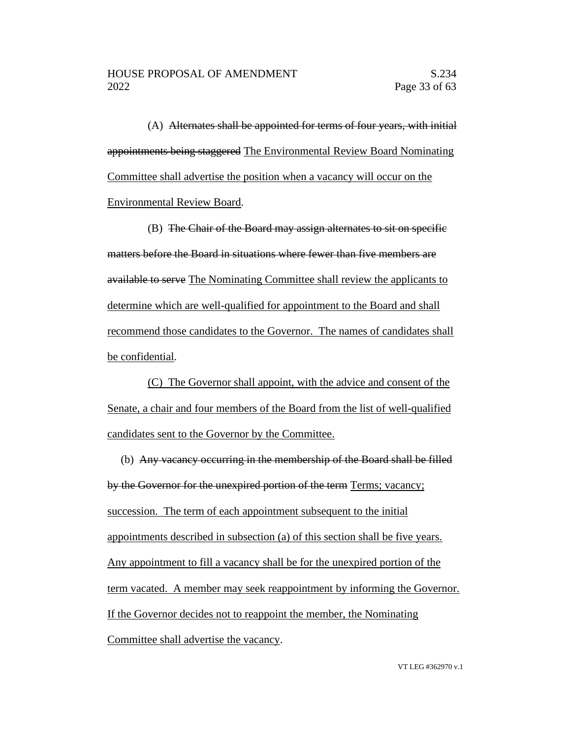(A) ~~Alternates shall be appointed for terms of four years, with initial appointments being staggered~~ The Environmental Review Board Nominating Committee shall advertise the position when a vacancy will occur on the Environmental Review Board.

(B) ~~The Chair of the Board may assign alternates to sit on specific matters before the Board in situations where fewer than five members are available to serve~~ The Nominating Committee shall review the applicants to determine which are well-qualified for appointment to the Board and shall recommend those candidates to the Governor. The names of candidates shall be confidential.

(C) The Governor shall appoint, with the advice and consent of the Senate, a chair and four members of the Board from the list of well-qualified candidates sent to the Governor by the Committee.

(b) ~~Any vacancy occurring in the membership of the Board shall be filled by the Governor for the unexpired portion of the term~~ Terms; vacancy; succession. The term of each appointment subsequent to the initial appointments described in subsection (a) of this section shall be five years. Any appointment to fill a vacancy shall be for the unexpired portion of the term vacated. A member may seek reappointment by informing the Governor. If the Governor decides not to reappoint the member, the Nominating Committee shall advertise the vacancy.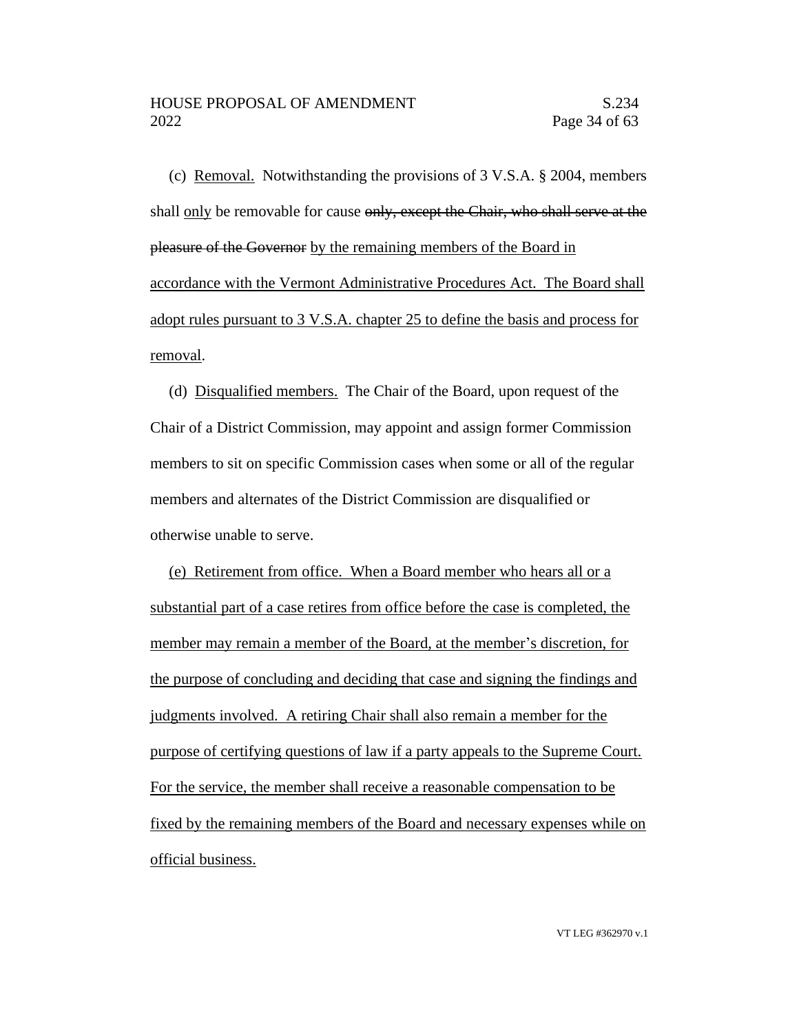(c) Removal. Notwithstanding the provisions of 3 V.S.A. § 2004, members shall only be removable for cause ~~only, except the Chair, who shall serve at the pleasure of the Governor~~ by the remaining members of the Board in accordance with the Vermont Administrative Procedures Act. The Board shall adopt rules pursuant to 3 V.S.A. chapter 25 to define the basis and process for removal.

(d) Disqualified members. The Chair of the Board, upon request of the Chair of a District Commission, may appoint and assign former Commission members to sit on specific Commission cases when some or all of the regular members and alternates of the District Commission are disqualified or otherwise unable to serve.

(e) Retirement from office. When a Board member who hears all or a substantial part of a case retires from office before the case is completed, the member may remain a member of the Board, at the member's discretion, for the purpose of concluding and deciding that case and signing the findings and judgments involved. A retiring Chair shall also remain a member for the purpose of certifying questions of law if a party appeals to the Supreme Court. For the service, the member shall receive a reasonable compensation to be fixed by the remaining members of the Board and necessary expenses while on official business.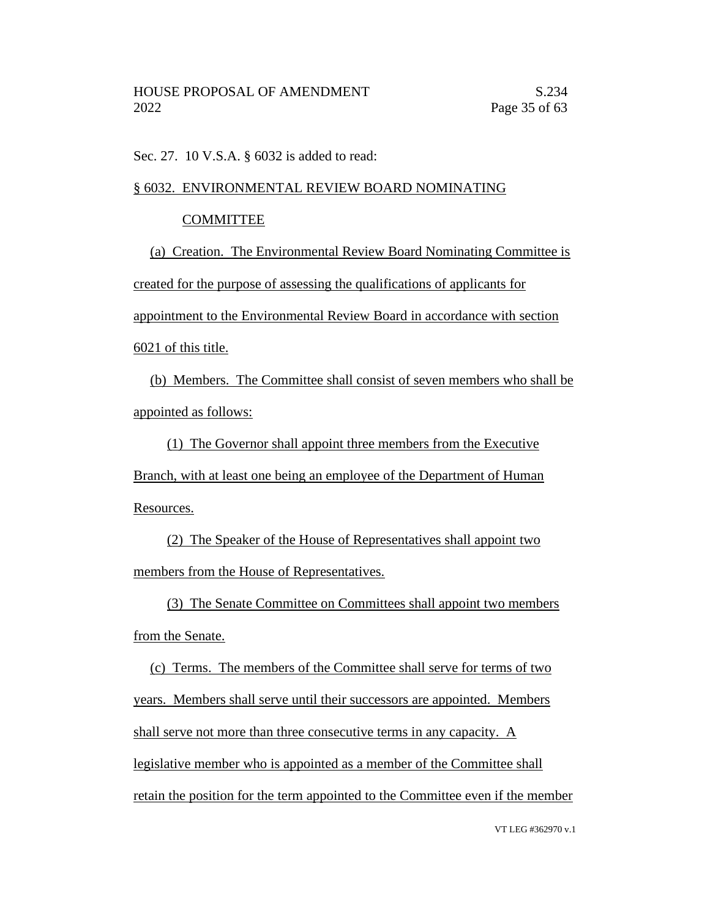Sec. 27. 10 V.S.A. § 6032 is added to read:

§ 6032. ENVIRONMENTAL REVIEW BOARD NOMINATING COMMITTEE

(a) Creation. The Environmental Review Board Nominating Committee is created for the purpose of assessing the qualifications of applicants for appointment to the Environmental Review Board in accordance with section 6021 of this title.

(b) Members. The Committee shall consist of seven members who shall be appointed as follows:

(1) The Governor shall appoint three members from the Executive Branch, with at least one being an employee of the Department of Human Resources.

(2) The Speaker of the House of Representatives shall appoint two members from the House of Representatives.

(3) The Senate Committee on Committees shall appoint two members from the Senate.

(c) Terms. The members of the Committee shall serve for terms of two years. Members shall serve until their successors are appointed. Members shall serve not more than three consecutive terms in any capacity. A legislative member who is appointed as a member of the Committee shall retain the position for the term appointed to the Committee even if the member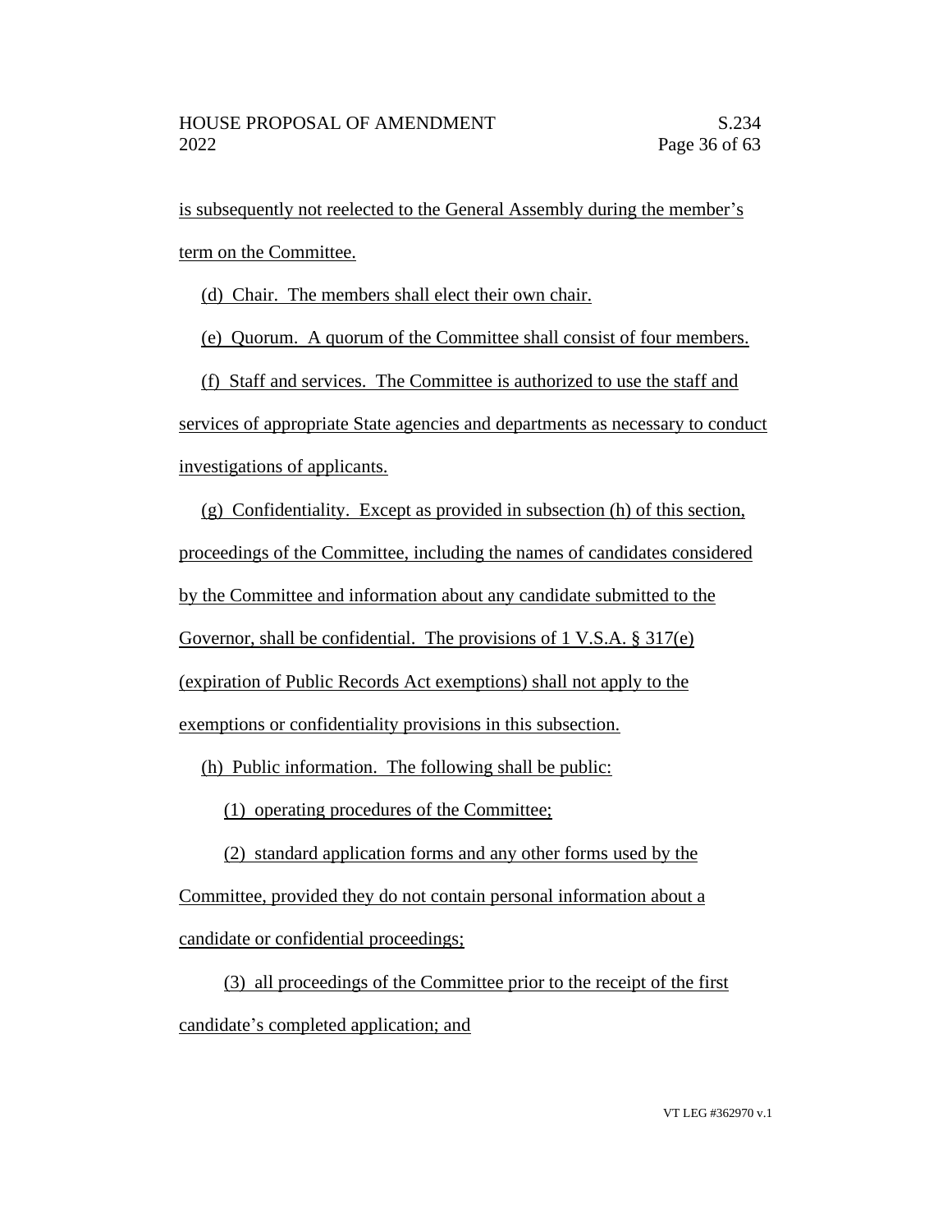is subsequently not reelected to the General Assembly during the member's term on the Committee.

(d) Chair. The members shall elect their own chair.

(e) Quorum. A quorum of the Committee shall consist of four members.

(f) Staff and services. The Committee is authorized to use the staff and services of appropriate State agencies and departments as necessary to conduct investigations of applicants.

(g) Confidentiality. Except as provided in subsection (h) of this section, proceedings of the Committee, including the names of candidates considered by the Committee and information about any candidate submitted to the Governor, shall be confidential. The provisions of 1 V.S.A. § 317(e) (expiration of Public Records Act exemptions) shall not apply to the exemptions or confidentiality provisions in this subsection.

(h) Public information. The following shall be public:

(1) operating procedures of the Committee;

(2) standard application forms and any other forms used by the Committee, provided they do not contain personal information about a candidate or confidential proceedings;

(3) all proceedings of the Committee prior to the receipt of the first candidate's completed application; and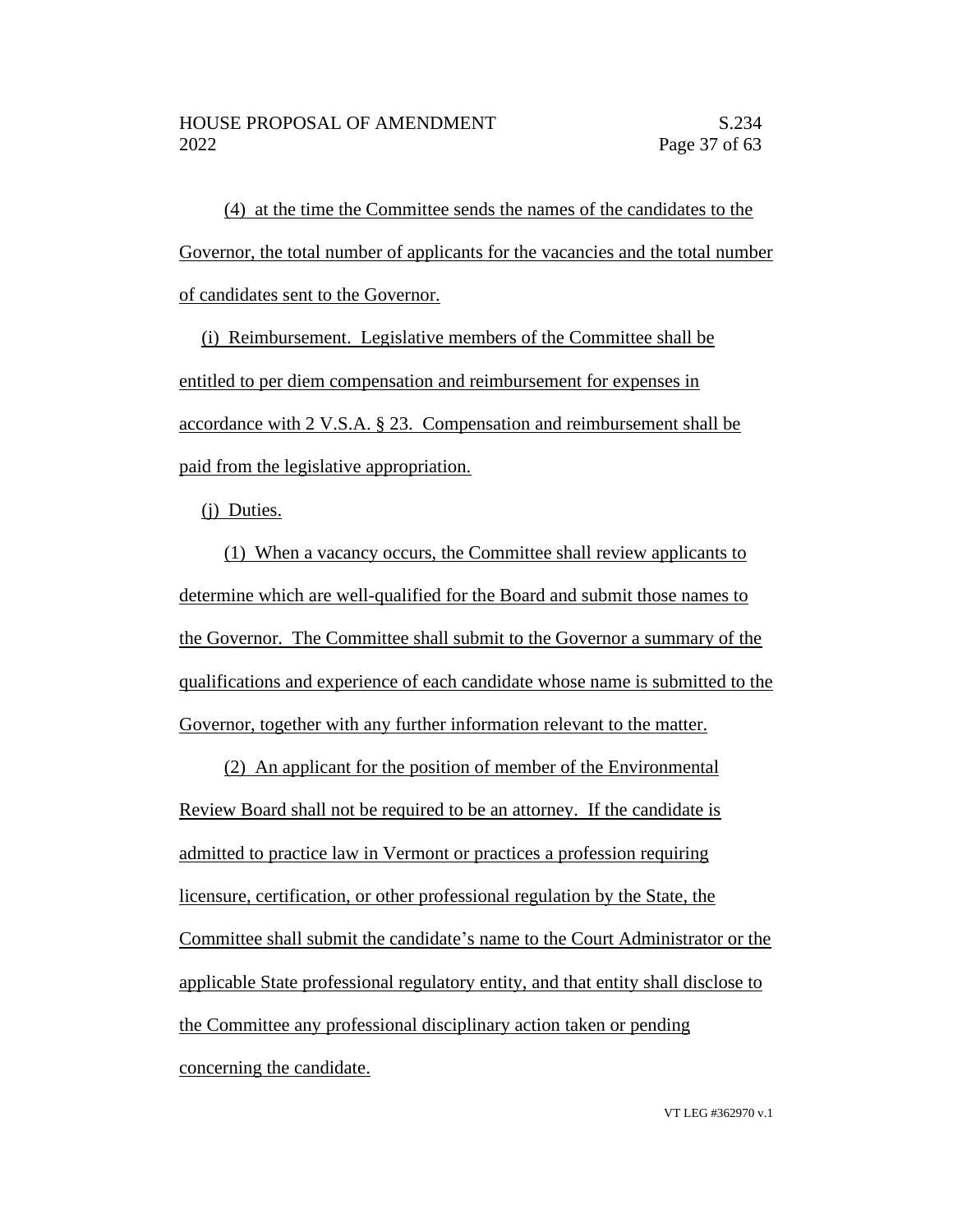(4) at the time the Committee sends the names of the candidates to the Governor, the total number of applicants for the vacancies and the total number of candidates sent to the Governor.

(i) Reimbursement. Legislative members of the Committee shall be entitled to per diem compensation and reimbursement for expenses in accordance with 2 V.S.A. § 23. Compensation and reimbursement shall be paid from the legislative appropriation.

(j) Duties.

(1) When a vacancy occurs, the Committee shall review applicants to determine which are well-qualified for the Board and submit those names to the Governor. The Committee shall submit to the Governor a summary of the qualifications and experience of each candidate whose name is submitted to the Governor, together with any further information relevant to the matter.

(2) An applicant for the position of member of the Environmental Review Board shall not be required to be an attorney. If the candidate is admitted to practice law in Vermont or practices a profession requiring licensure, certification, or other professional regulation by the State, the Committee shall submit the candidate's name to the Court Administrator or the applicable State professional regulatory entity, and that entity shall disclose to the Committee any professional disciplinary action taken or pending concerning the candidate.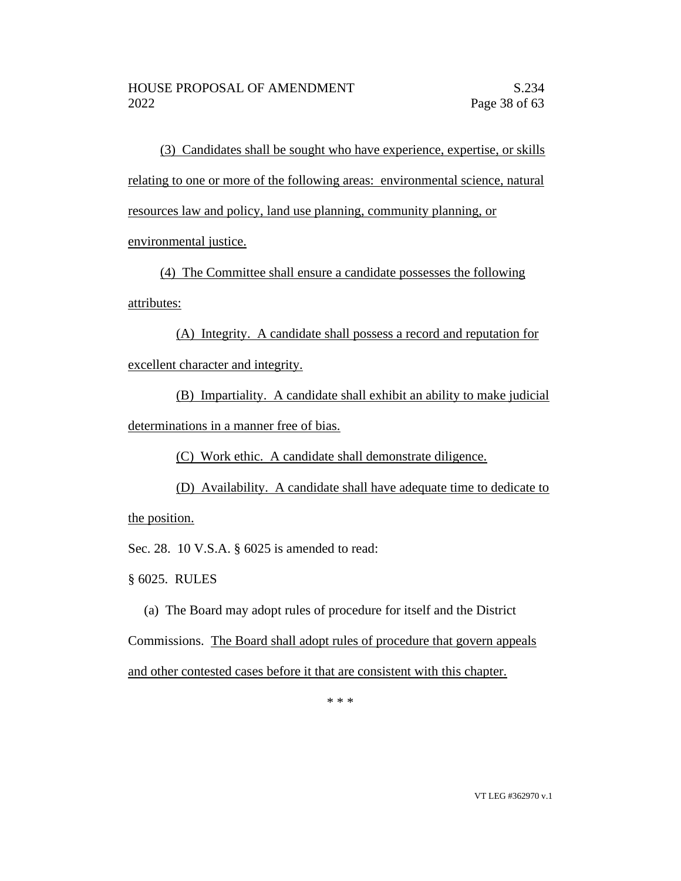(3) Candidates shall be sought who have experience, expertise, or skills relating to one or more of the following areas: environmental science, natural resources law and policy, land use planning, community planning, or environmental justice.

(4) The Committee shall ensure a candidate possesses the following attributes:

(A) Integrity. A candidate shall possess a record and reputation for excellent character and integrity.

(B) Impartiality. A candidate shall exhibit an ability to make judicial determinations in a manner free of bias.

(C) Work ethic. A candidate shall demonstrate diligence.

(D) Availability. A candidate shall have adequate time to dedicate to the position.

Sec. 28. 10 V.S.A. § 6025 is amended to read:

§ 6025. RULES

(a) The Board may adopt rules of procedure for itself and the District Commissions. The Board shall adopt rules of procedure that govern appeals and other contested cases before it that are consistent with this chapter.

* * *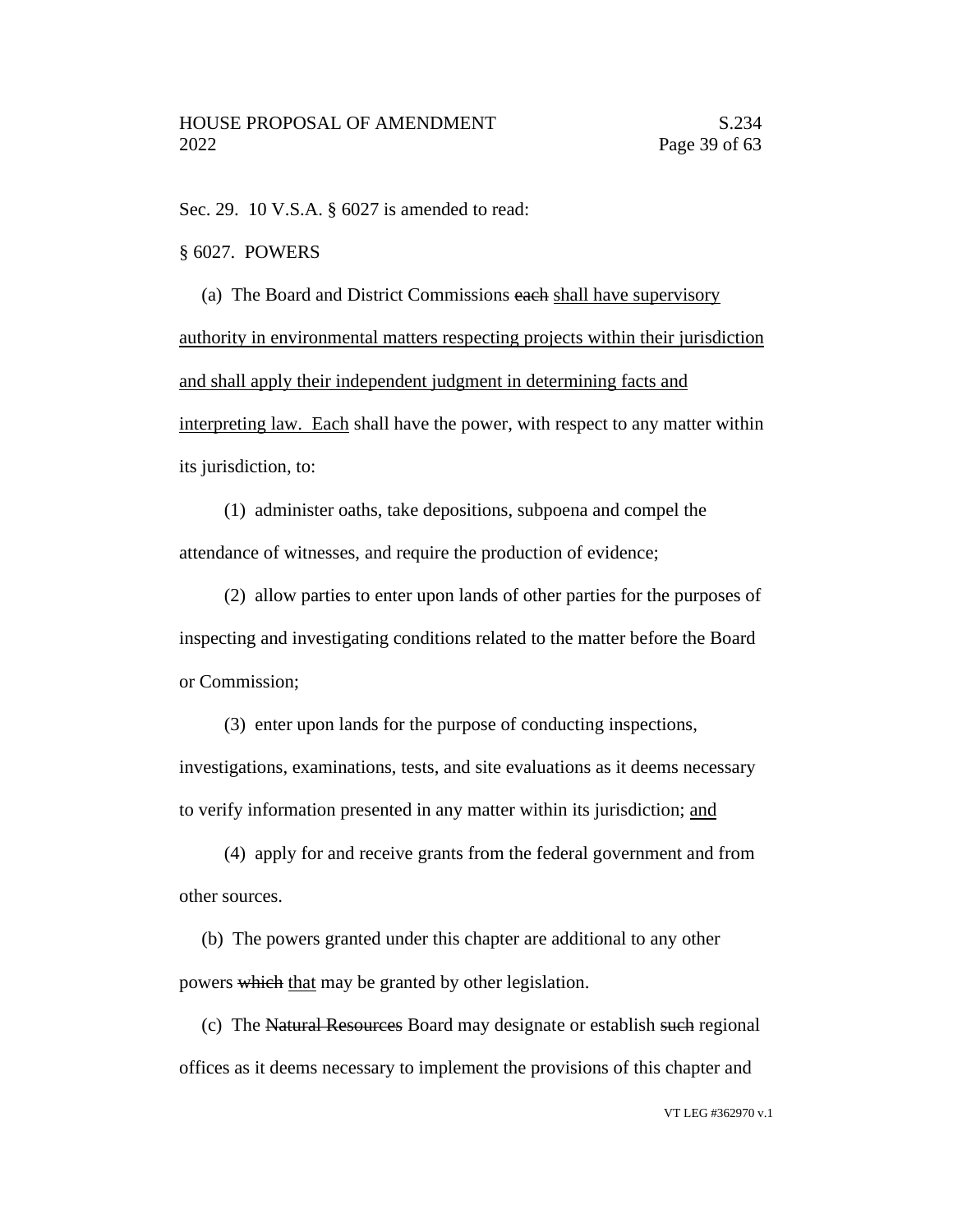Sec. 29. 10 V.S.A. § 6027 is amended to read:

§ 6027. POWERS

(a) The Board and District Commissions ~~each~~ shall have supervisory authority in environmental matters respecting projects within their jurisdiction and shall apply their independent judgment in determining facts and interpreting law. Each shall have the power, with respect to any matter within its jurisdiction, to:

(1) administer oaths, take depositions, subpoena and compel the attendance of witnesses, and require the production of evidence;

(2) allow parties to enter upon lands of other parties for the purposes of inspecting and investigating conditions related to the matter before the Board or Commission;

(3) enter upon lands for the purpose of conducting inspections, investigations, examinations, tests, and site evaluations as it deems necessary to verify information presented in any matter within its jurisdiction; and

(4) apply for and receive grants from the federal government and from other sources.

(b) The powers granted under this chapter are additional to any other powers ~~which~~ that may be granted by other legislation.

(c) The ~~Natural Resources~~ Board may designate or establish ~~such~~ regional offices as it deems necessary to implement the provisions of this chapter and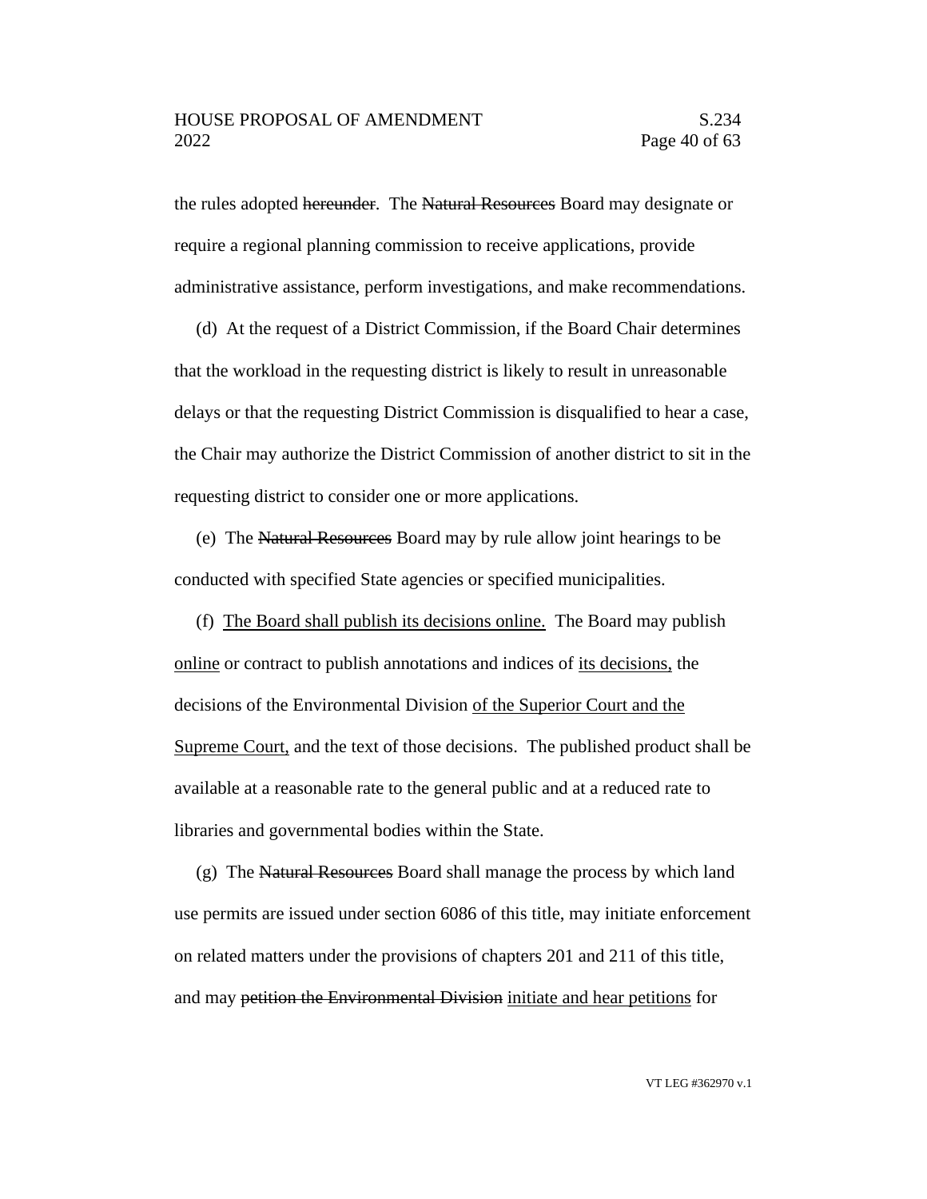the rules adopted ~~hereunder~~. The ~~Natural Resources~~ Board may designate or require a regional planning commission to receive applications, provide administrative assistance, perform investigations, and make recommendations.

(d) At the request of a District Commission, if the Board Chair determines that the workload in the requesting district is likely to result in unreasonable delays or that the requesting District Commission is disqualified to hear a case, the Chair may authorize the District Commission of another district to sit in the requesting district to consider one or more applications.

(e) The ~~Natural Resources~~ Board may by rule allow joint hearings to be conducted with specified State agencies or specified municipalities.

(f) <u>The Board shall publish its decisions online.</u> The Board may publish <u>online</u> or contract to publish annotations and indices of <u>its decisions,</u> the decisions of the Environmental Division <u>of the Superior Court and the Supreme Court,</u> and the text of those decisions. The published product shall be available at a reasonable rate to the general public and at a reduced rate to libraries and governmental bodies within the State.

(g) The ~~Natural Resources~~ Board shall manage the process by which land use permits are issued under section 6086 of this title, may initiate enforcement on related matters under the provisions of chapters 201 and 211 of this title, and may ~~petition the Environmental Division~~ <u>initiate and hear petitions</u> for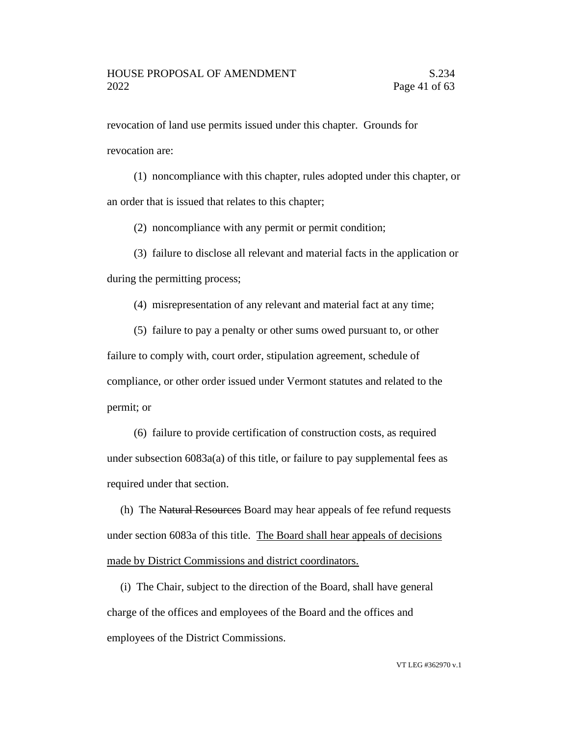revocation of land use permits issued under this chapter. Grounds for revocation are:

(1) noncompliance with this chapter, rules adopted under this chapter, or an order that is issued that relates to this chapter;

(2) noncompliance with any permit or permit condition;

(3) failure to disclose all relevant and material facts in the application or during the permitting process;

(4) misrepresentation of any relevant and material fact at any time;

(5) failure to pay a penalty or other sums owed pursuant to, or other failure to comply with, court order, stipulation agreement, schedule of compliance, or other order issued under Vermont statutes and related to the permit; or

(6) failure to provide certification of construction costs, as required under subsection 6083a(a) of this title, or failure to pay supplemental fees as required under that section.

(h) The ~~Natural Resources~~ Board may hear appeals of fee refund requests under section 6083a of this title. <u>The Board shall hear appeals of decisions made by District Commissions and district coordinators.</u>

(i) The Chair, subject to the direction of the Board, shall have general charge of the offices and employees of the Board and the offices and employees of the District Commissions.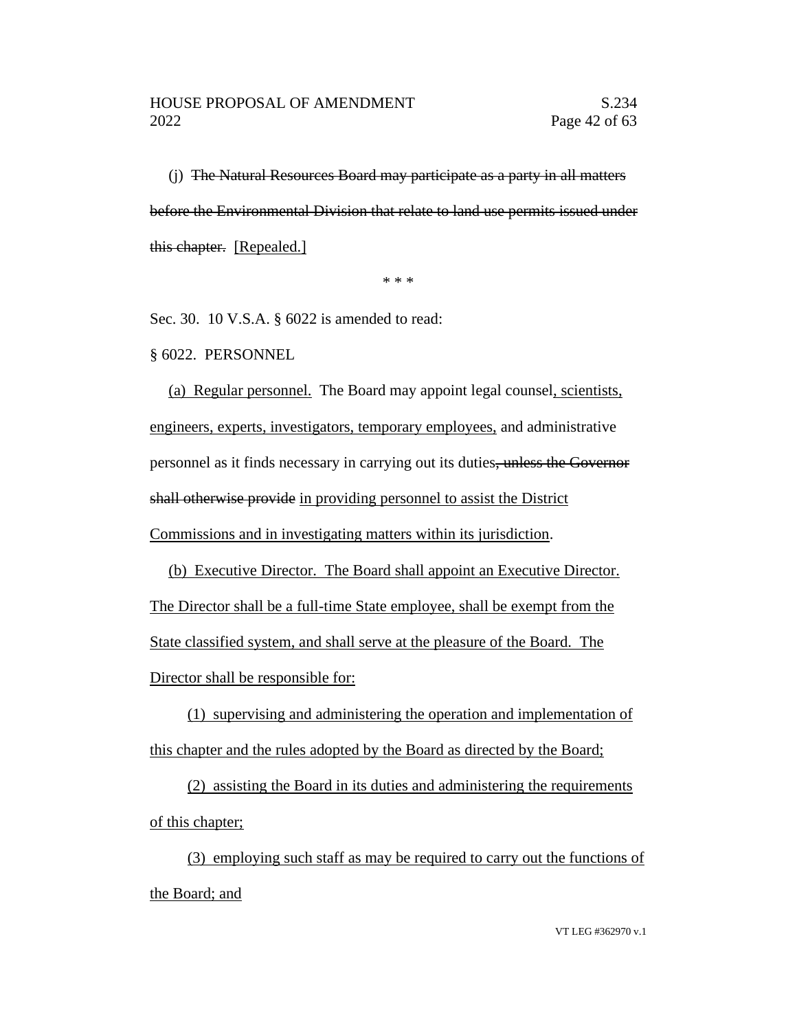(j) ~~The Natural Resources Board may participate as a party in all matters before the Environmental Division that relate to land use permits issued under this chapter.~~ <u>[Repealed.]</u>

\* \* \*

Sec. 30. 10 V.S.A. § 6022 is amended to read:

§ 6022. PERSONNEL

<u>(a) Regular personnel.</u> The Board may appoint legal counsel<u>, scientists, engineers, experts, investigators, temporary employees,</u> and administrative personnel as it finds necessary in carrying out its duties~~, unless the Governor shall otherwise provide~~ <u>in providing personnel to assist the District Commissions and in investigating matters within its jurisdiction</u>.

<u>(b) Executive Director. The Board shall appoint an Executive Director. The Director shall be a full-time State employee, shall be exempt from the State classified system, and shall serve at the pleasure of the Board. The Director shall be responsible for:</u>

<u>(1) supervising and administering the operation and implementation of this chapter and the rules adopted by the Board as directed by the Board;</u>

<u>(2) assisting the Board in its duties and administering the requirements of this chapter;</u>

<u>(3) employing such staff as may be required to carry out the functions of the Board; and</u>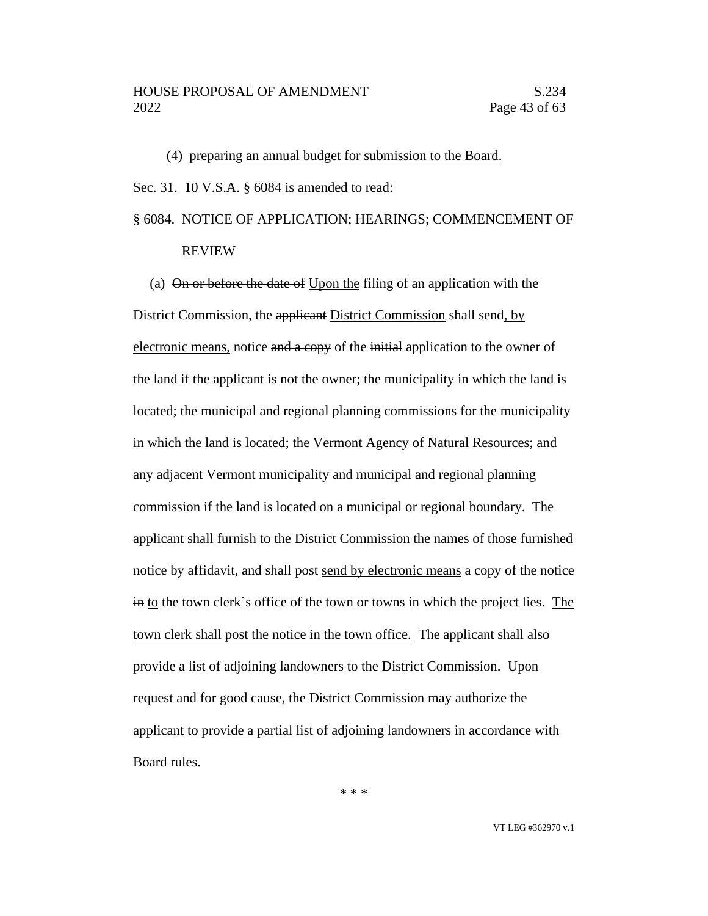<u>(4) preparing an annual budget for submission to the Board.</u>

Sec. 31. 10 V.S.A. § 6084 is amended to read:

§ 6084. NOTICE OF APPLICATION; HEARINGS; COMMENCEMENT OF REVIEW

(a) ~~On or before the date of~~ <u>Upon the</u> filing of an application with the District Commission, the ~~applicant~~ <u>District Commission</u> shall send<u>, by electronic means,</u> notice ~~and a copy~~ of the ~~initial~~ application to the owner of the land if the applicant is not the owner; the municipality in which the land is located; the municipal and regional planning commissions for the municipality in which the land is located; the Vermont Agency of Natural Resources; and any adjacent Vermont municipality and municipal and regional planning commission if the land is located on a municipal or regional boundary. The ~~applicant shall furnish to the~~ District Commission ~~the names of those furnished notice by affidavit, and~~ shall ~~post~~ <u>send by electronic means</u> a copy of the notice ~~in~~ <u>to</u> the town clerk's office of the town or towns in which the project lies. <u>The town clerk shall post the notice in the town office.</u> The applicant shall also provide a list of adjoining landowners to the District Commission. Upon request and for good cause, the District Commission may authorize the applicant to provide a partial list of adjoining landowners in accordance with Board rules.

\* \* \*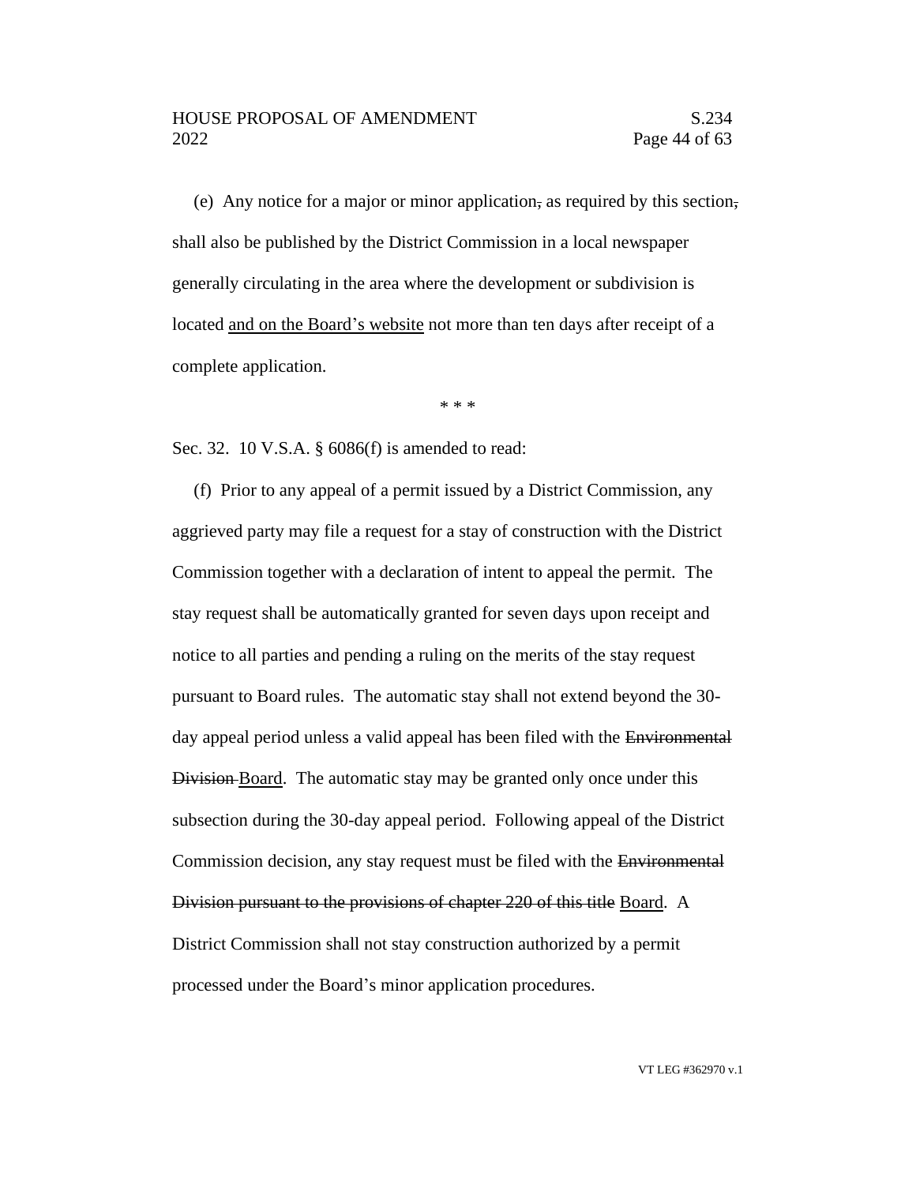(e) Any notice for a major or minor application~~,~~ as required by this section~~,~~ shall also be published by the District Commission in a local newspaper generally circulating in the area where the development or subdivision is located <u>and on the Board's website</u> not more than ten days after receipt of a complete application.

\* \* \*

Sec. 32. 10 V.S.A. § 6086(f) is amended to read:

(f) Prior to any appeal of a permit issued by a District Commission, any aggrieved party may file a request for a stay of construction with the District Commission together with a declaration of intent to appeal the permit. The stay request shall be automatically granted for seven days upon receipt and notice to all parties and pending a ruling on the merits of the stay request pursuant to Board rules. The automatic stay shall not extend beyond the 30-day appeal period unless a valid appeal has been filed with the ~~Environmental Division~~ <u>Board</u>. The automatic stay may be granted only once under this subsection during the 30-day appeal period. Following appeal of the District Commission decision, any stay request must be filed with the ~~Environmental Division pursuant to the provisions of chapter 220 of this title~~ <u>Board</u>. A District Commission shall not stay construction authorized by a permit processed under the Board's minor application procedures.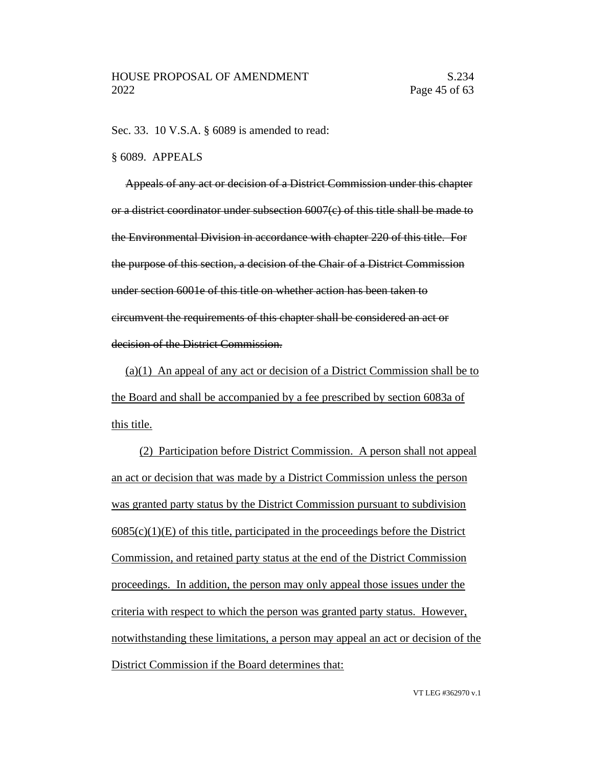Sec. 33. 10 V.S.A. § 6089 is amended to read:

§ 6089. APPEALS

~~Appeals of any act or decision of a District Commission under this chapter or a district coordinator under subsection 6007(c) of this title shall be made to the Environmental Division in accordance with chapter 220 of this title. For the purpose of this section, a decision of the Chair of a District Commission under section 6001e of this title on whether action has been taken to circumvent the requirements of this chapter shall be considered an act or decision of the District Commission.~~

<u>(a)(1) An appeal of any act or decision of a District Commission shall be to the Board and shall be accompanied by a fee prescribed by section 6083a of this title.</u>

<u>(2) Participation before District Commission. A person shall not appeal an act or decision that was made by a District Commission unless the person was granted party status by the District Commission pursuant to subdivision 6085(c)(1)(E) of this title, participated in the proceedings before the District Commission, and retained party status at the end of the District Commission proceedings. In addition, the person may only appeal those issues under the criteria with respect to which the person was granted party status. However, notwithstanding these limitations, a person may appeal an act or decision of the District Commission if the Board determines that:</u>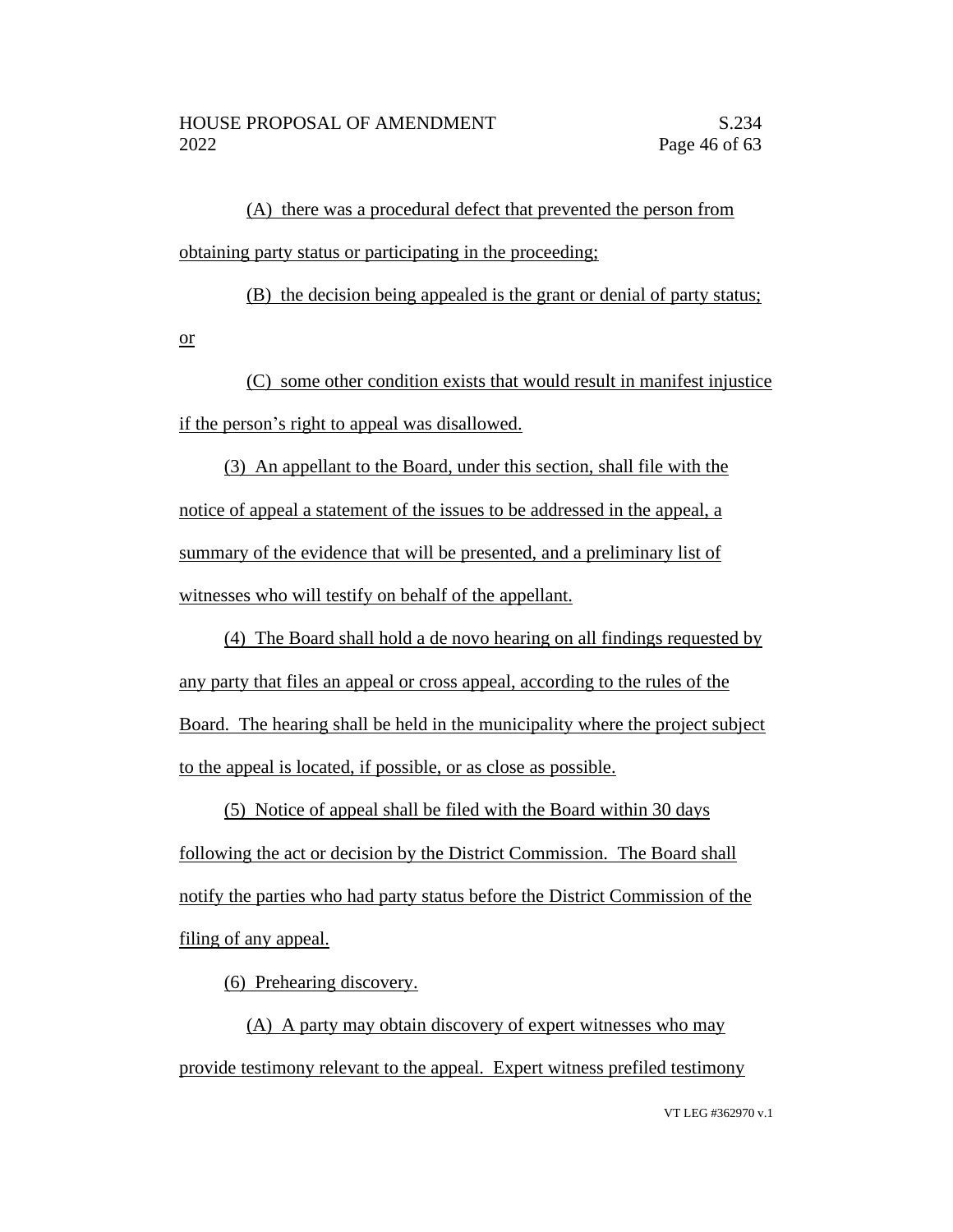(A) there was a procedural defect that prevented the person from obtaining party status or participating in the proceeding;

(B) the decision being appealed is the grant or denial of party status; or

(C) some other condition exists that would result in manifest injustice if the person's right to appeal was disallowed.

(3) An appellant to the Board, under this section, shall file with the notice of appeal a statement of the issues to be addressed in the appeal, a summary of the evidence that will be presented, and a preliminary list of witnesses who will testify on behalf of the appellant.

(4) The Board shall hold a de novo hearing on all findings requested by any party that files an appeal or cross appeal, according to the rules of the Board. The hearing shall be held in the municipality where the project subject to the appeal is located, if possible, or as close as possible.

(5) Notice of appeal shall be filed with the Board within 30 days following the act or decision by the District Commission. The Board shall notify the parties who had party status before the District Commission of the filing of any appeal.

(6) Prehearing discovery.

(A) A party may obtain discovery of expert witnesses who may provide testimony relevant to the appeal. Expert witness prefiled testimony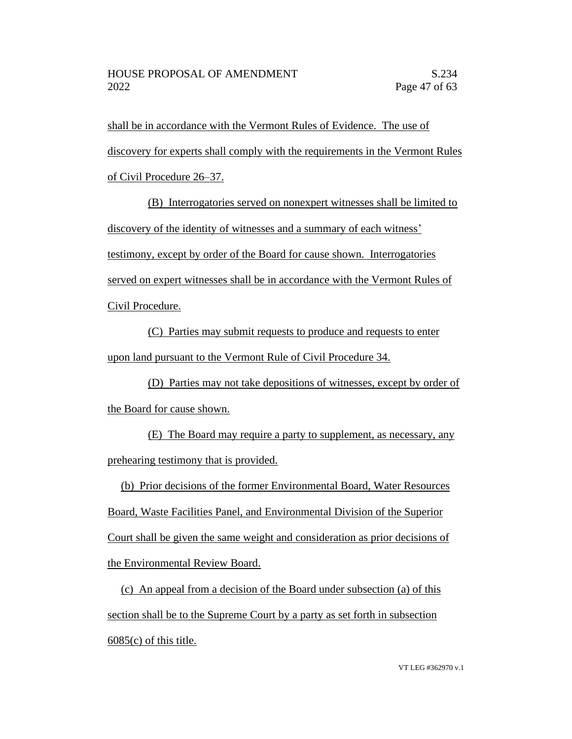shall be in accordance with the Vermont Rules of Evidence. The use of discovery for experts shall comply with the requirements in the Vermont Rules of Civil Procedure 26–37.

(B) Interrogatories served on nonexpert witnesses shall be limited to discovery of the identity of witnesses and a summary of each witness' testimony, except by order of the Board for cause shown. Interrogatories served on expert witnesses shall be in accordance with the Vermont Rules of Civil Procedure.

(C) Parties may submit requests to produce and requests to enter upon land pursuant to the Vermont Rule of Civil Procedure 34.

(D) Parties may not take depositions of witnesses, except by order of the Board for cause shown.

(E) The Board may require a party to supplement, as necessary, any prehearing testimony that is provided.

(b) Prior decisions of the former Environmental Board, Water Resources Board, Waste Facilities Panel, and Environmental Division of the Superior Court shall be given the same weight and consideration as prior decisions of the Environmental Review Board.

(c) An appeal from a decision of the Board under subsection (a) of this section shall be to the Supreme Court by a party as set forth in subsection 6085(c) of this title.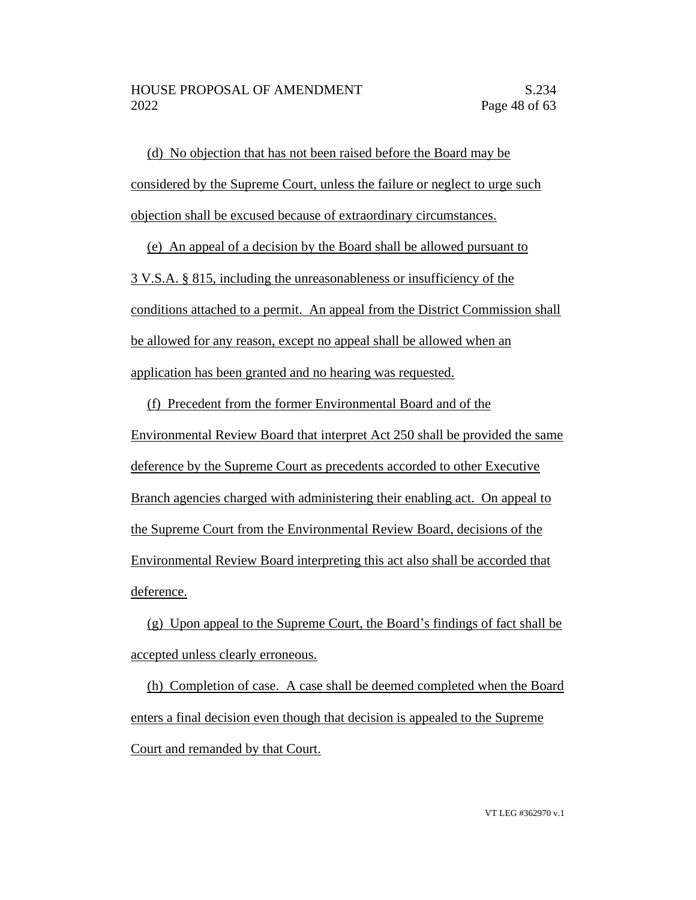(d) No objection that has not been raised before the Board may be considered by the Supreme Court, unless the failure or neglect to urge such objection shall be excused because of extraordinary circumstances.

(e) An appeal of a decision by the Board shall be allowed pursuant to 3 V.S.A. § 815, including the unreasonableness or insufficiency of the conditions attached to a permit. An appeal from the District Commission shall be allowed for any reason, except no appeal shall be allowed when an application has been granted and no hearing was requested.

(f) Precedent from the former Environmental Board and of the Environmental Review Board that interpret Act 250 shall be provided the same deference by the Supreme Court as precedents accorded to other Executive Branch agencies charged with administering their enabling act. On appeal to the Supreme Court from the Environmental Review Board, decisions of the Environmental Review Board interpreting this act also shall be accorded that deference.

(g) Upon appeal to the Supreme Court, the Board's findings of fact shall be accepted unless clearly erroneous.

(h) Completion of case. A case shall be deemed completed when the Board enters a final decision even though that decision is appealed to the Supreme Court and remanded by that Court.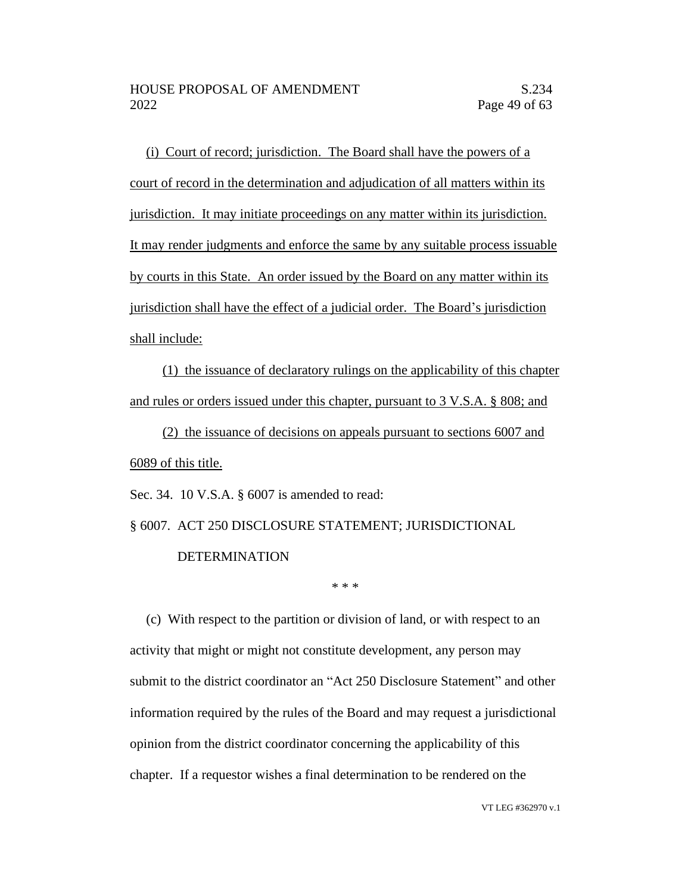(i) Court of record; jurisdiction. The Board shall have the powers of a court of record in the determination and adjudication of all matters within its jurisdiction. It may initiate proceedings on any matter within its jurisdiction. It may render judgments and enforce the same by any suitable process issuable by courts in this State. An order issued by the Board on any matter within its jurisdiction shall have the effect of a judicial order. The Board's jurisdiction shall include:

(1) the issuance of declaratory rulings on the applicability of this chapter and rules or orders issued under this chapter, pursuant to 3 V.S.A. § 808; and

(2) the issuance of decisions on appeals pursuant to sections 6007 and 6089 of this title.

Sec. 34. 10 V.S.A. § 6007 is amended to read:

§ 6007. ACT 250 DISCLOSURE STATEMENT; JURISDICTIONAL DETERMINATION

\* \* \*

(c) With respect to the partition or division of land, or with respect to an activity that might or might not constitute development, any person may submit to the district coordinator an "Act 250 Disclosure Statement" and other information required by the rules of the Board and may request a jurisdictional opinion from the district coordinator concerning the applicability of this chapter. If a requestor wishes a final determination to be rendered on the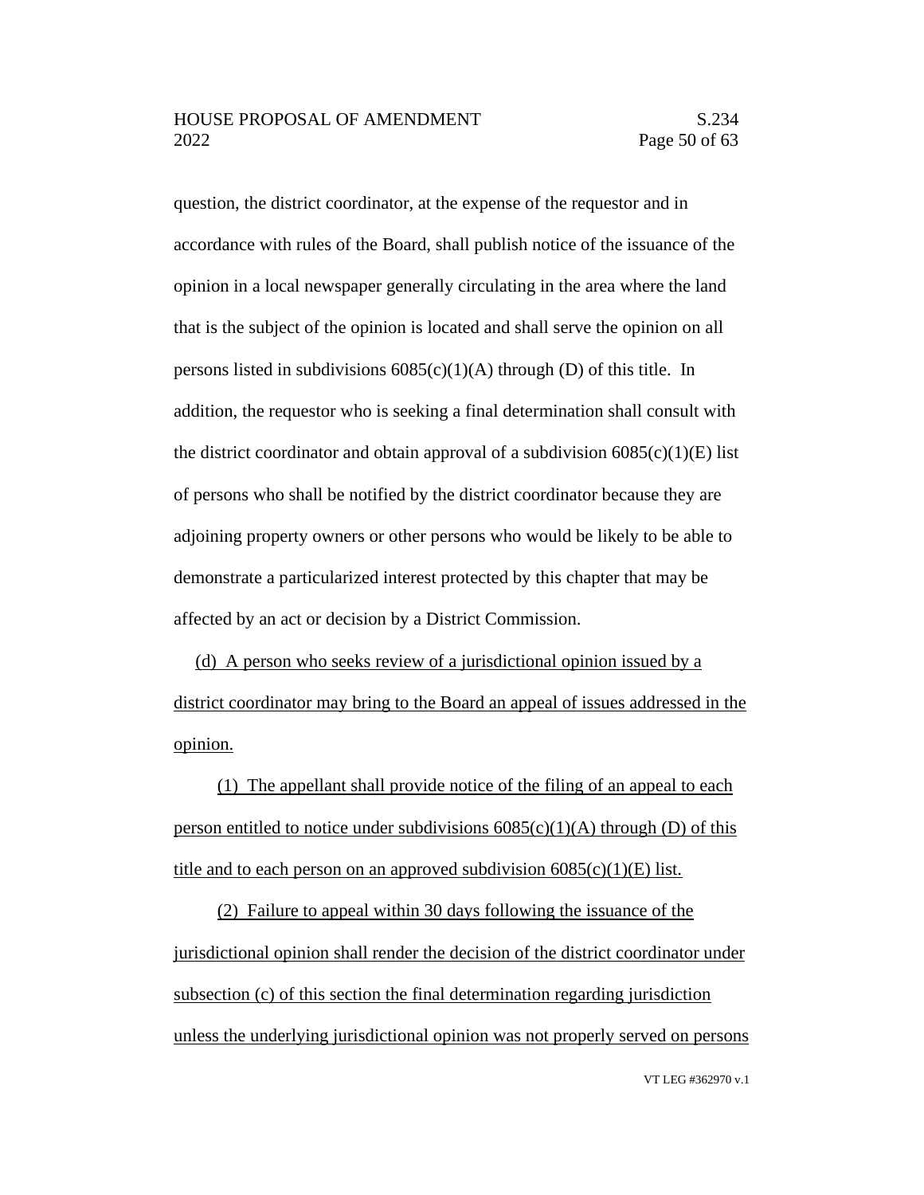question, the district coordinator, at the expense of the requestor and in accordance with rules of the Board, shall publish notice of the issuance of the opinion in a local newspaper generally circulating in the area where the land that is the subject of the opinion is located and shall serve the opinion on all persons listed in subdivisions 6085(c)(1)(A) through (D) of this title. In addition, the requestor who is seeking a final determination shall consult with the district coordinator and obtain approval of a subdivision 6085(c)(1)(E) list of persons who shall be notified by the district coordinator because they are adjoining property owners or other persons who would be likely to be able to demonstrate a particularized interest protected by this chapter that may be affected by an act or decision by a District Commission.

(d) A person who seeks review of a jurisdictional opinion issued by a district coordinator may bring to the Board an appeal of issues addressed in the opinion.

(1) The appellant shall provide notice of the filing of an appeal to each person entitled to notice under subdivisions 6085(c)(1)(A) through (D) of this title and to each person on an approved subdivision 6085(c)(1)(E) list.

(2) Failure to appeal within 30 days following the issuance of the jurisdictional opinion shall render the decision of the district coordinator under subsection (c) of this section the final determination regarding jurisdiction unless the underlying jurisdictional opinion was not properly served on persons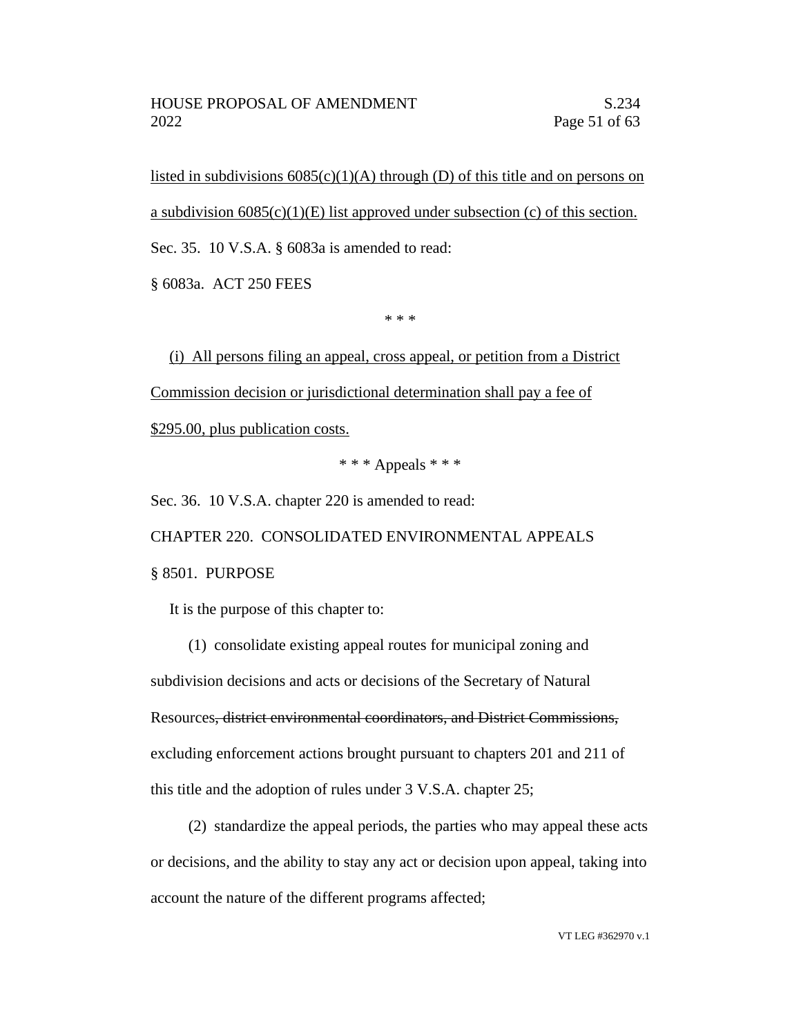listed in subdivisions 6085(c)(1)(A) through (D) of this title and on persons on a subdivision 6085(c)(1)(E) list approved under subsection (c) of this section.

Sec. 35. 10 V.S.A. § 6083a is amended to read:

§ 6083a. ACT 250 FEES

\* \* \*

(i) All persons filing an appeal, cross appeal, or petition from a District Commission decision or jurisdictional determination shall pay a fee of $295.00, plus publication costs.

\* \* \* Appeals \* \* \*

Sec. 36. 10 V.S.A. chapter 220 is amended to read:

CHAPTER 220. CONSOLIDATED ENVIRONMENTAL APPEALS

§ 8501. PURPOSE

It is the purpose of this chapter to:

(1) consolidate existing appeal routes for municipal zoning and subdivision decisions and acts or decisions of the Secretary of Natural Resources~~, district environmental coordinators, and District Commissions,~~ excluding enforcement actions brought pursuant to chapters 201 and 211 of this title and the adoption of rules under 3 V.S.A. chapter 25;

(2) standardize the appeal periods, the parties who may appeal these acts or decisions, and the ability to stay any act or decision upon appeal, taking into account the nature of the different programs affected;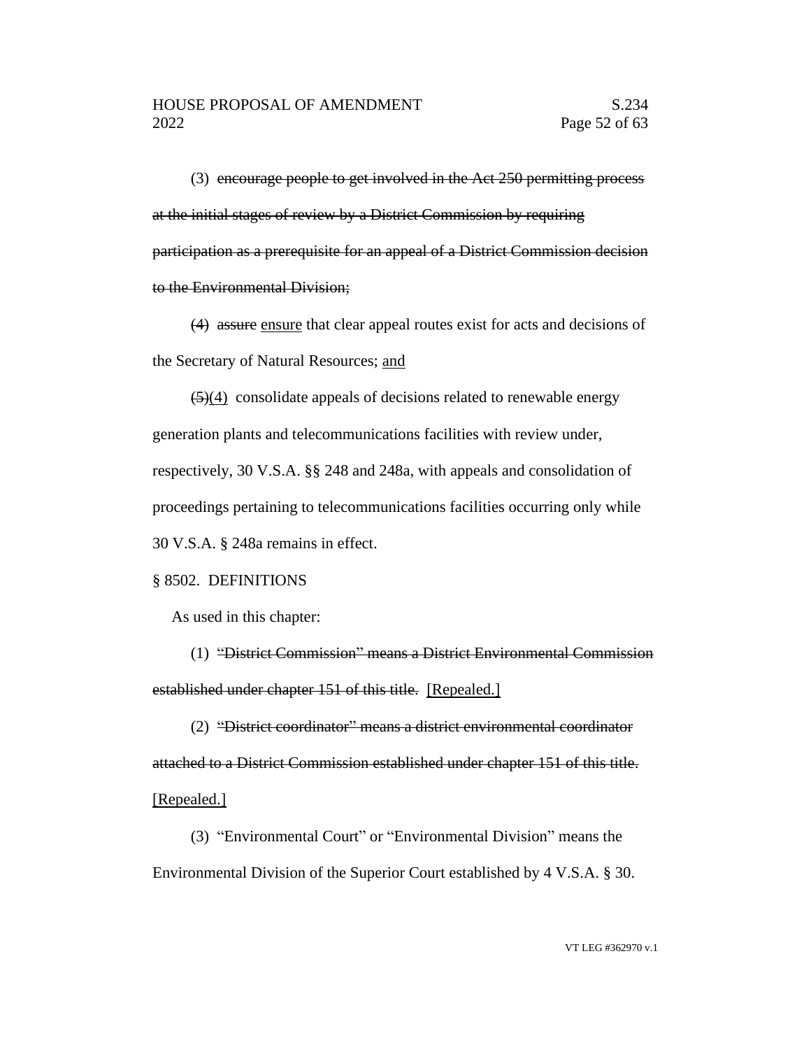(3) ~~encourage people to get involved in the Act 250 permitting process at the initial stages of review by a District Commission by requiring participation as a prerequisite for an appeal of a District Commission decision to the Environmental Division;~~

~~(4)~~ ~~assure~~ <u>ensure</u> that clear appeal routes exist for acts and decisions of the Secretary of Natural Resources; <u>and</u>

~~(5)~~<u>(4)</u> consolidate appeals of decisions related to renewable energy generation plants and telecommunications facilities with review under, respectively, 30 V.S.A. §§ 248 and 248a, with appeals and consolidation of proceedings pertaining to telecommunications facilities occurring only while 30 V.S.A. § 248a remains in effect.

§ 8502. DEFINITIONS

As used in this chapter:

(1) ~~"District Commission" means a District Environmental Commission established under chapter 151 of this title.~~ <u>[Repealed.]</u>

(2) ~~"District coordinator" means a district environmental coordinator attached to a District Commission established under chapter 151 of this title.~~ <u>[Repealed.]</u>

(3) "Environmental Court" or "Environmental Division" means the Environmental Division of the Superior Court established by 4 V.S.A. § 30.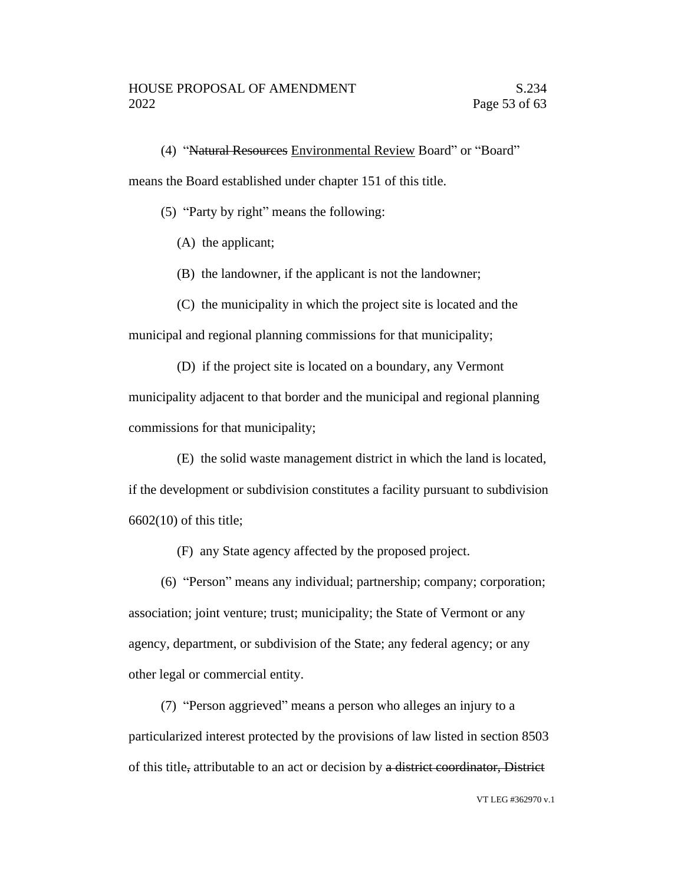(4) "~~Natural Resources~~ <u>Environmental Review</u> Board" or "Board" means the Board established under chapter 151 of this title.

(5) "Party by right" means the following:

(A) the applicant;

(B) the landowner, if the applicant is not the landowner;

(C) the municipality in which the project site is located and the municipal and regional planning commissions for that municipality;

(D) if the project site is located on a boundary, any Vermont municipality adjacent to that border and the municipal and regional planning commissions for that municipality;

(E) the solid waste management district in which the land is located, if the development or subdivision constitutes a facility pursuant to subdivision 6602(10) of this title;

(F) any State agency affected by the proposed project.

(6) "Person" means any individual; partnership; company; corporation; association; joint venture; trust; municipality; the State of Vermont or any agency, department, or subdivision of the State; any federal agency; or any other legal or commercial entity.

(7) "Person aggrieved" means a person who alleges an injury to a particularized interest protected by the provisions of law listed in section 8503 of this title~~,~~ attributable to an act or decision by ~~a district coordinator, District~~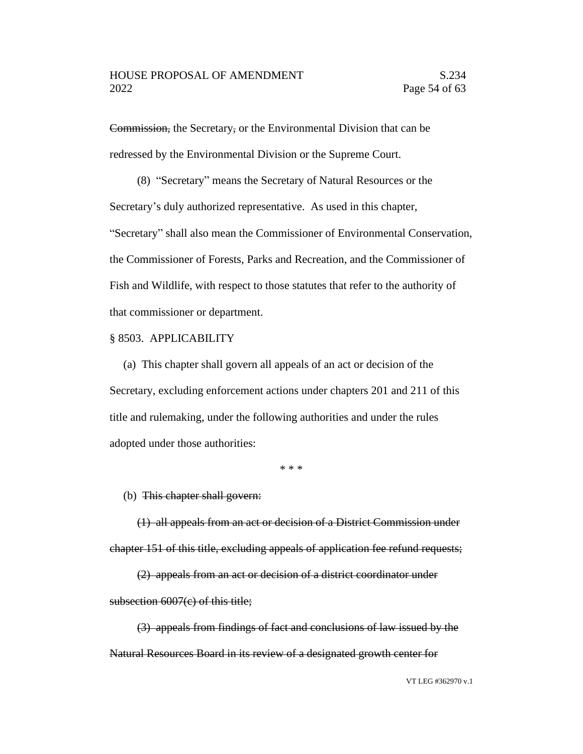~~Commission,~~ the Secretary~~,~~ or the Environmental Division that can be redressed by the Environmental Division or the Supreme Court.

(8) "Secretary" means the Secretary of Natural Resources or the Secretary's duly authorized representative. As used in this chapter, "Secretary" shall also mean the Commissioner of Environmental Conservation, the Commissioner of Forests, Parks and Recreation, and the Commissioner of Fish and Wildlife, with respect to those statutes that refer to the authority of that commissioner or department.

§ 8503. APPLICABILITY

(a) This chapter shall govern all appeals of an act or decision of the Secretary, excluding enforcement actions under chapters 201 and 211 of this title and rulemaking, under the following authorities and under the rules adopted under those authorities:

\* \* \*

(b) ~~This chapter shall govern:~~

~~(1) all appeals from an act or decision of a District Commission under chapter 151 of this title, excluding appeals of application fee refund requests;~~

~~(2) appeals from an act or decision of a district coordinator under subsection 6007(c) of this title;~~

~~(3) appeals from findings of fact and conclusions of law issued by the Natural Resources Board in its review of a designated growth center for~~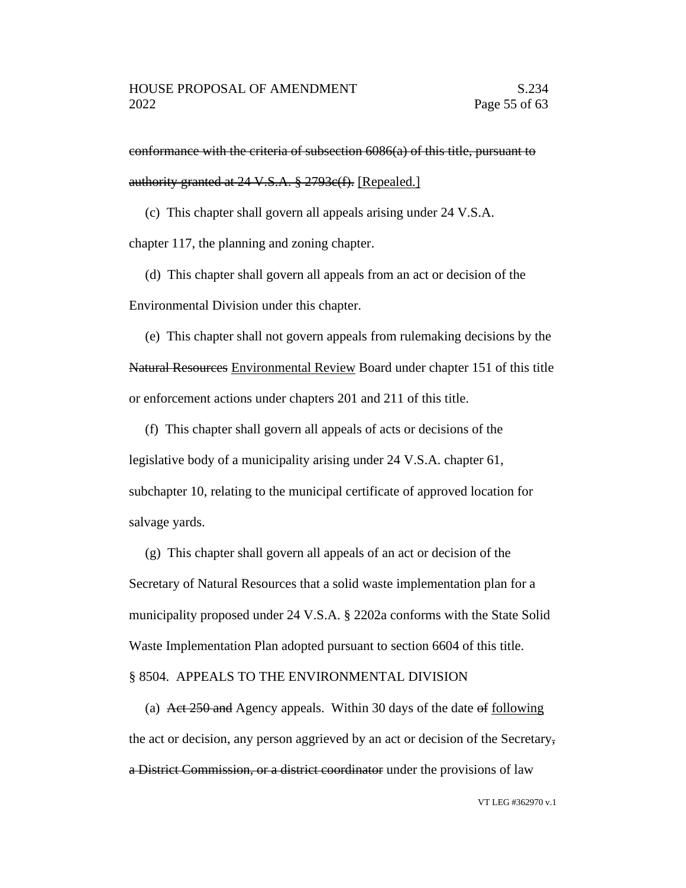~~conformance with the criteria of subsection 6086(a) of this title, pursuant to authority granted at 24 V.S.A. § 2793c(f).~~ <u>[Repealed.]</u>

(c) This chapter shall govern all appeals arising under 24 V.S.A. chapter 117, the planning and zoning chapter.

(d) This chapter shall govern all appeals from an act or decision of the Environmental Division under this chapter.

(e) This chapter shall not govern appeals from rulemaking decisions by the ~~Natural Resources~~ <u>Environmental Review</u> Board under chapter 151 of this title or enforcement actions under chapters 201 and 211 of this title.

(f) This chapter shall govern all appeals of acts or decisions of the legislative body of a municipality arising under 24 V.S.A. chapter 61, subchapter 10, relating to the municipal certificate of approved location for salvage yards.

(g) This chapter shall govern all appeals of an act or decision of the Secretary of Natural Resources that a solid waste implementation plan for a municipality proposed under 24 V.S.A. § 2202a conforms with the State Solid Waste Implementation Plan adopted pursuant to section 6604 of this title.

§ 8504. APPEALS TO THE ENVIRONMENTAL DIVISION

(a) ~~Act 250 and~~ Agency appeals. Within 30 days of the date ~~of~~ <u>following</u> the act or decision, any person aggrieved by an act or decision of the Secretary~~, a District Commission, or a district coordinator~~ under the provisions of law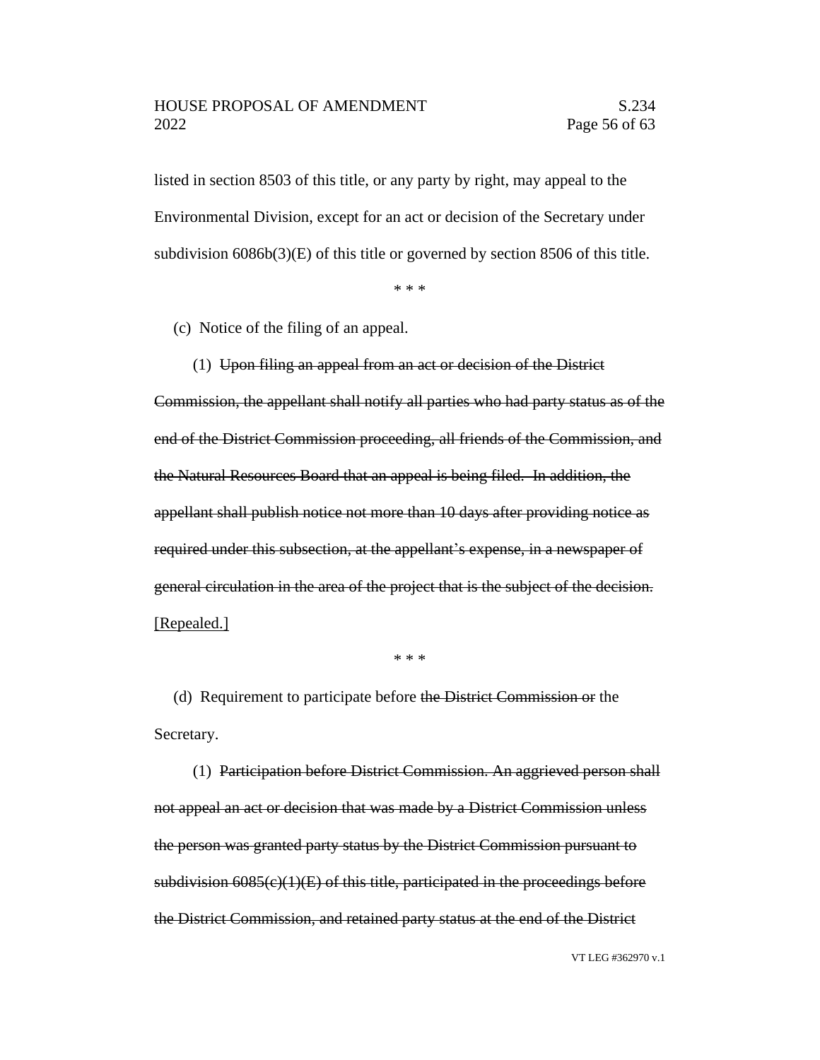listed in section 8503 of this title, or any party by right, may appeal to the Environmental Division, except for an act or decision of the Secretary under subdivision 6086b(3)(E) of this title or governed by section 8506 of this title.

\* \* \*

(c) Notice of the filing of an appeal.

(1) ~~Upon filing an appeal from an act or decision of the District Commission, the appellant shall notify all parties who had party status as of the end of the District Commission proceeding, all friends of the Commission, and the Natural Resources Board that an appeal is being filed. In addition, the appellant shall publish notice not more than 10 days after providing notice as required under this subsection, at the appellant's expense, in a newspaper of general circulation in the area of the project that is the subject of the decision.~~ <u>[Repealed.]</u>

\* \* \*

(d) Requirement to participate before ~~the District Commission or~~ the Secretary.

(1) ~~Participation before District Commission. An aggrieved person shall not appeal an act or decision that was made by a District Commission unless the person was granted party status by the District Commission pursuant to subdivision 6085(c)(1)(E) of this title, participated in the proceedings before the District Commission, and retained party status at the end of the District~~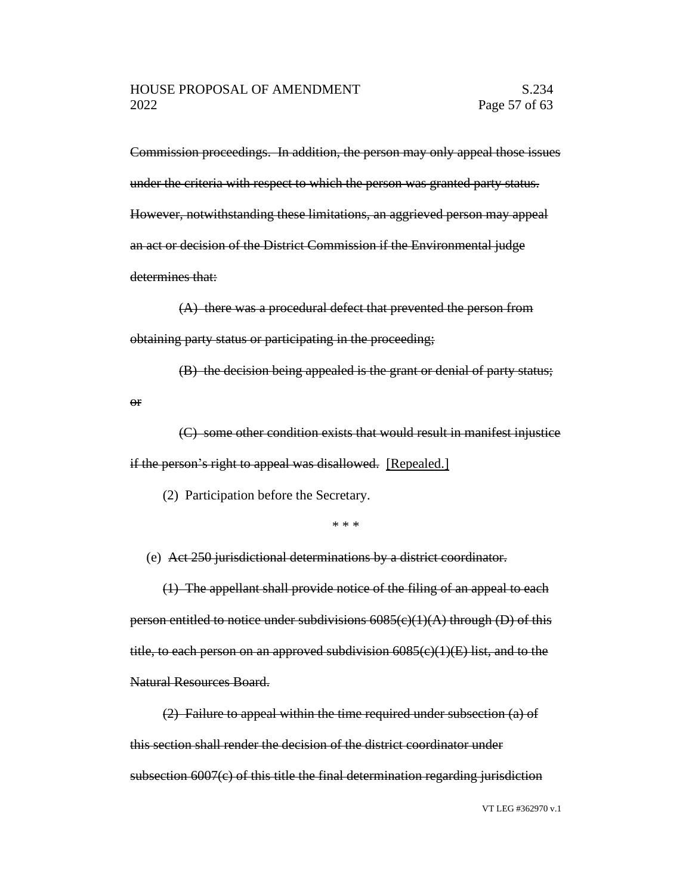~~Commission proceedings. In addition, the person may only appeal those issues under the criteria with respect to which the person was granted party status. However, notwithstanding these limitations, an aggrieved person may appeal an act or decision of the District Commission if the Environmental judge determines that:~~

~~(A) there was a procedural defect that prevented the person from obtaining party status or participating in the proceeding;~~

~~(B) the decision being appealed is the grant or denial of party status; or~~

~~(C) some other condition exists that would result in manifest injustice if the person's right to appeal was disallowed.~~ <u>[Repealed.]</u>

(2) Participation before the Secretary.

\* \* \*

(e) ~~Act 250 jurisdictional determinations by a district coordinator.~~

~~(1) The appellant shall provide notice of the filing of an appeal to each person entitled to notice under subdivisions 6085(c)(1)(A) through (D) of this title, to each person on an approved subdivision 6085(c)(1)(E) list, and to the Natural Resources Board.~~

~~(2) Failure to appeal within the time required under subsection (a) of this section shall render the decision of the district coordinator under subsection 6007(c) of this title the final determination regarding jurisdiction~~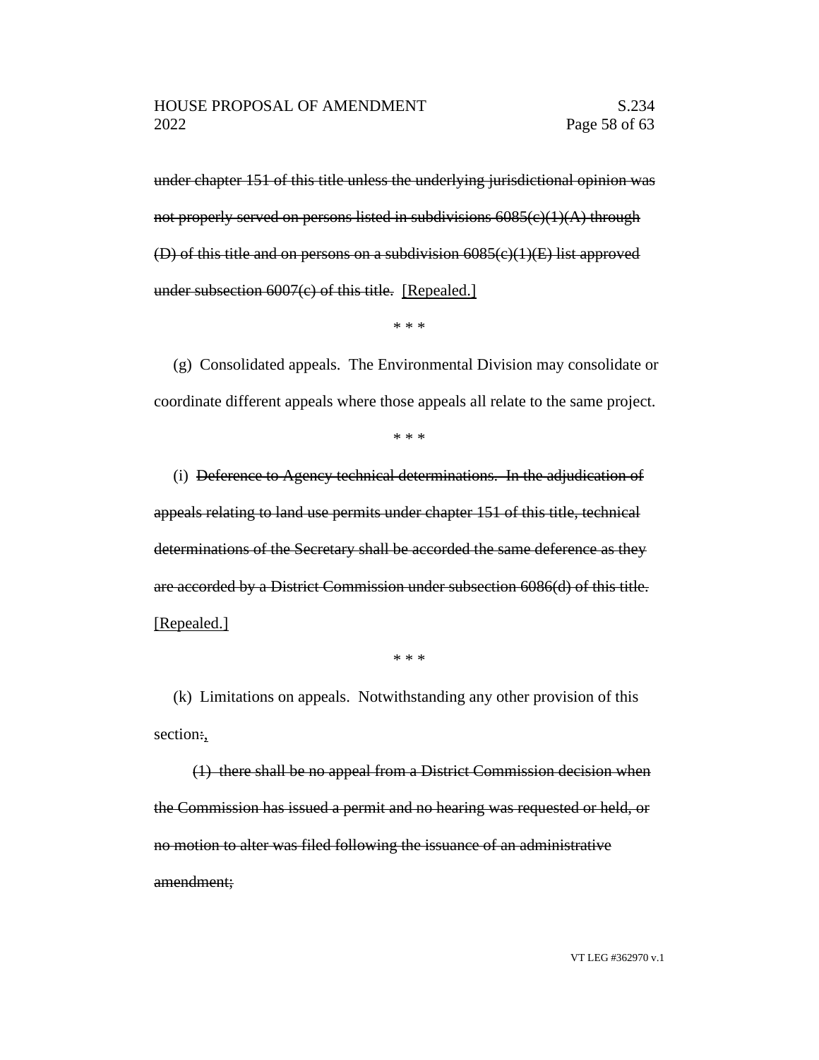~~under chapter 151 of this title unless the underlying jurisdictional opinion was not properly served on persons listed in subdivisions 6085(c)(1)(A) through (D) of this title and on persons on a subdivision 6085(c)(1)(E) list approved under subsection 6007(c) of this title.~~ <u>[Repealed.]</u>

\* \* \*

(g) Consolidated appeals. The Environmental Division may consolidate or coordinate different appeals where those appeals all relate to the same project.

\* \* \*

(i) ~~Deference to Agency technical determinations. In the adjudication of appeals relating to land use permits under chapter 151 of this title, technical determinations of the Secretary shall be accorded the same deference as they are accorded by a District Commission under subsection 6086(d) of this title.~~ <u>[Repealed.]</u>

\* \* \*

(k) Limitations on appeals. Notwithstanding any other provision of this section~~:~~<u>,</u>

~~(1) there shall be no appeal from a District Commission decision when the Commission has issued a permit and no hearing was requested or held, or no motion to alter was filed following the issuance of an administrative amendment;~~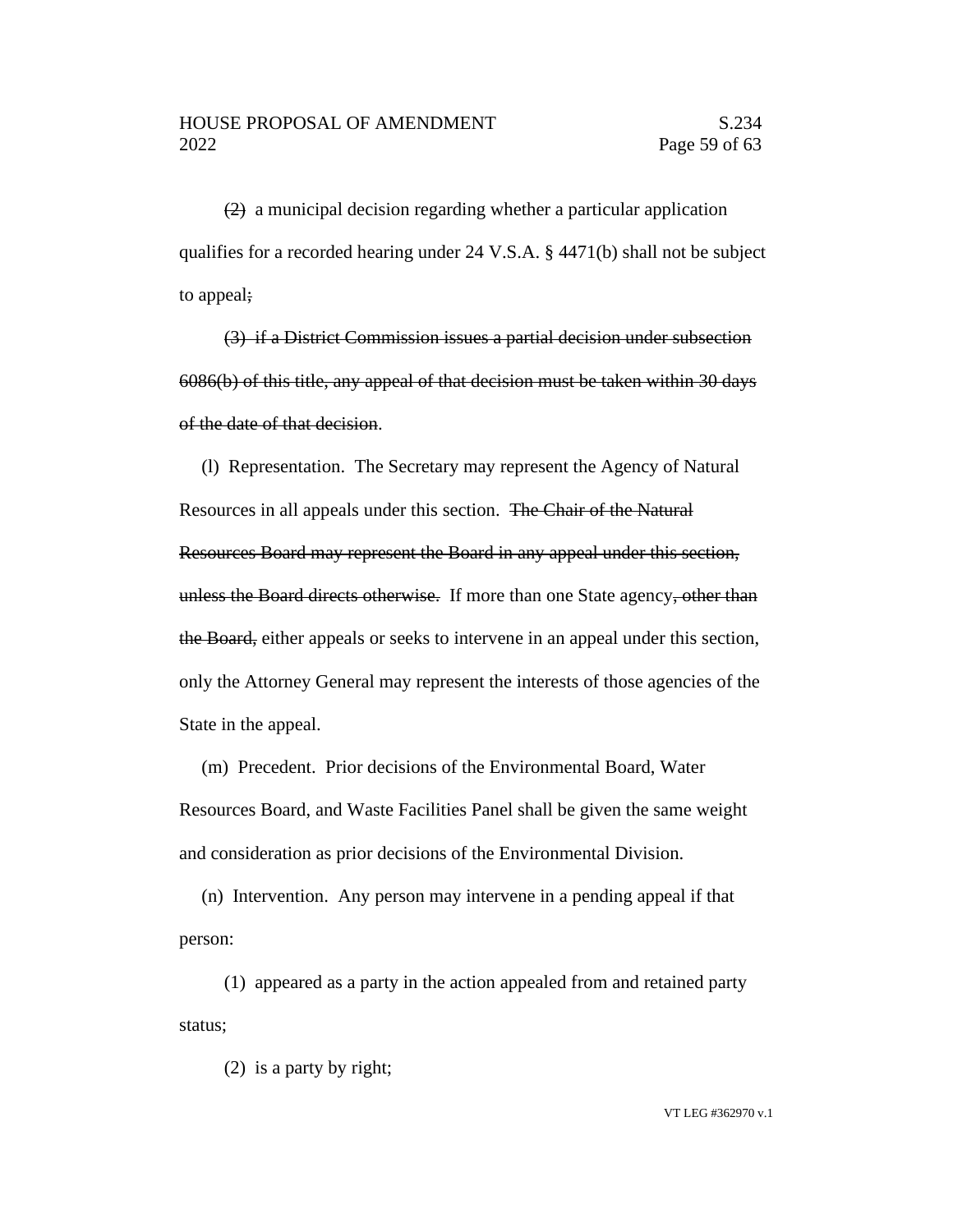~~(2)~~ a municipal decision regarding whether a particular application qualifies for a recorded hearing under 24 V.S.A. § 4471(b) shall not be subject to appeal~~;~~

~~(3) if a District Commission issues a partial decision under subsection 6086(b) of this title, any appeal of that decision must be taken within 30 days of the date of that decision~~.

(l) Representation. The Secretary may represent the Agency of Natural Resources in all appeals under this section. ~~The Chair of the Natural Resources Board may represent the Board in any appeal under this section, unless the Board directs otherwise.~~ If more than one State agency~~, other than the Board,~~ either appeals or seeks to intervene in an appeal under this section, only the Attorney General may represent the interests of those agencies of the State in the appeal.

(m) Precedent. Prior decisions of the Environmental Board, Water Resources Board, and Waste Facilities Panel shall be given the same weight and consideration as prior decisions of the Environmental Division.

(n) Intervention. Any person may intervene in a pending appeal if that person:

(1) appeared as a party in the action appealed from and retained party status;

(2) is a party by right;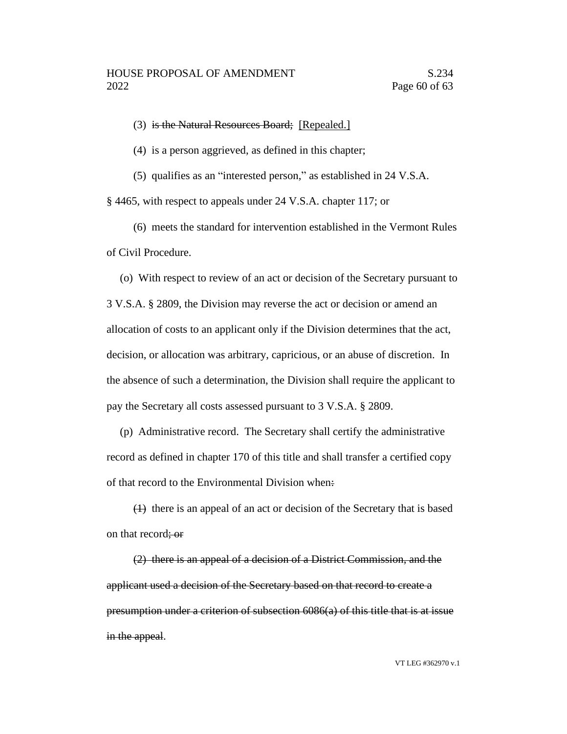(3) ~~is the Natural Resources Board;~~ [Repealed.]

(4) is a person aggrieved, as defined in this chapter;

(5) qualifies as an "interested person," as established in 24 V.S.A. § 4465, with respect to appeals under 24 V.S.A. chapter 117; or

(6) meets the standard for intervention established in the Vermont Rules of Civil Procedure.

(o) With respect to review of an act or decision of the Secretary pursuant to 3 V.S.A. § 2809, the Division may reverse the act or decision or amend an allocation of costs to an applicant only if the Division determines that the act, decision, or allocation was arbitrary, capricious, or an abuse of discretion. In the absence of such a determination, the Division shall require the applicant to pay the Secretary all costs assessed pursuant to 3 V.S.A. § 2809.

(p) Administrative record. The Secretary shall certify the administrative record as defined in chapter 170 of this title and shall transfer a certified copy of that record to the Environmental Division when~~:~~

~~(1)~~ there is an appeal of an act or decision of the Secretary that is based on that record~~; or~~

~~(2) there is an appeal of a decision of a District Commission, and the applicant used a decision of the Secretary based on that record to create a presumption under a criterion of subsection 6086(a) of this title that is at issue in the appeal~~.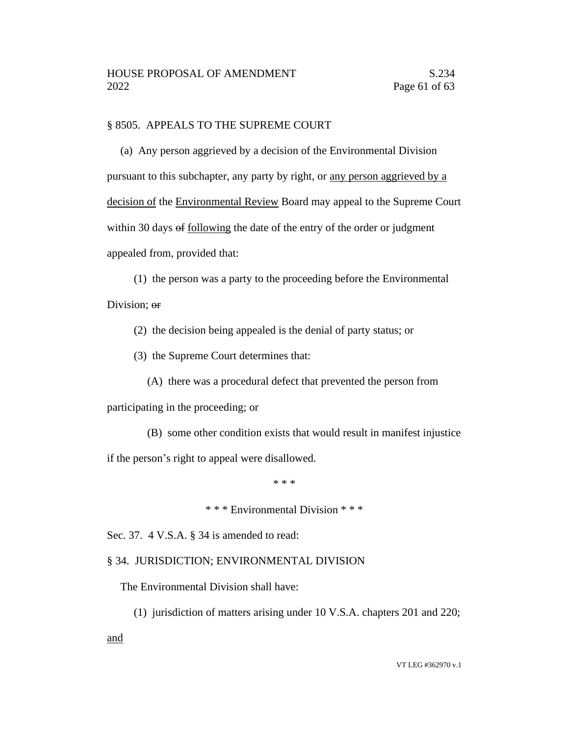§ 8505. APPEALS TO THE SUPREME COURT

(a) Any person aggrieved by a decision of the Environmental Division pursuant to this subchapter, any party by right, or <u>any person aggrieved by a decision of</u> the <u>Environmental Review</u> Board may appeal to the Supreme Court within 30 days ~~of~~ <u>following</u> the date of the entry of the order or judgment appealed from, provided that:

(1) the person was a party to the proceeding before the Environmental Division; ~~or~~

(2) the decision being appealed is the denial of party status; or

(3) the Supreme Court determines that:

(A) there was a procedural defect that prevented the person from participating in the proceeding; or

(B) some other condition exists that would result in manifest injustice if the person's right to appeal were disallowed.

\* \* \*

\* \* \* Environmental Division \* \* \*

Sec. 37. 4 V.S.A. § 34 is amended to read:

§ 34. JURISDICTION; ENVIRONMENTAL DIVISION

The Environmental Division shall have:

(1) jurisdiction of matters arising under 10 V.S.A. chapters 201 and 220; <u>and</u>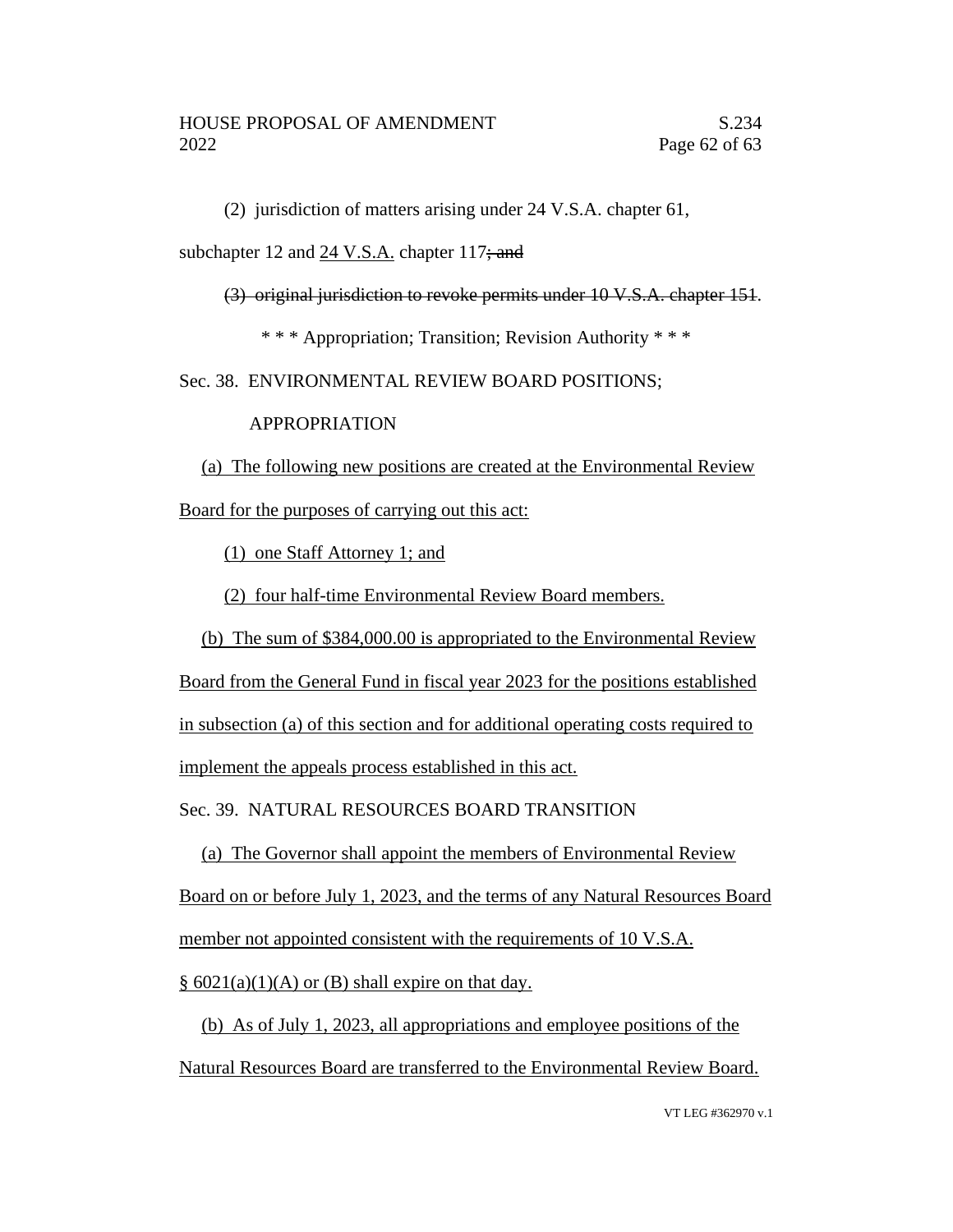(2) jurisdiction of matters arising under 24 V.S.A. chapter 61, subchapter 12 and 24 V.S.A. chapter 117; and

(3) original jurisdiction to revoke permits under 10 V.S.A. chapter 151.

\* \* \* Appropriation; Transition; Revision Authority \* \* \*

Sec. 38. ENVIRONMENTAL REVIEW BOARD POSITIONS; APPROPRIATION

(a) The following new positions are created at the Environmental Review Board for the purposes of carrying out this act:

(1) one Staff Attorney 1; and

(2) four half-time Environmental Review Board members.

(b) The sum of $384,000.00 is appropriated to the Environmental Review Board from the General Fund in fiscal year 2023 for the positions established in subsection (a) of this section and for additional operating costs required to implement the appeals process established in this act.

Sec. 39. NATURAL RESOURCES BOARD TRANSITION

(a) The Governor shall appoint the members of Environmental Review Board on or before July 1, 2023, and the terms of any Natural Resources Board member not appointed consistent with the requirements of 10 V.S.A. § 6021(a)(1)(A) or (B) shall expire on that day.

(b) As of July 1, 2023, all appropriations and employee positions of the Natural Resources Board are transferred to the Environmental Review Board.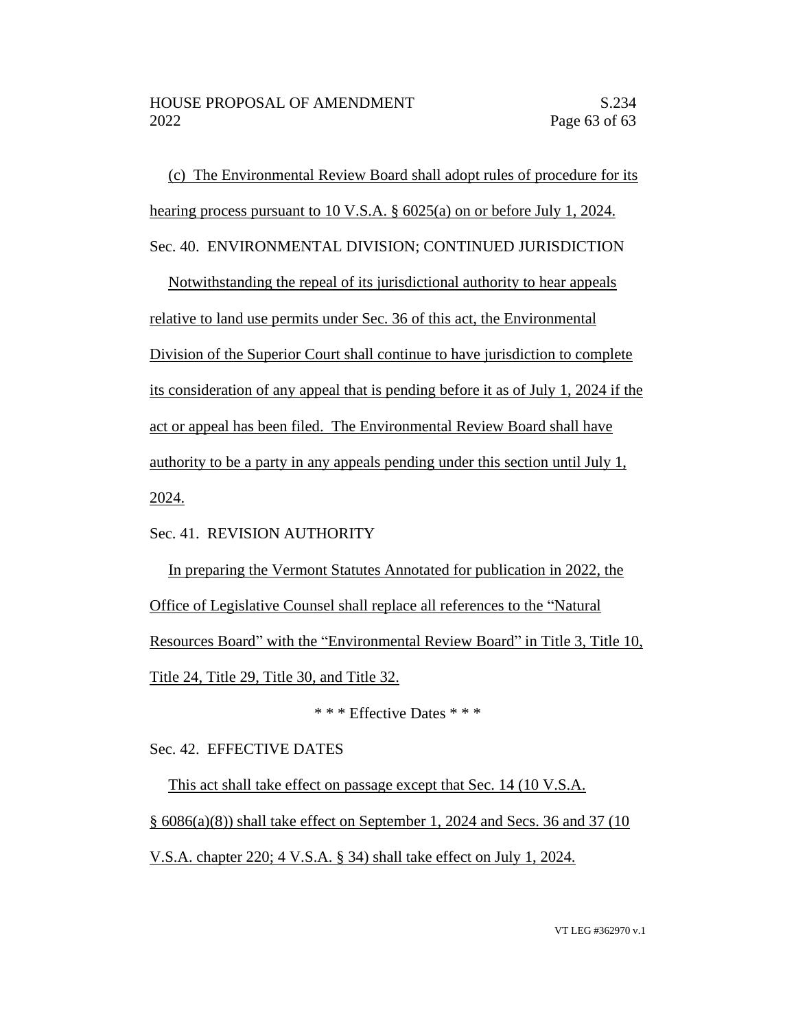(c) The Environmental Review Board shall adopt rules of procedure for its hearing process pursuant to 10 V.S.A. § 6025(a) on or before July 1, 2024.

Sec. 40. ENVIRONMENTAL DIVISION; CONTINUED JURISDICTION

Notwithstanding the repeal of its jurisdictional authority to hear appeals relative to land use permits under Sec. 36 of this act, the Environmental Division of the Superior Court shall continue to have jurisdiction to complete its consideration of any appeal that is pending before it as of July 1, 2024 if the act or appeal has been filed. The Environmental Review Board shall have authority to be a party in any appeals pending under this section until July 1, 2024.

Sec. 41. REVISION AUTHORITY

In preparing the Vermont Statutes Annotated for publication in 2022, the Office of Legislative Counsel shall replace all references to the "Natural Resources Board" with the "Environmental Review Board" in Title 3, Title 10, Title 24, Title 29, Title 30, and Title 32.

\* \* \* Effective Dates \* \* \*

Sec. 42. EFFECTIVE DATES

This act shall take effect on passage except that Sec. 14 (10 V.S.A. § 6086(a)(8)) shall take effect on September 1, 2024 and Secs. 36 and 37 (10 V.S.A. chapter 220; 4 V.S.A. § 34) shall take effect on July 1, 2024.